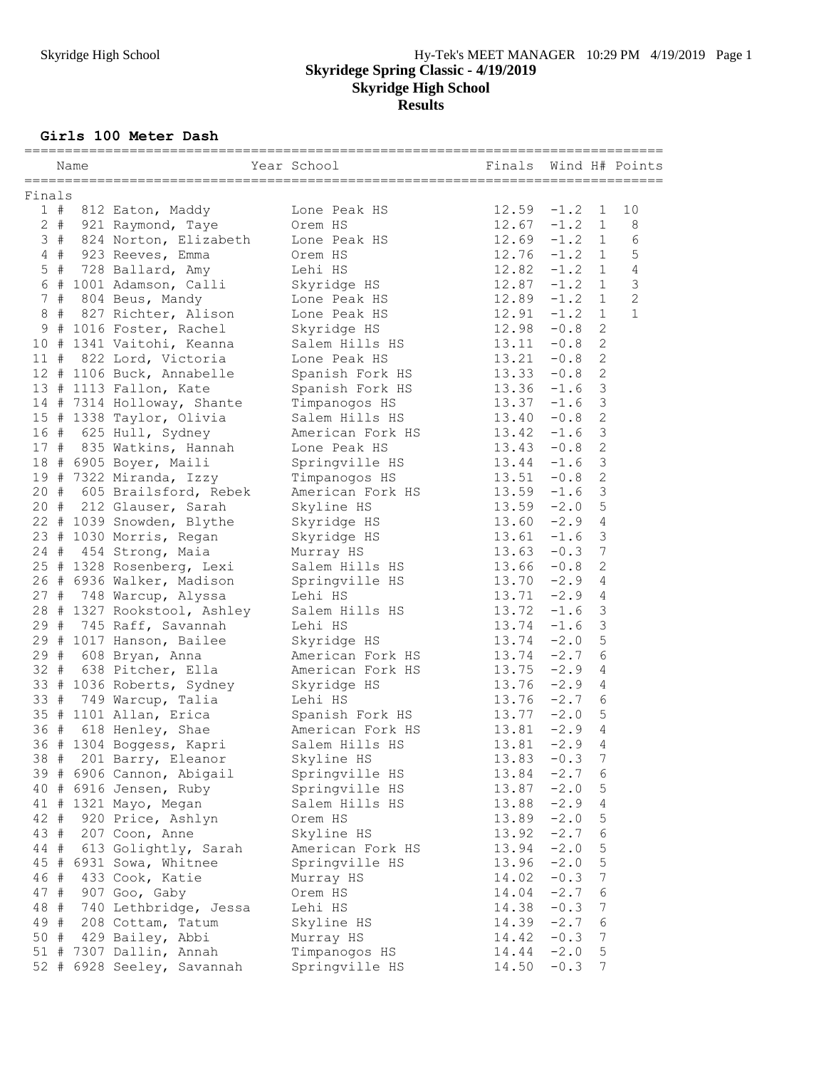Skyridge High School

## Skyridege Spring Classic - 4/19/2019
## Skyridge High School
## Results

### Girls 100 Meter Dash

| Place | # | Name | Year | School | Finals | Wind | H# | Points |
|---|---|---|---|---|---|---|---|---|
| **Finals** | | | | | | | | |
| 1 | # 812 | Eaton, Maddy | | Lone Peak HS | 12.59 | -1.2 | 1 | 10 |
| 2 | # 921 | Raymond, Taye | | Orem HS | 12.67 | -1.2 | 1 | 8 |
| 3 | # 824 | Norton, Elizabeth | | Lone Peak HS | 12.69 | -1.2 | 1 | 6 |
| 4 | # 923 | Reeves, Emma | | Orem HS | 12.76 | -1.2 | 1 | 5 |
| 5 | # 728 | Ballard, Amy | | Lehi HS | 12.82 | -1.2 | 1 | 4 |
| 6 | # 1001 | Adamson, Calli | | Skyridge HS | 12.87 | -1.2 | 1 | 3 |
| 7 | # 804 | Beus, Mandy | | Lone Peak HS | 12.89 | -1.2 | 1 | 2 |
| 8 | # 827 | Richter, Alison | | Lone Peak HS | 12.91 | -1.2 | 1 | 1 |
| 9 | # 1016 | Foster, Rachel | | Skyridge HS | 12.98 | -0.8 | 2 | |
| 10 | # 1341 | Vaitohi, Keanna | | Salem Hills HS | 13.11 | -0.8 | 2 | |
| 11 | # 822 | Lord, Victoria | | Lone Peak HS | 13.21 | -0.8 | 2 | |
| 12 | # 1106 | Buck, Annabelle | | Spanish Fork HS | 13.33 | -0.8 | 2 | |
| 13 | # 1113 | Fallon, Kate | | Spanish Fork HS | 13.36 | -1.6 | 3 | |
| 14 | # 7314 | Holloway, Shante | | Timpanogos HS | 13.37 | -1.6 | 3 | |
| 15 | # 1338 | Taylor, Olivia | | Salem Hills HS | 13.40 | -0.8 | 2 | |
| 16 | # 625 | Hull, Sydney | | American Fork HS | 13.42 | -1.6 | 3 | |
| 17 | # 835 | Watkins, Hannah | | Lone Peak HS | 13.43 | -0.8 | 2 | |
| 18 | # 6905 | Boyer, Maili | | Springville HS | 13.44 | -1.6 | 3 | |
| 19 | # 7322 | Miranda, Izzy | | Timpanogos HS | 13.51 | -0.8 | 2 | |
| 20 | # 605 | Brailsford, Rebek | | American Fork HS | 13.59 | -1.6 | 3 | |
| 20 | # 212 | Glauser, Sarah | | Skyline HS | 13.59 | -2.0 | 5 | |
| 22 | # 1039 | Snowden, Blythe | | Skyridge HS | 13.60 | -2.9 | 4 | |
| 23 | # 1030 | Morris, Regan | | Skyridge HS | 13.61 | -1.6 | 3 | |
| 24 | # 454 | Strong, Maia | | Murray HS | 13.63 | -0.3 | 7 | |
| 25 | # 1328 | Rosenberg, Lexi | | Salem Hills HS | 13.66 | -0.8 | 2 | |
| 26 | # 6936 | Walker, Madison | | Springville HS | 13.70 | -2.9 | 4 | |
| 27 | # 748 | Warcup, Alyssa | | Lehi HS | 13.71 | -2.9 | 4 | |
| 28 | # 1327 | Rookstool, Ashley | | Salem Hills HS | 13.72 | -1.6 | 3 | |
| 29 | # 745 | Raff, Savannah | | Lehi HS | 13.74 | -1.6 | 3 | |
| 29 | # 1017 | Hanson, Bailee | | Skyridge HS | 13.74 | -2.0 | 5 | |
| 29 | # 608 | Bryan, Anna | | American Fork HS | 13.74 | -2.7 | 6 | |
| 32 | # 638 | Pitcher, Ella | | American Fork HS | 13.75 | -2.9 | 4 | |
| 33 | # 1036 | Roberts, Sydney | | Skyridge HS | 13.76 | -2.9 | 4 | |
| 33 | # 749 | Warcup, Talia | | Lehi HS | 13.76 | -2.7 | 6 | |
| 35 | # 1101 | Allan, Erica | | Spanish Fork HS | 13.77 | -2.0 | 5 | |
| 36 | # 618 | Henley, Shae | | American Fork HS | 13.81 | -2.9 | 4 | |
| 36 | # 1304 | Boggess, Kapri | | Salem Hills HS | 13.81 | -2.9 | 4 | |
| 38 | # 201 | Barry, Eleanor | | Skyline HS | 13.83 | -0.3 | 7 | |
| 39 | # 6906 | Cannon, Abigail | | Springville HS | 13.84 | -2.7 | 6 | |
| 40 | # 6916 | Jensen, Ruby | | Springville HS | 13.87 | -2.0 | 5 | |
| 41 | # 1321 | Mayo, Megan | | Salem Hills HS | 13.88 | -2.9 | 4 | |
| 42 | # 920 | Price, Ashlyn | | Orem HS | 13.89 | -2.0 | 5 | |
| 43 | # 207 | Coon, Anne | | Skyline HS | 13.92 | -2.7 | 6 | |
| 44 | # 613 | Golightly, Sarah | | American Fork HS | 13.94 | -2.0 | 5 | |
| 45 | # 6931 | Sowa, Whitnee | | Springville HS | 13.96 | -2.0 | 5 | |
| 46 | # 433 | Cook, Katie | | Murray HS | 14.02 | -0.3 | 7 | |
| 47 | # 907 | Goo, Gaby | | Orem HS | 14.04 | -2.7 | 6 | |
| 48 | # 740 | Lethbridge, Jessa | | Lehi HS | 14.38 | -0.3 | 7 | |
| 49 | # 208 | Cottam, Tatum | | Skyline HS | 14.39 | -2.7 | 6 | |
| 50 | # 429 | Bailey, Abbi | | Murray HS | 14.42 | -0.3 | 7 | |
| 51 | # 7307 | Dallin, Annah | | Timpanogos HS | 14.44 | -2.0 | 5 | |
| 52 | # 6928 | Seeley, Savannah | | Springville HS | 14.50 | -0.3 | 7 | |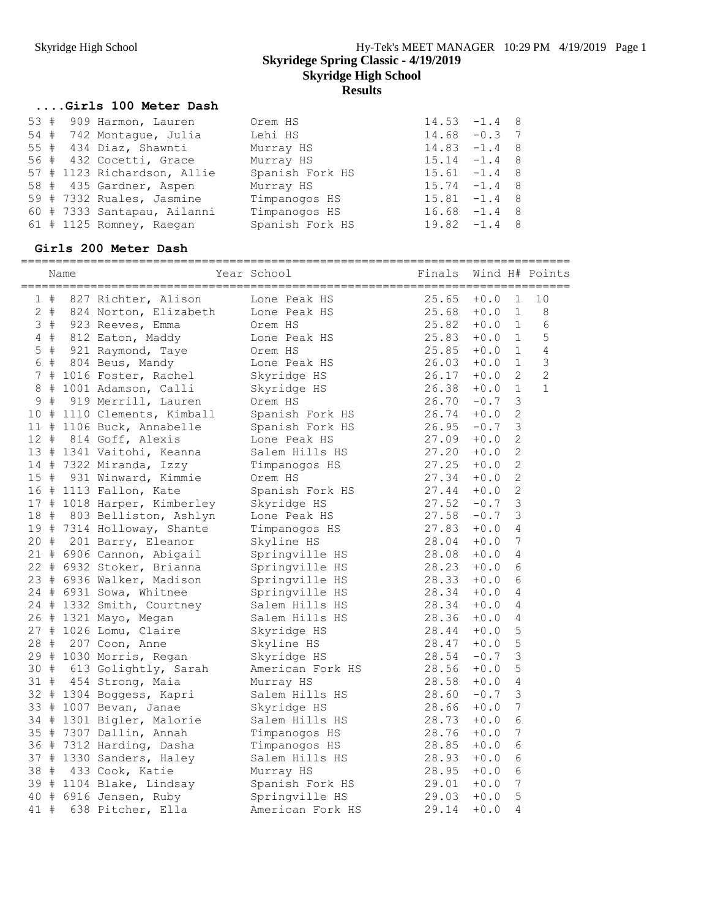# Skyridege Spring Classic - 4/19/2019

## Skyridge High School

## Results

### ....Girls 100 Meter Dash

| | | | | | | |
|---|---|---|---|---|---|---|
| 53 # | 909 Harmon, Lauren | | Orem HS | 14.53 | -1.4 | 8 |
| 54 # | 742 Montague, Julia | | Lehi HS | 14.68 | -0.3 | 7 |
| 55 # | 434 Diaz, Shawnti | | Murray HS | 14.83 | -1.4 | 8 |
| 56 # | 432 Cocetti, Grace | | Murray HS | 15.14 | -1.4 | 8 |
| 57 # | 1123 Richardson, Allie | | Spanish Fork HS | 15.61 | -1.4 | 8 |
| 58 # | 435 Gardner, Aspen | | Murray HS | 15.74 | -1.4 | 8 |
| 59 # | 7332 Ruales, Jasmine | | Timpanogos HS | 15.81 | -1.4 | 8 |
| 60 # | 7333 Santapau, Ailanni | | Timpanogos HS | 16.68 | -1.4 | 8 |
| 61 # | 1125 Romney, Raegan | | Spanish Fork HS | 19.82 | -1.4 | 8 |

### Girls 200 Meter Dash

| | Name | Year | School | Finals | Wind | H# | Points |
|---|---|---|---|---|---|---|---|
| 1 # | 827 Richter, Alison | | Lone Peak HS | 25.65 | +0.0 | 1 | 10 |
| 2 # | 824 Norton, Elizabeth | | Lone Peak HS | 25.68 | +0.0 | 1 | 8 |
| 3 # | 923 Reeves, Emma | | Orem HS | 25.82 | +0.0 | 1 | 6 |
| 4 # | 812 Eaton, Maddy | | Lone Peak HS | 25.83 | +0.0 | 1 | 5 |
| 5 # | 921 Raymond, Taye | | Orem HS | 25.85 | +0.0 | 1 | 4 |
| 6 # | 804 Beus, Mandy | | Lone Peak HS | 26.03 | +0.0 | 1 | 3 |
| 7 # | 1016 Foster, Rachel | | Skyridge HS | 26.17 | +0.0 | 2 | 2 |
| 8 # | 1001 Adamson, Calli | | Skyridge HS | 26.38 | +0.0 | 1 | 1 |
| 9 # | 919 Merrill, Lauren | | Orem HS | 26.70 | -0.7 | 3 | |
| 10 # | 1110 Clements, Kimball | | Spanish Fork HS | 26.74 | +0.0 | 2 | |
| 11 # | 1106 Buck, Annabelle | | Spanish Fork HS | 26.95 | -0.7 | 3 | |
| 12 # | 814 Goff, Alexis | | Lone Peak HS | 27.09 | +0.0 | 2 | |
| 13 # | 1341 Vaitohi, Keanna | | Salem Hills HS | 27.20 | +0.0 | 2 | |
| 14 # | 7322 Miranda, Izzy | | Timpanogos HS | 27.25 | +0.0 | 2 | |
| 15 # | 931 Winward, Kimmie | | Orem HS | 27.34 | +0.0 | 2 | |
| 16 # | 1113 Fallon, Kate | | Spanish Fork HS | 27.44 | +0.0 | 2 | |
| 17 # | 1018 Harper, Kimberley | | Skyridge HS | 27.52 | -0.7 | 3 | |
| 18 # | 803 Belliston, Ashlyn | | Lone Peak HS | 27.58 | -0.7 | 3 | |
| 19 # | 7314 Holloway, Shante | | Timpanogos HS | 27.83 | +0.0 | 4 | |
| 20 # | 201 Barry, Eleanor | | Skyline HS | 28.04 | +0.0 | 7 | |
| 21 # | 6906 Cannon, Abigail | | Springville HS | 28.08 | +0.0 | 4 | |
| 22 # | 6932 Stoker, Brianna | | Springville HS | 28.23 | +0.0 | 6 | |
| 23 # | 6936 Walker, Madison | | Springville HS | 28.33 | +0.0 | 6 | |
| 24 # | 6931 Sowa, Whitnee | | Springville HS | 28.34 | +0.0 | 4 | |
| 24 # | 1332 Smith, Courtney | | Salem Hills HS | 28.34 | +0.0 | 4 | |
| 26 # | 1321 Mayo, Megan | | Salem Hills HS | 28.36 | +0.0 | 4 | |
| 27 # | 1026 Lomu, Claire | | Skyridge HS | 28.44 | +0.0 | 5 | |
| 28 # | 207 Coon, Anne | | Skyline HS | 28.47 | +0.0 | 5 | |
| 29 # | 1030 Morris, Regan | | Skyridge HS | 28.54 | -0.7 | 3 | |
| 30 # | 613 Golightly, Sarah | | American Fork HS | 28.56 | +0.0 | 5 | |
| 31 # | 454 Strong, Maia | | Murray HS | 28.58 | +0.0 | 4 | |
| 32 # | 1304 Boggess, Kapri | | Salem Hills HS | 28.60 | -0.7 | 3 | |
| 33 # | 1007 Bevan, Janae | | Skyridge HS | 28.66 | +0.0 | 7 | |
| 34 # | 1301 Bigler, Malorie | | Salem Hills HS | 28.73 | +0.0 | 6 | |
| 35 # | 7307 Dallin, Annah | | Timpanogos HS | 28.76 | +0.0 | 7 | |
| 36 # | 7312 Harding, Dasha | | Timpanogos HS | 28.85 | +0.0 | 6 | |
| 37 # | 1330 Sanders, Haley | | Salem Hills HS | 28.93 | +0.0 | 6 | |
| 38 # | 433 Cook, Katie | | Murray HS | 28.95 | +0.0 | 6 | |
| 39 # | 1104 Blake, Lindsay | | Spanish Fork HS | 29.01 | +0.0 | 7 | |
| 40 # | 6916 Jensen, Ruby | | Springville HS | 29.03 | +0.0 | 5 | |
| 41 # | 638 Pitcher, Ella | | American Fork HS | 29.14 | +0.0 | 4 | |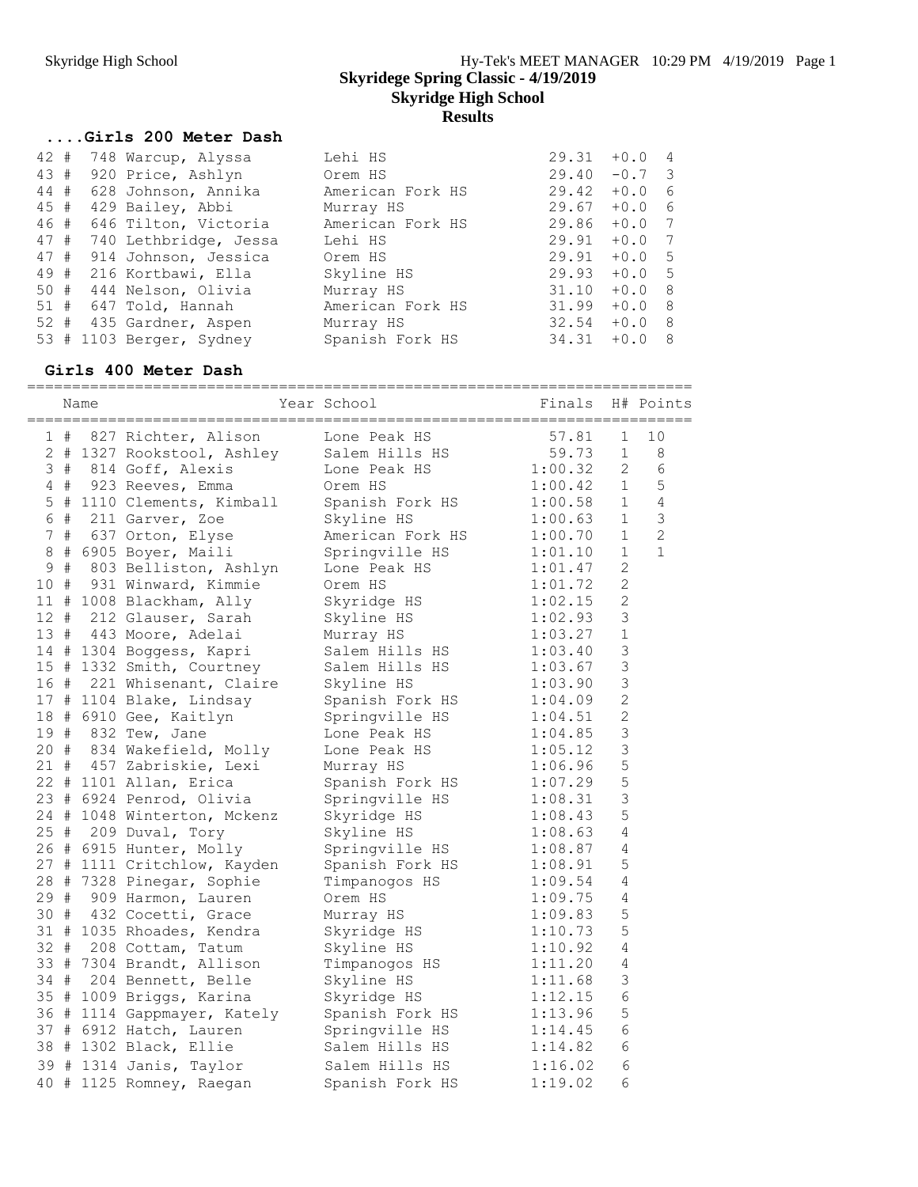## Skyridege Spring Classic - 4/19/2019
## Skyridge High School
## Results

### ....Girls 200 Meter Dash

| | | | | | | |
|---|---|---|---|---|---|---|
| 42 | # 748 | Warcup, Alyssa | Lehi HS | 29.31 | +0.0 | 4 |
| 43 | # 920 | Price, Ashlyn | Orem HS | 29.40 | -0.7 | 3 |
| 44 | # 628 | Johnson, Annika | American Fork HS | 29.42 | +0.0 | 6 |
| 45 | # 429 | Bailey, Abbi | Murray HS | 29.67 | +0.0 | 6 |
| 46 | # 646 | Tilton, Victoria | American Fork HS | 29.86 | +0.0 | 7 |
| 47 | # 740 | Lethbridge, Jessa | Lehi HS | 29.91 | +0.0 | 7 |
| 47 | # 914 | Johnson, Jessica | Orem HS | 29.91 | +0.0 | 5 |
| 49 | # 216 | Kortbawi, Ella | Skyline HS | 29.93 | +0.0 | 5 |
| 50 | # 444 | Nelson, Olivia | Murray HS | 31.10 | +0.0 | 8 |
| 51 | # 647 | Told, Hannah | American Fork HS | 31.99 | +0.0 | 8 |
| 52 | # 435 | Gardner, Aspen | Murray HS | 32.54 | +0.0 | 8 |
| 53 | # 1103 | Berger, Sydney | Spanish Fork HS | 34.31 | +0.0 | 8 |

### Girls 400 Meter Dash

| | | Name | Year School | Finals | H# | Points |
|---|---|---|---|---|---|---|
| 1 | # 827 | Richter, Alison | Lone Peak HS | 57.81 | 1 | 10 |
| 2 | # 1327 | Rookstool, Ashley | Salem Hills HS | 59.73 | 1 | 8 |
| 3 | # 814 | Goff, Alexis | Lone Peak HS | 1:00.32 | 2 | 6 |
| 4 | # 923 | Reeves, Emma | Orem HS | 1:00.42 | 1 | 5 |
| 5 | # 1110 | Clements, Kimball | Spanish Fork HS | 1:00.58 | 1 | 4 |
| 6 | # 211 | Garver, Zoe | Skyline HS | 1:00.63 | 1 | 3 |
| 7 | # 637 | Orton, Elyse | American Fork HS | 1:00.70 | 1 | 2 |
| 8 | # 6905 | Boyer, Maili | Springville HS | 1:01.10 | 1 | 1 |
| 9 | # 803 | Belliston, Ashlyn | Lone Peak HS | 1:01.47 | 2 | |
| 10 | # 931 | Winward, Kimmie | Orem HS | 1:01.72 | 2 | |
| 11 | # 1008 | Blackham, Ally | Skyridge HS | 1:02.15 | 2 | |
| 12 | # 212 | Glauser, Sarah | Skyline HS | 1:02.93 | 3 | |
| 13 | # 443 | Moore, Adelai | Murray HS | 1:03.27 | 1 | |
| 14 | # 1304 | Boggess, Kapri | Salem Hills HS | 1:03.40 | 3 | |
| 15 | # 1332 | Smith, Courtney | Salem Hills HS | 1:03.67 | 3 | |
| 16 | # 221 | Whisenant, Claire | Skyline HS | 1:03.90 | 3 | |
| 17 | # 1104 | Blake, Lindsay | Spanish Fork HS | 1:04.09 | 2 | |
| 18 | # 6910 | Gee, Kaitlyn | Springville HS | 1:04.51 | 2 | |
| 19 | # 832 | Tew, Jane | Lone Peak HS | 1:04.85 | 3 | |
| 20 | # 834 | Wakefield, Molly | Lone Peak HS | 1:05.12 | 3 | |
| 21 | # 457 | Zabriskie, Lexi | Murray HS | 1:06.96 | 5 | |
| 22 | # 1101 | Allan, Erica | Spanish Fork HS | 1:07.29 | 5 | |
| 23 | # 6924 | Penrod, Olivia | Springville HS | 1:08.31 | 3 | |
| 24 | # 1048 | Winterton, Mckenz | Skyridge HS | 1:08.43 | 5 | |
| 25 | # 209 | Duval, Tory | Skyline HS | 1:08.63 | 4 | |
| 26 | # 6915 | Hunter, Molly | Springville HS | 1:08.87 | 4 | |
| 27 | # 1111 | Critchlow, Kayden | Spanish Fork HS | 1:08.91 | 5 | |
| 28 | # 7328 | Pinegar, Sophie | Timpanogos HS | 1:09.54 | 4 | |
| 29 | # 909 | Harmon, Lauren | Orem HS | 1:09.75 | 4 | |
| 30 | # 432 | Cocetti, Grace | Murray HS | 1:09.83 | 5 | |
| 31 | # 1035 | Rhoades, Kendra | Skyridge HS | 1:10.73 | 5 | |
| 32 | # 208 | Cottam, Tatum | Skyline HS | 1:10.92 | 4 | |
| 33 | # 7304 | Brandt, Allison | Timpanogos HS | 1:11.20 | 4 | |
| 34 | # 204 | Bennett, Belle | Skyline HS | 1:11.68 | 3 | |
| 35 | # 1009 | Briggs, Karina | Skyridge HS | 1:12.15 | 6 | |
| 36 | # 1114 | Gappmayer, Kately | Spanish Fork HS | 1:13.96 | 5 | |
| 37 | # 6912 | Hatch, Lauren | Springville HS | 1:14.45 | 6 | |
| 38 | # 1302 | Black, Ellie | Salem Hills HS | 1:14.82 | 6 | |
| 39 | # 1314 | Janis, Taylor | Salem Hills HS | 1:16.02 | 6 | |
| 40 | # 1125 | Romney, Raegan | Spanish Fork HS | 1:19.02 | 6 | |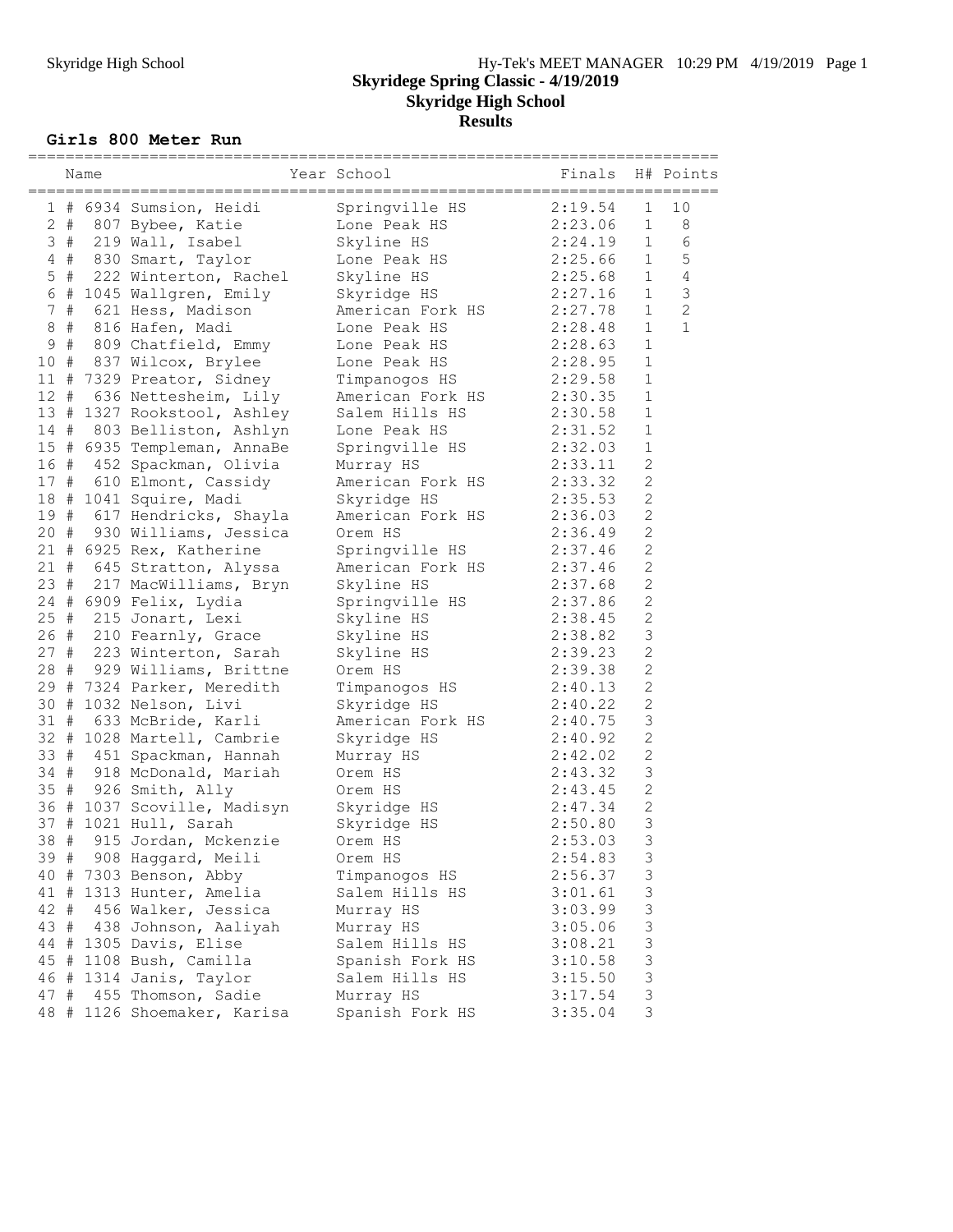# Skyridege Spring Classic - 4/19/2019

## Skyridge High School

## Results

### Girls 800 Meter Run

| | Name | Year | School | Finals | H# | Points |
|---|---|---|---|---|---|---|
| 1 | # 6934 Sumsion, Heidi | | Springville HS | 2:19.54 | 1 | 10 |
| 2 | # 807 Bybee, Katie | | Lone Peak HS | 2:23.06 | 1 | 8 |
| 3 | # 219 Wall, Isabel | | Skyline HS | 2:24.19 | 1 | 6 |
| 4 | # 830 Smart, Taylor | | Lone Peak HS | 2:25.66 | 1 | 5 |
| 5 | # 222 Winterton, Rachel | | Skyline HS | 2:25.68 | 1 | 4 |
| 6 | # 1045 Wallgren, Emily | | Skyridge HS | 2:27.16 | 1 | 3 |
| 7 | # 621 Hess, Madison | | American Fork HS | 2:27.78 | 1 | 2 |
| 8 | # 816 Hafen, Madi | | Lone Peak HS | 2:28.48 | 1 | 1 |
| 9 | # 809 Chatfield, Emmy | | Lone Peak HS | 2:28.63 | 1 | |
| 10 | # 837 Wilcox, Brylee | | Lone Peak HS | 2:28.95 | 1 | |
| 11 | # 7329 Preator, Sidney | | Timpanogos HS | 2:29.58 | 1 | |
| 12 | # 636 Nettesheim, Lily | | American Fork HS | 2:30.35 | 1 | |
| 13 | # 1327 Rookstool, Ashley | | Salem Hills HS | 2:30.58 | 1 | |
| 14 | # 803 Belliston, Ashlyn | | Lone Peak HS | 2:31.52 | 1 | |
| 15 | # 6935 Templeman, AnnaBe | | Springville HS | 2:32.03 | 1 | |
| 16 | # 452 Spackman, Olivia | | Murray HS | 2:33.11 | 2 | |
| 17 | # 610 Elmont, Cassidy | | American Fork HS | 2:33.32 | 2 | |
| 18 | # 1041 Squire, Madi | | Skyridge HS | 2:35.53 | 2 | |
| 19 | # 617 Hendricks, Shayla | | American Fork HS | 2:36.03 | 2 | |
| 20 | # 930 Williams, Jessica | | Orem HS | 2:36.49 | 2 | |
| 21 | # 6925 Rex, Katherine | | Springville HS | 2:37.46 | 2 | |
| 21 | # 645 Stratton, Alyssa | | American Fork HS | 2:37.46 | 2 | |
| 23 | # 217 MacWilliams, Bryn | | Skyline HS | 2:37.68 | 2 | |
| 24 | # 6909 Felix, Lydia | | Springville HS | 2:37.86 | 2 | |
| 25 | # 215 Jonart, Lexi | | Skyline HS | 2:38.45 | 2 | |
| 26 | # 210 Fearnly, Grace | | Skyline HS | 2:38.82 | 3 | |
| 27 | # 223 Winterton, Sarah | | Skyline HS | 2:39.23 | 2 | |
| 28 | # 929 Williams, Brittne | | Orem HS | 2:39.38 | 2 | |
| 29 | # 7324 Parker, Meredith | | Timpanogos HS | 2:40.13 | 2 | |
| 30 | # 1032 Nelson, Livi | | Skyridge HS | 2:40.22 | 2 | |
| 31 | # 633 McBride, Karli | | American Fork HS | 2:40.75 | 3 | |
| 32 | # 1028 Martell, Cambrie | | Skyridge HS | 2:40.92 | 2 | |
| 33 | # 451 Spackman, Hannah | | Murray HS | 2:42.02 | 2 | |
| 34 | # 918 McDonald, Mariah | | Orem HS | 2:43.32 | 3 | |
| 35 | # 926 Smith, Ally | | Orem HS | 2:43.45 | 2 | |
| 36 | # 1037 Scoville, Madisyn | | Skyridge HS | 2:47.34 | 2 | |
| 37 | # 1021 Hull, Sarah | | Skyridge HS | 2:50.80 | 3 | |
| 38 | # 915 Jordan, Mckenzie | | Orem HS | 2:53.03 | 3 | |
| 39 | # 908 Haggard, Meili | | Orem HS | 2:54.83 | 3 | |
| 40 | # 7303 Benson, Abby | | Timpanogos HS | 2:56.37 | 3 | |
| 41 | # 1313 Hunter, Amelia | | Salem Hills HS | 3:01.61 | 3 | |
| 42 | # 456 Walker, Jessica | | Murray HS | 3:03.99 | 3 | |
| 43 | # 438 Johnson, Aaliyah | | Murray HS | 3:05.06 | 3 | |
| 44 | # 1305 Davis, Elise | | Salem Hills HS | 3:08.21 | 3 | |
| 45 | # 1108 Bush, Camilla | | Spanish Fork HS | 3:10.58 | 3 | |
| 46 | # 1314 Janis, Taylor | | Salem Hills HS | 3:15.50 | 3 | |
| 47 | # 455 Thomson, Sadie | | Murray HS | 3:17.54 | 3 | |
| 48 | # 1126 Shoemaker, Karisa | | Spanish Fork HS | 3:35.04 | 3 | |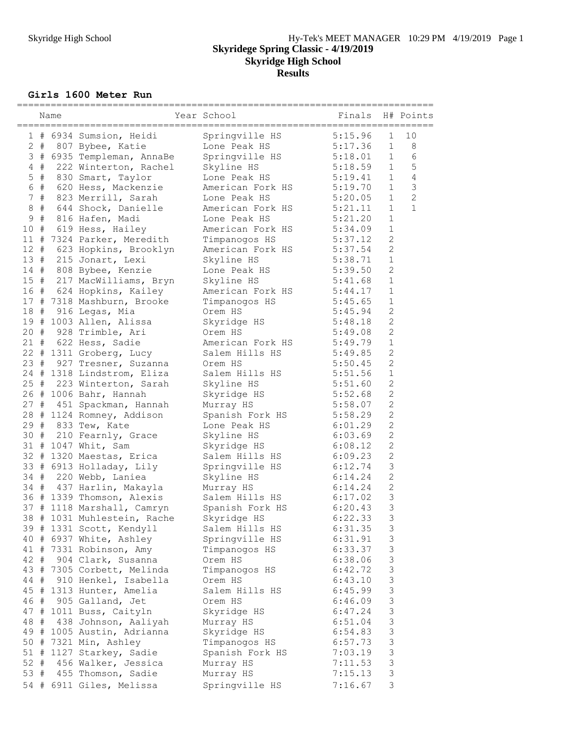**Skyridege Spring Classic - 4/19/2019**
**Skyridge High School**
**Results**

### Girls 1600 Meter Run

| | Name | Year School | Finals | H# | Points |
|---|---|---|---|---|---|
| 1 # | 6934 Sumsion, Heidi | Springville HS | 5:15.96 | 1 | 10 |
| 2 # | 807 Bybee, Katie | Lone Peak HS | 5:17.36 | 1 | 8 |
| 3 # | 6935 Templeman, AnnaBe | Springville HS | 5:18.01 | 1 | 6 |
| 4 # | 222 Winterton, Rachel | Skyline HS | 5:18.59 | 1 | 5 |
| 5 # | 830 Smart, Taylor | Lone Peak HS | 5:19.41 | 1 | 4 |
| 6 # | 620 Hess, Mackenzie | American Fork HS | 5:19.70 | 1 | 3 |
| 7 # | 823 Merrill, Sarah | Lone Peak HS | 5:20.05 | 1 | 2 |
| 8 # | 644 Shock, Danielle | American Fork HS | 5:21.11 | 1 | 1 |
| 9 # | 816 Hafen, Madi | Lone Peak HS | 5:21.20 | 1 | |
| 10 # | 619 Hess, Hailey | American Fork HS | 5:34.09 | 1 | |
| 11 # | 7324 Parker, Meredith | Timpanogos HS | 5:37.12 | 2 | |
| 12 # | 623 Hopkins, Brooklyn | American Fork HS | 5:37.54 | 2 | |
| 13 # | 215 Jonart, Lexi | Skyline HS | 5:38.71 | 1 | |
| 14 # | 808 Bybee, Kenzie | Lone Peak HS | 5:39.50 | 2 | |
| 15 # | 217 MacWilliams, Bryn | Skyline HS | 5:41.68 | 1 | |
| 16 # | 624 Hopkins, Kailey | American Fork HS | 5:44.17 | 1 | |
| 17 # | 7318 Mashburn, Brooke | Timpanogos HS | 5:45.65 | 1 | |
| 18 # | 916 Legas, Mia | Orem HS | 5:45.94 | 2 | |
| 19 # | 1003 Allen, Alissa | Skyridge HS | 5:48.18 | 2 | |
| 20 # | 928 Trimble, Ari | Orem HS | 5:49.08 | 2 | |
| 21 # | 622 Hess, Sadie | American Fork HS | 5:49.79 | 1 | |
| 22 # | 1311 Groberg, Lucy | Salem Hills HS | 5:49.85 | 2 | |
| 23 # | 927 Tresner, Suzanna | Orem HS | 5:50.45 | 2 | |
| 24 # | 1318 Lindstrom, Eliza | Salem Hills HS | 5:51.56 | 1 | |
| 25 # | 223 Winterton, Sarah | Skyline HS | 5:51.60 | 2 | |
| 26 # | 1006 Bahr, Hannah | Skyridge HS | 5:52.68 | 2 | |
| 27 # | 451 Spackman, Hannah | Murray HS | 5:58.07 | 2 | |
| 28 # | 1124 Romney, Addison | Spanish Fork HS | 5:58.29 | 2 | |
| 29 # | 833 Tew, Kate | Lone Peak HS | 6:01.29 | 2 | |
| 30 # | 210 Fearnly, Grace | Skyline HS | 6:03.69 | 2 | |
| 31 # | 1047 Whit, Sam | Skyridge HS | 6:08.12 | 2 | |
| 32 # | 1320 Maestas, Erica | Salem Hills HS | 6:09.23 | 2 | |
| 33 # | 6913 Holladay, Lily | Springville HS | 6:12.74 | 3 | |
| 34 # | 220 Webb, Laniea | Skyline HS | 6:14.24 | 2 | |
| 34 # | 437 Harlin, Makayla | Murray HS | 6:14.24 | 2 | |
| 36 # | 1339 Thomson, Alexis | Salem Hills HS | 6:17.02 | 3 | |
| 37 # | 1118 Marshall, Camryn | Spanish Fork HS | 6:20.43 | 3 | |
| 38 # | 1031 Muhlestein, Rache | Skyridge HS | 6:22.33 | 3 | |
| 39 # | 1331 Scott, Kendyll | Salem Hills HS | 6:31.35 | 3 | |
| 40 # | 6937 White, Ashley | Springville HS | 6:31.91 | 3 | |
| 41 # | 7331 Robinson, Amy | Timpanogos HS | 6:33.37 | 3 | |
| 42 # | 904 Clark, Susanna | Orem HS | 6:38.06 | 3 | |
| 43 # | 7305 Corbett, Melinda | Timpanogos HS | 6:42.72 | 3 | |
| 44 # | 910 Henkel, Isabella | Orem HS | 6:43.10 | 3 | |
| 45 # | 1313 Hunter, Amelia | Salem Hills HS | 6:45.99 | 3 | |
| 46 # | 905 Galland, Jet | Orem HS | 6:46.09 | 3 | |
| 47 # | 1011 Buss, Caityln | Skyridge HS | 6:47.24 | 3 | |
| 48 # | 438 Johnson, Aaliyah | Murray HS | 6:51.04 | 3 | |
| 49 # | 1005 Austin, Adrianna | Skyridge HS | 6:54.83 | 3 | |
| 50 # | 7321 Min, Ashley | Timpanogos HS | 6:57.73 | 3 | |
| 51 # | 1127 Starkey, Sadie | Spanish Fork HS | 7:03.19 | 3 | |
| 52 # | 456 Walker, Jessica | Murray HS | 7:11.53 | 3 | |
| 53 # | 455 Thomson, Sadie | Murray HS | 7:15.13 | 3 | |
| 54 # | 6911 Giles, Melissa | Springville HS | 7:16.67 | 3 | |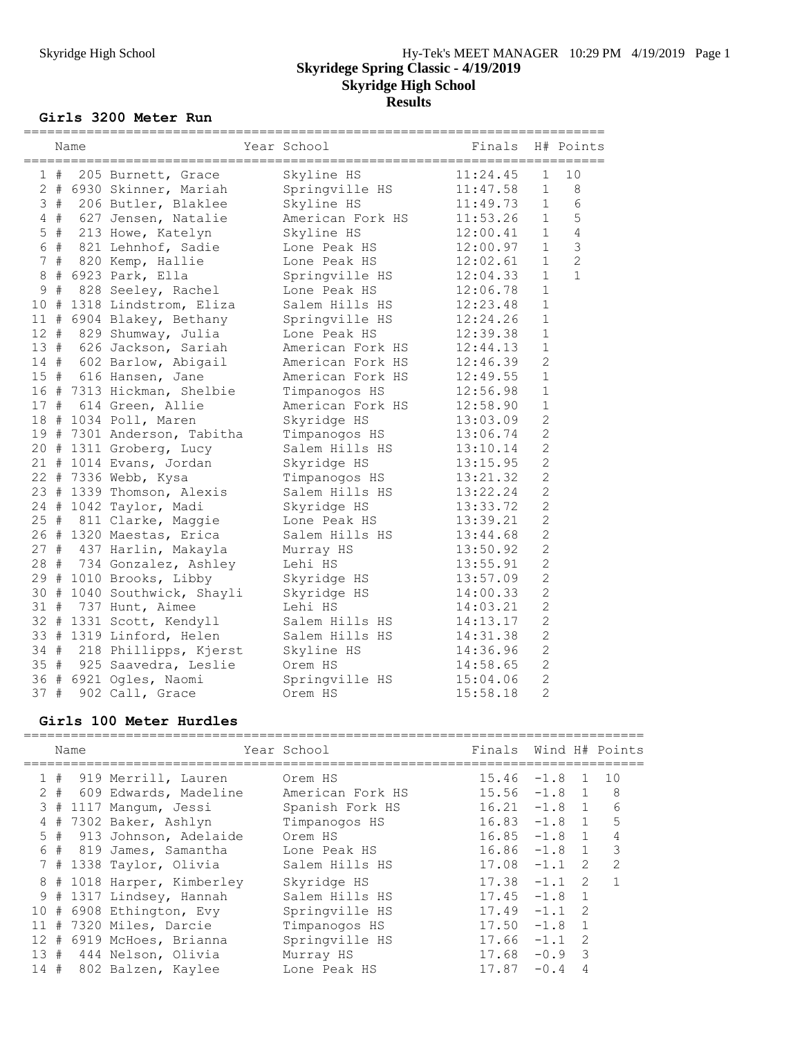# Skyridege Spring Classic - 4/19/2019
## Skyridge High School
## Results

### Girls 3200 Meter Run

| | Name | Year | School | Finals | H# | Points |
|---|---|---|---|---|---|---|
| 1 | # 205 Burnett, Grace | | Skyline HS | 11:24.45 | 1 | 10 |
| 2 | # 6930 Skinner, Mariah | | Springville HS | 11:47.58 | 1 | 8 |
| 3 | # 206 Butler, Blaklee | | Skyline HS | 11:49.73 | 1 | 6 |
| 4 | # 627 Jensen, Natalie | | American Fork HS | 11:53.26 | 1 | 5 |
| 5 | # 213 Howe, Katelyn | | Skyline HS | 12:00.41 | 1 | 4 |
| 6 | # 821 Lehnhof, Sadie | | Lone Peak HS | 12:00.97 | 1 | 3 |
| 7 | # 820 Kemp, Hallie | | Lone Peak HS | 12:02.61 | 1 | 2 |
| 8 | # 6923 Park, Ella | | Springville HS | 12:04.33 | 1 | 1 |
| 9 | # 828 Seeley, Rachel | | Lone Peak HS | 12:06.78 | 1 | |
| 10 | # 1318 Lindstrom, Eliza | | Salem Hills HS | 12:23.48 | 1 | |
| 11 | # 6904 Blakey, Bethany | | Springville HS | 12:24.26 | 1 | |
| 12 | # 829 Shumway, Julia | | Lone Peak HS | 12:39.38 | 1 | |
| 13 | # 626 Jackson, Sariah | | American Fork HS | 12:44.13 | 1 | |
| 14 | # 602 Barlow, Abigail | | American Fork HS | 12:46.39 | 2 | |
| 15 | # 616 Hansen, Jane | | American Fork HS | 12:49.55 | 1 | |
| 16 | # 7313 Hickman, Shelbie | | Timpanogos HS | 12:56.98 | 1 | |
| 17 | # 614 Green, Allie | | American Fork HS | 12:58.90 | 1 | |
| 18 | # 1034 Poll, Maren | | Skyridge HS | 13:03.09 | 2 | |
| 19 | # 7301 Anderson, Tabitha | | Timpanogos HS | 13:06.74 | 2 | |
| 20 | # 1311 Groberg, Lucy | | Salem Hills HS | 13:10.14 | 2 | |
| 21 | # 1014 Evans, Jordan | | Skyridge HS | 13:15.95 | 2 | |
| 22 | # 7336 Webb, Kysa | | Timpanogos HS | 13:21.32 | 2 | |
| 23 | # 1339 Thomson, Alexis | | Salem Hills HS | 13:22.24 | 2 | |
| 24 | # 1042 Taylor, Madi | | Skyridge HS | 13:33.72 | 2 | |
| 25 | # 811 Clarke, Maggie | | Lone Peak HS | 13:39.21 | 2 | |
| 26 | # 1320 Maestas, Erica | | Salem Hills HS | 13:44.68 | 2 | |
| 27 | # 437 Harlin, Makayla | | Murray HS | 13:50.92 | 2 | |
| 28 | # 734 Gonzalez, Ashley | | Lehi HS | 13:55.91 | 2 | |
| 29 | # 1010 Brooks, Libby | | Skyridge HS | 13:57.09 | 2 | |
| 30 | # 1040 Southwick, Shayli | | Skyridge HS | 14:00.33 | 2 | |
| 31 | # 737 Hunt, Aimee | | Lehi HS | 14:03.21 | 2 | |
| 32 | # 1331 Scott, Kendyll | | Salem Hills HS | 14:13.17 | 2 | |
| 33 | # 1319 Linford, Helen | | Salem Hills HS | 14:31.38 | 2 | |
| 34 | # 218 Phillipps, Kjerst | | Skyline HS | 14:36.96 | 2 | |
| 35 | # 925 Saavedra, Leslie | | Orem HS | 14:58.65 | 2 | |
| 36 | # 6921 Ogles, Naomi | | Springville HS | 15:04.06 | 2 | |
| 37 | # 902 Call, Grace | | Orem HS | 15:58.18 | 2 | |

### Girls 100 Meter Hurdles

| | Name | Year | School | Finals | Wind | H# | Points |
|---|---|---|---|---|---|---|---|
| 1 | # 919 Merrill, Lauren | | Orem HS | 15.46 | -1.8 | 1 | 10 |
| 2 | # 609 Edwards, Madeline | | American Fork HS | 15.56 | -1.8 | 1 | 8 |
| 3 | # 1117 Mangum, Jessi | | Spanish Fork HS | 16.21 | -1.8 | 1 | 6 |
| 4 | # 7302 Baker, Ashlyn | | Timpanogos HS | 16.83 | -1.8 | 1 | 5 |
| 5 | # 913 Johnson, Adelaide | | Orem HS | 16.85 | -1.8 | 1 | 4 |
| 6 | # 819 James, Samantha | | Lone Peak HS | 16.86 | -1.8 | 1 | 3 |
| 7 | # 1338 Taylor, Olivia | | Salem Hills HS | 17.08 | -1.1 | 2 | 2 |
| 8 | # 1018 Harper, Kimberley | | Skyridge HS | 17.38 | -1.1 | 2 | 1 |
| 9 | # 1317 Lindsey, Hannah | | Salem Hills HS | 17.45 | -1.8 | 1 | |
| 10 | # 6908 Ethington, Evy | | Springville HS | 17.49 | -1.1 | 2 | |
| 11 | # 7320 Miles, Darcie | | Timpanogos HS | 17.50 | -1.8 | 1 | |
| 12 | # 6919 McHoes, Brianna | | Springville HS | 17.66 | -1.1 | 2 | |
| 13 | # 444 Nelson, Olivia | | Murray HS | 17.68 | -0.9 | 3 | |
| 14 | # 802 Balzen, Kaylee | | Lone Peak HS | 17.87 | -0.4 | 4 | |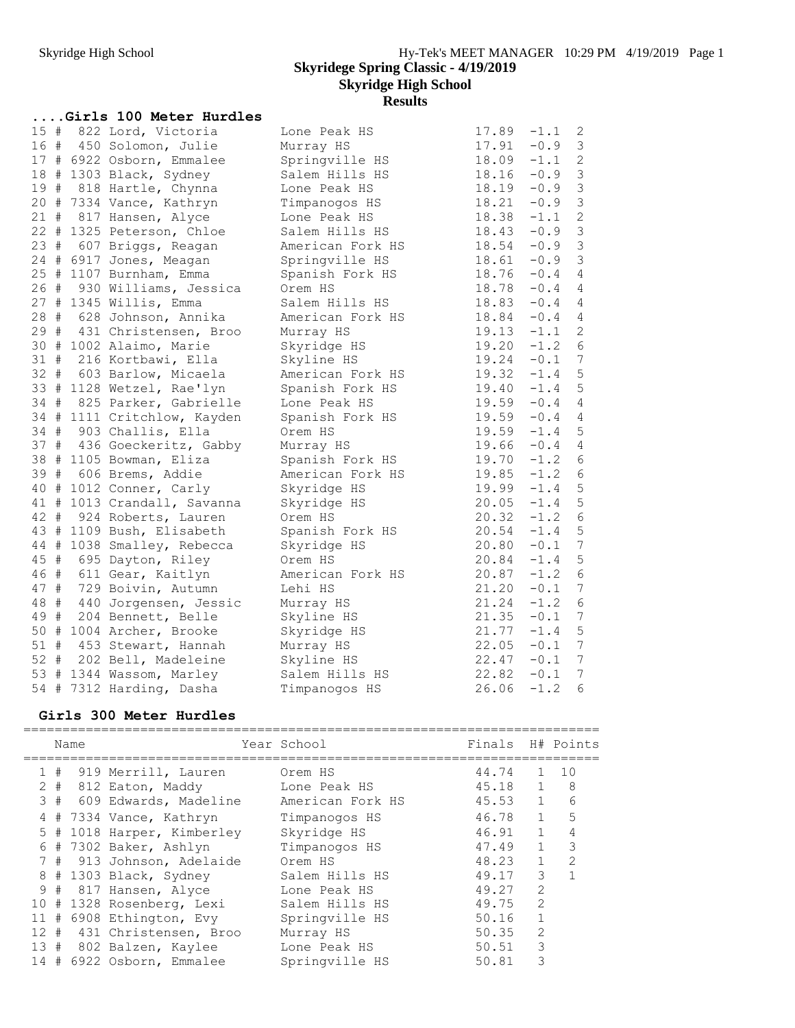# Skyridege Spring Classic - 4/19/2019

## Skyridge High School

## Results

### ....Girls 100 Meter Hurdles

| | | | | | | |
|---|---|---|---|---|---|---|
| 15 # | 822 Lord, Victoria | Lone Peak HS | 17.89 | -1.1 | 2 | |
| 16 # | 450 Solomon, Julie | Murray HS | 17.91 | -0.9 | 3 | |
| 17 # | 6922 Osborn, Emmalee | Springville HS | 18.09 | -1.1 | 2 | |
| 18 # | 1303 Black, Sydney | Salem Hills HS | 18.16 | -0.9 | 3 | |
| 19 # | 818 Hartle, Chynna | Lone Peak HS | 18.19 | -0.9 | 3 | |
| 20 # | 7334 Vance, Kathryn | Timpanogos HS | 18.21 | -0.9 | 3 | |
| 21 # | 817 Hansen, Alyce | Lone Peak HS | 18.38 | -1.1 | 2 | |
| 22 # | 1325 Peterson, Chloe | Salem Hills HS | 18.43 | -0.9 | 3 | |
| 23 # | 607 Briggs, Reagan | American Fork HS | 18.54 | -0.9 | 3 | |
| 24 # | 6917 Jones, Meagan | Springville HS | 18.61 | -0.9 | 3 | |
| 25 # | 1107 Burnham, Emma | Spanish Fork HS | 18.76 | -0.4 | 4 | |
| 26 # | 930 Williams, Jessica | Orem HS | 18.78 | -0.4 | 4 | |
| 27 # | 1345 Willis, Emma | Salem Hills HS | 18.83 | -0.4 | 4 | |
| 28 # | 628 Johnson, Annika | American Fork HS | 18.84 | -0.4 | 4 | |
| 29 # | 431 Christensen, Broo | Murray HS | 19.13 | -1.1 | 2 | |
| 30 # | 1002 Alaimo, Marie | Skyridge HS | 19.20 | -1.2 | 6 | |
| 31 # | 216 Kortbawi, Ella | Skyline HS | 19.24 | -0.1 | 7 | |
| 32 # | 603 Barlow, Micaela | American Fork HS | 19.32 | -1.4 | 5 | |
| 33 # | 1128 Wetzel, Rae'lyn | Spanish Fork HS | 19.40 | -1.4 | 5 | |
| 34 # | 825 Parker, Gabrielle | Lone Peak HS | 19.59 | -0.4 | 4 | |
| 34 # | 1111 Critchlow, Kayden | Spanish Fork HS | 19.59 | -0.4 | 4 | |
| 34 # | 903 Challis, Ella | Orem HS | 19.59 | -1.4 | 5 | |
| 37 # | 436 Goeckeritz, Gabby | Murray HS | 19.66 | -0.4 | 4 | |
| 38 # | 1105 Bowman, Eliza | Spanish Fork HS | 19.70 | -1.2 | 6 | |
| 39 # | 606 Brems, Addie | American Fork HS | 19.85 | -1.2 | 6 | |
| 40 # | 1012 Conner, Carly | Skyridge HS | 19.99 | -1.4 | 5 | |
| 41 # | 1013 Crandall, Savanna | Skyridge HS | 20.05 | -1.4 | 5 | |
| 42 # | 924 Roberts, Lauren | Orem HS | 20.32 | -1.2 | 6 | |
| 43 # | 1109 Bush, Elisabeth | Spanish Fork HS | 20.54 | -1.4 | 5 | |
| 44 # | 1038 Smalley, Rebecca | Skyridge HS | 20.80 | -0.1 | 7 | |
| 45 # | 695 Dayton, Riley | Orem HS | 20.84 | -1.4 | 5 | |
| 46 # | 611 Gear, Kaitlyn | American Fork HS | 20.87 | -1.2 | 6 | |
| 47 # | 729 Boivin, Autumn | Lehi HS | 21.20 | -0.1 | 7 | |
| 48 # | 440 Jorgensen, Jessic | Murray HS | 21.24 | -1.2 | 6 | |
| 49 # | 204 Bennett, Belle | Skyline HS | 21.35 | -0.1 | 7 | |
| 50 # | 1004 Archer, Brooke | Skyridge HS | 21.77 | -1.4 | 5 | |
| 51 # | 453 Stewart, Hannah | Murray HS | 22.05 | -0.1 | 7 | |
| 52 # | 202 Bell, Madeleine | Skyline HS | 22.47 | -0.1 | 7 | |
| 53 # | 1344 Wassom, Marley | Salem Hills HS | 22.82 | -0.1 | 7 | |
| 54 # | 7312 Harding, Dasha | Timpanogos HS | 26.06 | -1.2 | 6 | |

### Girls 300 Meter Hurdles

| | Name | Year School | Finals | H# | Points |
|---|---|---|---|---|---|
| 1 # | 919 Merrill, Lauren | Orem HS | 44.74 | 1 | 10 |
| 2 # | 812 Eaton, Maddy | Lone Peak HS | 45.18 | 1 | 8 |
| 3 # | 609 Edwards, Madeline | American Fork HS | 45.53 | 1 | 6 |
| 4 # | 7334 Vance, Kathryn | Timpanogos HS | 46.78 | 1 | 5 |
| 5 # | 1018 Harper, Kimberley | Skyridge HS | 46.91 | 1 | 4 |
| 6 # | 7302 Baker, Ashlyn | Timpanogos HS | 47.49 | 1 | 3 |
| 7 # | 913 Johnson, Adelaide | Orem HS | 48.23 | 1 | 2 |
| 8 # | 1303 Black, Sydney | Salem Hills HS | 49.17 | 3 | 1 |
| 9 # | 817 Hansen, Alyce | Lone Peak HS | 49.27 | 2 | |
| 10 # | 1328 Rosenberg, Lexi | Salem Hills HS | 49.75 | 2 | |
| 11 # | 6908 Ethington, Evy | Springville HS | 50.16 | 1 | |
| 12 # | 431 Christensen, Broo | Murray HS | 50.35 | 2 | |
| 13 # | 802 Balzen, Kaylee | Lone Peak HS | 50.51 | 3 | |
| 14 # | 6922 Osborn, Emmalee | Springville HS | 50.81 | 3 | |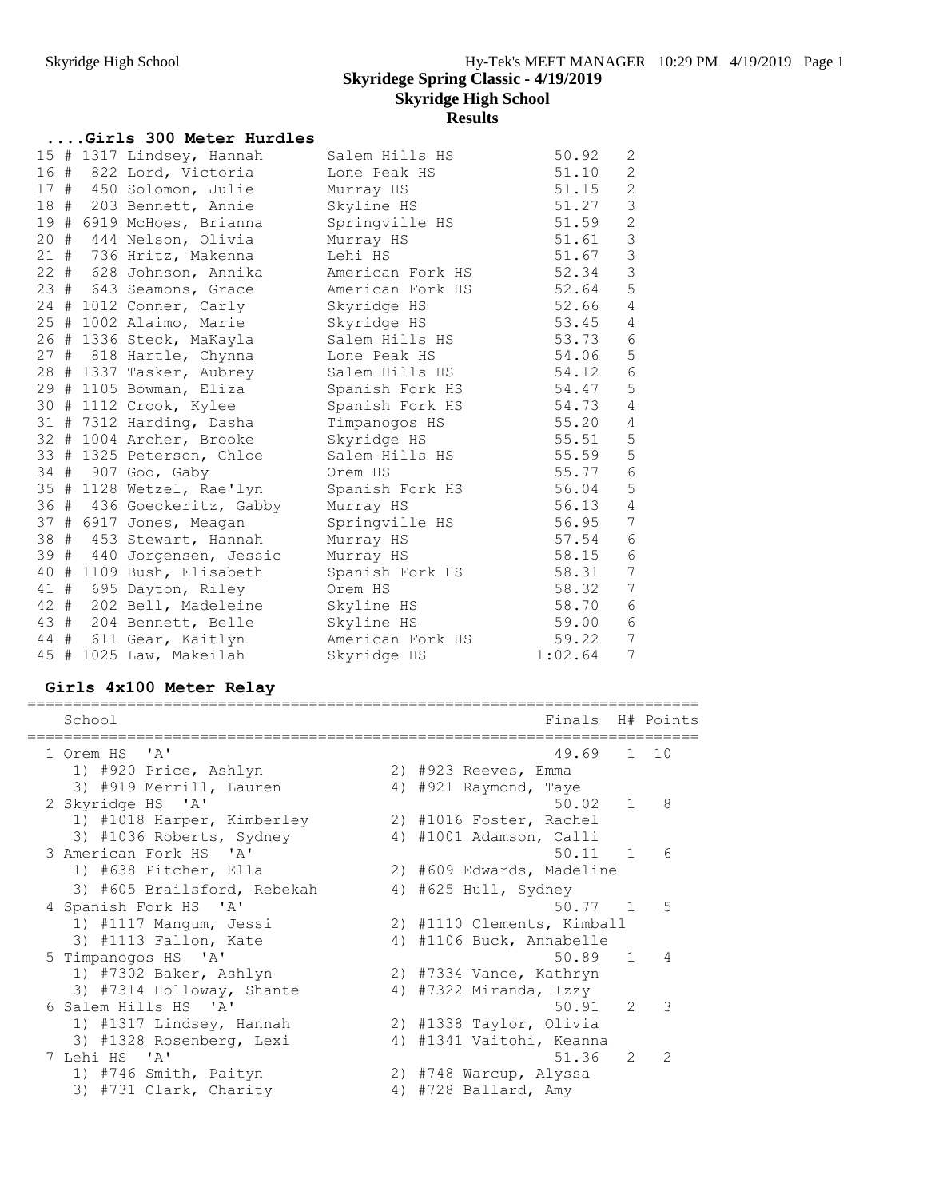## ....Girls 300 Meter Hurdles

| | | | | |
|---|---|---|---|---|
| 15 | # 1317 Lindsey, Hannah | Salem Hills HS | 50.92 | 2 |
| 16 | # 822 Lord, Victoria | Lone Peak HS | 51.10 | 2 |
| 17 | # 450 Solomon, Julie | Murray HS | 51.15 | 2 |
| 18 | # 203 Bennett, Annie | Skyline HS | 51.27 | 3 |
| 19 | # 6919 McHoes, Brianna | Springville HS | 51.59 | 2 |
| 20 | # 444 Nelson, Olivia | Murray HS | 51.61 | 3 |
| 21 | # 736 Hritz, Makenna | Lehi HS | 51.67 | 3 |
| 22 | # 628 Johnson, Annika | American Fork HS | 52.34 | 3 |
| 23 | # 643 Seamons, Grace | American Fork HS | 52.64 | 5 |
| 24 | # 1012 Conner, Carly | Skyridge HS | 52.66 | 4 |
| 25 | # 1002 Alaimo, Marie | Skyridge HS | 53.45 | 4 |
| 26 | # 1336 Steck, MaKayla | Salem Hills HS | 53.73 | 6 |
| 27 | # 818 Hartle, Chynna | Lone Peak HS | 54.06 | 5 |
| 28 | # 1337 Tasker, Aubrey | Salem Hills HS | 54.12 | 6 |
| 29 | # 1105 Bowman, Eliza | Spanish Fork HS | 54.47 | 5 |
| 30 | # 1112 Crook, Kylee | Spanish Fork HS | 54.73 | 4 |
| 31 | # 7312 Harding, Dasha | Timpanogos HS | 55.20 | 4 |
| 32 | # 1004 Archer, Brooke | Skyridge HS | 55.51 | 5 |
| 33 | # 1325 Peterson, Chloe | Salem Hills HS | 55.59 | 5 |
| 34 | # 907 Goo, Gaby | Orem HS | 55.77 | 6 |
| 35 | # 1128 Wetzel, Rae'lyn | Spanish Fork HS | 56.04 | 5 |
| 36 | # 436 Goeckeritz, Gabby | Murray HS | 56.13 | 4 |
| 37 | # 6917 Jones, Meagan | Springville HS | 56.95 | 7 |
| 38 | # 453 Stewart, Hannah | Murray HS | 57.54 | 6 |
| 39 | # 440 Jorgensen, Jessic | Murray HS | 58.15 | 6 |
| 40 | # 1109 Bush, Elisabeth | Spanish Fork HS | 58.31 | 7 |
| 41 | # 695 Dayton, Riley | Orem HS | 58.32 | 7 |
| 42 | # 202 Bell, Madeleine | Skyline HS | 58.70 | 6 |
| 43 | # 204 Bennett, Belle | Skyline HS | 59.00 | 6 |
| 44 | # 611 Gear, Kaitlyn | American Fork HS | 59.22 | 7 |
| 45 | # 1025 Law, Makeilah | Skyridge HS | 1:02.64 | 7 |

## Girls 4x100 Meter Relay

| School | | Finals | H# | Points |
|---|---|---|---|---|
| 1 Orem HS 'A' | | 49.69 | 1 | 10 |
| 1) #920 Price, Ashlyn | 2) #923 Reeves, Emma | | | |
| 3) #919 Merrill, Lauren | 4) #921 Raymond, Taye | | | |
| 2 Skyridge HS 'A' | | 50.02 | 1 | 8 |
| 1) #1018 Harper, Kimberley | 2) #1016 Foster, Rachel | | | |
| 3) #1036 Roberts, Sydney | 4) #1001 Adamson, Calli | | | |
| 3 American Fork HS 'A' | | 50.11 | 1 | 6 |
| 1) #638 Pitcher, Ella | 2) #609 Edwards, Madeline | | | |
| 3) #605 Brailsford, Rebekah | 4) #625 Hull, Sydney | | | |
| 4 Spanish Fork HS 'A' | | 50.77 | 1 | 5 |
| 1) #1117 Mangum, Jessi | 2) #1110 Clements, Kimball | | | |
| 3) #1113 Fallon, Kate | 4) #1106 Buck, Annabelle | | | |
| 5 Timpanogos HS 'A' | | 50.89 | 1 | 4 |
| 1) #7302 Baker, Ashlyn | 2) #7334 Vance, Kathryn | | | |
| 3) #7314 Holloway, Shante | 4) #7322 Miranda, Izzy | | | |
| 6 Salem Hills HS 'A' | | 50.91 | 2 | 3 |
| 1) #1317 Lindsey, Hannah | 2) #1338 Taylor, Olivia | | | |
| 3) #1328 Rosenberg, Lexi | 4) #1341 Vaitohi, Keanna | | | |
| 7 Lehi HS 'A' | | 51.36 | 2 | 2 |
| 1) #746 Smith, Paityn | 2) #748 Warcup, Alyssa | | | |
| 3) #731 Clark, Charity | 4) #728 Ballard, Amy | | | |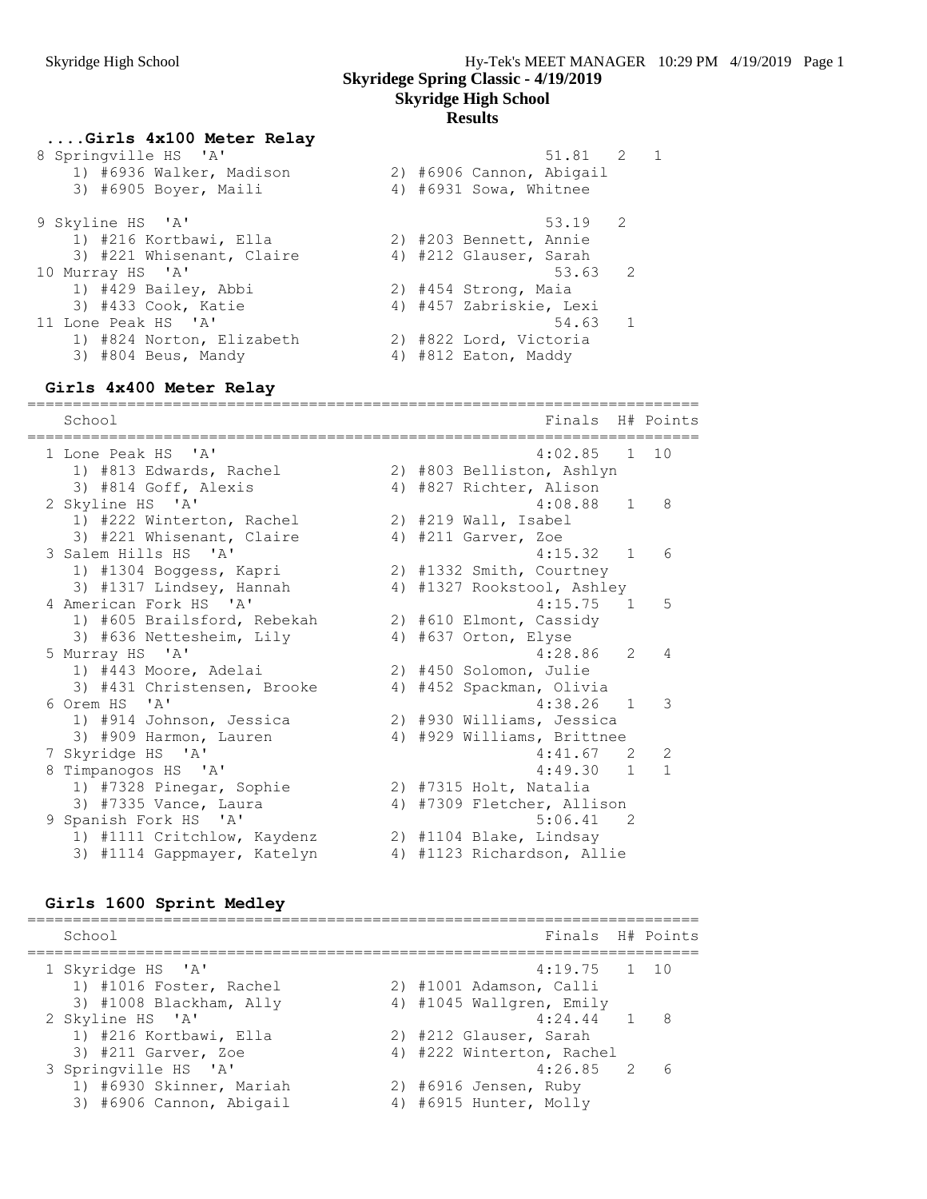**Skyridege Spring Classic - 4/19/2019**
**Skyridge High School**
**Results**

### ....Girls 4x100 Meter Relay

```
 8 Springville HS  'A'                               51.81   2   1
    1) #6936 Walker, Madison          2) #6906 Cannon, Abigail
    3) #6905 Boyer, Maili             4) #6931 Sowa, Whitnee

 9 Skyline HS  'A'                                   53.19   2
    1) #216 Kortbawi, Ella            2) #203 Bennett, Annie
    3) #221 Whisenant, Claire         4) #212 Glauser, Sarah
10 Murray HS  'A'                                    53.63   2
    1) #429 Bailey, Abbi              2) #454 Strong, Maia
    3) #433 Cook, Katie               4) #457 Zabriskie, Lexi
11 Lone Peak HS  'A'                                 54.63   1
    1) #824 Norton, Elizabeth         2) #822 Lord, Victoria
    3) #804 Beus, Mandy               4) #812 Eaton, Maddy
```

### Girls 4x400 Meter Relay

```
========================================================================
    School                                            Finals  H# Points
========================================================================
  1 Lone Peak HS  'A'                                4:02.85   1  10
     1) #813 Edwards, Rachel          2) #803 Belliston, Ashlyn
     3) #814 Goff, Alexis             4) #827 Richter, Alison
  2 Skyline HS  'A'                                  4:08.88   1   8
     1) #222 Winterton, Rachel        2) #219 Wall, Isabel
     3) #221 Whisenant, Claire        4) #211 Garver, Zoe
  3 Salem Hills HS  'A'                              4:15.32   1   6
     1) #1304 Boggess, Kapri          2) #1332 Smith, Courtney
     3) #1317 Lindsey, Hannah         4) #1327 Rookstool, Ashley
  4 American Fork HS  'A'                            4:15.75   1   5
     1) #605 Brailsford, Rebekah      2) #610 Elmont, Cassidy
     3) #636 Nettesheim, Lily         4) #637 Orton, Elyse
  5 Murray HS  'A'                                   4:28.86   2   4
     1) #443 Moore, Adelai            2) #450 Solomon, Julie
     3) #431 Christensen, Brooke      4) #452 Spackman, Olivia
  6 Orem HS  'A'                                     4:38.26   1   3
     1) #914 Johnson, Jessica         2) #930 Williams, Jessica
     3) #909 Harmon, Lauren           4) #929 Williams, Brittnee
  7 Skyridge HS  'A'                                 4:41.67   2   2
  8 Timpanogos HS  'A'                               4:49.30   1   1
     1) #7328 Pinegar, Sophie         2) #7315 Holt, Natalia
     3) #7335 Vance, Laura            4) #7309 Fletcher, Allison
  9 Spanish Fork HS  'A'                             5:06.41   2
     1) #1111 Critchlow, Kaydenz      2) #1104 Blake, Lindsay
     3) #1114 Gappmayer, Katelyn      4) #1123 Richardson, Allie
```

### Girls 1600 Sprint Medley

```
========================================================================
    School                                            Finals  H# Points
========================================================================
  1 Skyridge HS  'A'                                 4:19.75   1  10
     1) #1016 Foster, Rachel          2) #1001 Adamson, Calli
     3) #1008 Blackham, Ally          4) #1045 Wallgren, Emily
  2 Skyline HS  'A'                                  4:24.44   1   8
     1) #216 Kortbawi, Ella           2) #212 Glauser, Sarah
     3) #211 Garver, Zoe              4) #222 Winterton, Rachel
  3 Springville HS  'A'                              4:26.85   2   6
     1) #6930 Skinner, Mariah         2) #6916 Jensen, Ruby
     3) #6906 Cannon, Abigail         4) #6915 Hunter, Molly
```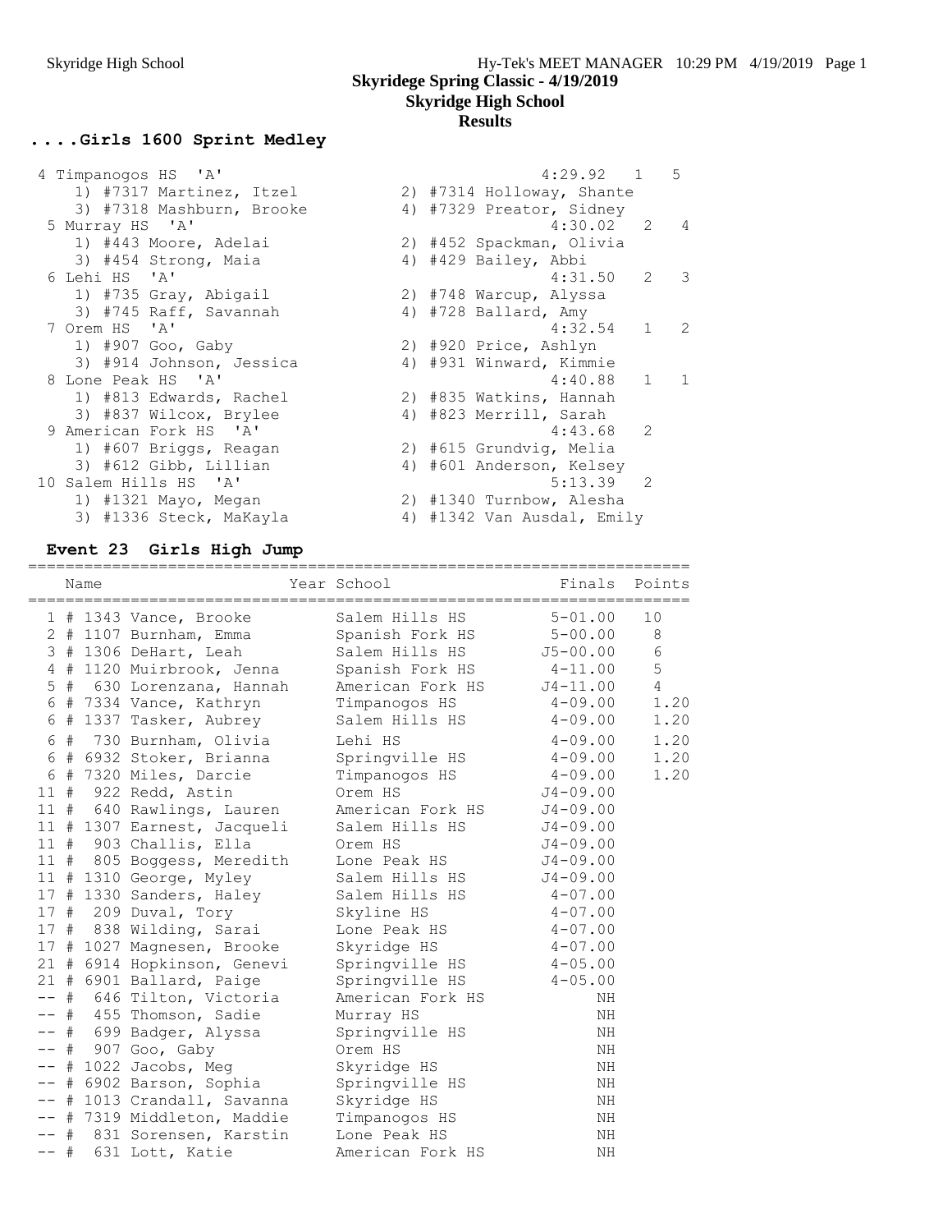### Skyridege Spring Classic - 4/19/2019
### Skyridge High School
### Results

## ....Girls 1600 Sprint Medley

| | | | | |
|---|---|---|---|---|
| 4 Timpanogos HS 'A' | | 4:29.92 | 1 | 5 |
| 1) #7317 Martinez, Itzel | 2) #7314 Holloway, Shante | | | |
| 3) #7318 Mashburn, Brooke | 4) #7329 Preator, Sidney | | | |
| 5 Murray HS 'A' | | 4:30.02 | 2 | 4 |
| 1) #443 Moore, Adelai | 2) #452 Spackman, Olivia | | | |
| 3) #454 Strong, Maia | 4) #429 Bailey, Abbi | | | |
| 6 Lehi HS 'A' | | 4:31.50 | 2 | 3 |
| 1) #735 Gray, Abigail | 2) #748 Warcup, Alyssa | | | |
| 3) #745 Raff, Savannah | 4) #728 Ballard, Amy | | | |
| 7 Orem HS 'A' | | 4:32.54 | 1 | 2 |
| 1) #907 Goo, Gaby | 2) #920 Price, Ashlyn | | | |
| 3) #914 Johnson, Jessica | 4) #931 Winward, Kimmie | | | |
| 8 Lone Peak HS 'A' | | 4:40.88 | 1 | 1 |
| 1) #813 Edwards, Rachel | 2) #835 Watkins, Hannah | | | |
| 3) #837 Wilcox, Brylee | 4) #823 Merrill, Sarah | | | |
| 9 American Fork HS 'A' | | 4:43.68 | 2 | |
| 1) #607 Briggs, Reagan | 2) #615 Grundvig, Melia | | | |
| 3) #612 Gibb, Lillian | 4) #601 Anderson, Kelsey | | | |
| 10 Salem Hills HS 'A' | | 5:13.39 | 2 | |
| 1) #1321 Mayo, Megan | 2) #1340 Turnbow, Alesha | | | |
| 3) #1336 Steck, MaKayla | 4) #1342 Van Ausdal, Emily | | | |

## Event 23 Girls High Jump

| | Name | Year | School | Finals | Points |
|---|---|---|---|---|---|
| 1 | # 1343 Vance, Brooke | | Salem Hills HS | 5-01.00 | 10 |
| 2 | # 1107 Burnham, Emma | | Spanish Fork HS | 5-00.00 | 8 |
| 3 | # 1306 DeHart, Leah | | Salem Hills HS | J5-00.00 | 6 |
| 4 | # 1120 Muirbrook, Jenna | | Spanish Fork HS | 4-11.00 | 5 |
| 5 | # 630 Lorenzana, Hannah | | American Fork HS | J4-11.00 | 4 |
| 6 | # 7334 Vance, Kathryn | | Timpanogos HS | 4-09.00 | 1.20 |
| 6 | # 1337 Tasker, Aubrey | | Salem Hills HS | 4-09.00 | 1.20 |
| 6 | # 730 Burnham, Olivia | | Lehi HS | 4-09.00 | 1.20 |
| 6 | # 6932 Stoker, Brianna | | Springville HS | 4-09.00 | 1.20 |
| 6 | # 7320 Miles, Darcie | | Timpanogos HS | 4-09.00 | 1.20 |
| 11 | # 922 Redd, Astin | | Orem HS | J4-09.00 | |
| 11 | # 640 Rawlings, Lauren | | American Fork HS | J4-09.00 | |
| 11 | # 1307 Earnest, Jacqueli | | Salem Hills HS | J4-09.00 | |
| 11 | # 903 Challis, Ella | | Orem HS | J4-09.00 | |
| 11 | # 805 Boggess, Meredith | | Lone Peak HS | J4-09.00 | |
| 11 | # 1310 George, Myley | | Salem Hills HS | J4-09.00 | |
| 17 | # 1330 Sanders, Haley | | Salem Hills HS | 4-07.00 | |
| 17 | # 209 Duval, Tory | | Skyline HS | 4-07.00 | |
| 17 | # 838 Wilding, Sarai | | Lone Peak HS | 4-07.00 | |
| 17 | # 1027 Magnesen, Brooke | | Skyridge HS | 4-07.00 | |
| 21 | # 6914 Hopkinson, Genevi | | Springville HS | 4-05.00 | |
| 21 | # 6901 Ballard, Paige | | Springville HS | 4-05.00 | |
| -- | # 646 Tilton, Victoria | | American Fork HS | NH | |
| -- | # 455 Thomson, Sadie | | Murray HS | NH | |
| -- | # 699 Badger, Alyssa | | Springville HS | NH | |
| -- | # 907 Goo, Gaby | | Orem HS | NH | |
| -- | # 1022 Jacobs, Meg | | Skyridge HS | NH | |
| -- | # 6902 Barson, Sophia | | Springville HS | NH | |
| -- | # 1013 Crandall, Savanna | | Skyridge HS | NH | |
| -- | # 7319 Middleton, Maddie | | Timpanogos HS | NH | |
| -- | # 831 Sorensen, Karstin | | Lone Peak HS | NH | |
| -- | # 631 Lott, Katie | | American Fork HS | NH | |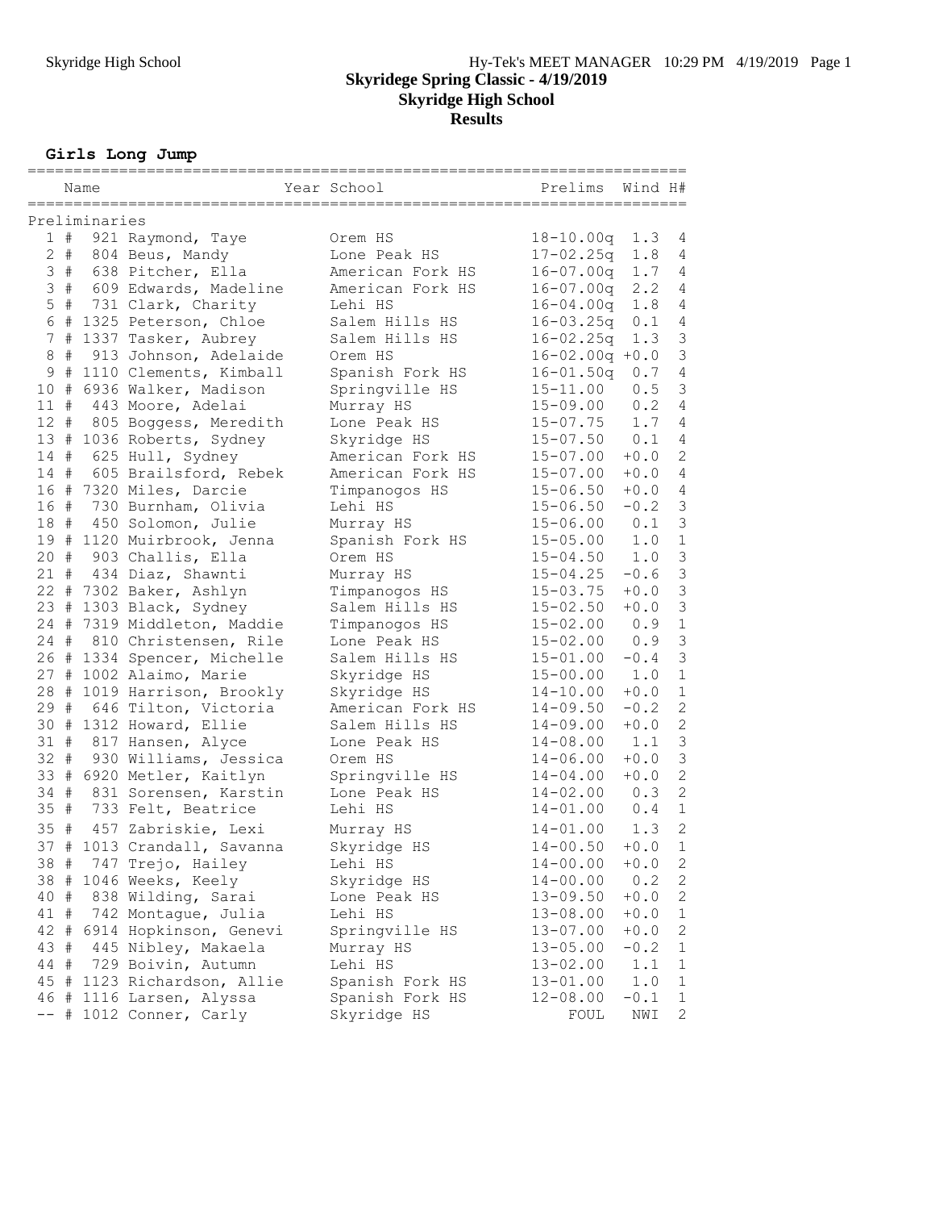# Skyridege Spring Classic - 4/19/2019
## Skyridge High School
## Results

### Girls Long Jump

| | Name | Year | School | Prelims | Wind | H# |
|---|---|---|---|---|---|---|
| **Preliminaries** | | | | | | |
| 1 | # 921 Raymond, Taye | | Orem HS | 18-10.00q | 1.3 | 4 |
| 2 | # 804 Beus, Mandy | | Lone Peak HS | 17-02.25q | 1.8 | 4 |
| 3 | # 638 Pitcher, Ella | | American Fork HS | 16-07.00q | 1.7 | 4 |
| 3 | # 609 Edwards, Madeline | | American Fork HS | 16-07.00q | 2.2 | 4 |
| 5 | # 731 Clark, Charity | | Lehi HS | 16-04.00q | 1.8 | 4 |
| 6 | # 1325 Peterson, Chloe | | Salem Hills HS | 16-03.25q | 0.1 | 4 |
| 7 | # 1337 Tasker, Aubrey | | Salem Hills HS | 16-02.25q | 1.3 | 3 |
| 8 | # 913 Johnson, Adelaide | | Orem HS | 16-02.00q | +0.0 | 3 |
| 9 | # 1110 Clements, Kimball | | Spanish Fork HS | 16-01.50q | 0.7 | 4 |
| 10 | # 6936 Walker, Madison | | Springville HS | 15-11.00 | 0.5 | 3 |
| 11 | # 443 Moore, Adelai | | Murray HS | 15-09.00 | 0.2 | 4 |
| 12 | # 805 Boggess, Meredith | | Lone Peak HS | 15-07.75 | 1.7 | 4 |
| 13 | # 1036 Roberts, Sydney | | Skyridge HS | 15-07.50 | 0.1 | 4 |
| 14 | # 625 Hull, Sydney | | American Fork HS | 15-07.00 | +0.0 | 2 |
| 14 | # 605 Brailsford, Rebek | | American Fork HS | 15-07.00 | +0.0 | 4 |
| 16 | # 7320 Miles, Darcie | | Timpanogos HS | 15-06.50 | +0.0 | 4 |
| 16 | # 730 Burnham, Olivia | | Lehi HS | 15-06.50 | -0.2 | 3 |
| 18 | # 450 Solomon, Julie | | Murray HS | 15-06.00 | 0.1 | 3 |
| 19 | # 1120 Muirbrook, Jenna | | Spanish Fork HS | 15-05.00 | 1.0 | 1 |
| 20 | # 903 Challis, Ella | | Orem HS | 15-04.50 | 1.0 | 3 |
| 21 | # 434 Diaz, Shawnti | | Murray HS | 15-04.25 | -0.6 | 3 |
| 22 | # 7302 Baker, Ashlyn | | Timpanogos HS | 15-03.75 | +0.0 | 3 |
| 23 | # 1303 Black, Sydney | | Salem Hills HS | 15-02.50 | +0.0 | 3 |
| 24 | # 7319 Middleton, Maddie | | Timpanogos HS | 15-02.00 | 0.9 | 1 |
| 24 | # 810 Christensen, Rile | | Lone Peak HS | 15-02.00 | 0.9 | 3 |
| 26 | # 1334 Spencer, Michelle | | Salem Hills HS | 15-01.00 | -0.4 | 3 |
| 27 | # 1002 Alaimo, Marie | | Skyridge HS | 15-00.00 | 1.0 | 1 |
| 28 | # 1019 Harrison, Brookly | | Skyridge HS | 14-10.00 | +0.0 | 1 |
| 29 | # 646 Tilton, Victoria | | American Fork HS | 14-09.50 | -0.2 | 2 |
| 30 | # 1312 Howard, Ellie | | Salem Hills HS | 14-09.00 | +0.0 | 2 |
| 31 | # 817 Hansen, Alyce | | Lone Peak HS | 14-08.00 | 1.1 | 3 |
| 32 | # 930 Williams, Jessica | | Orem HS | 14-06.00 | +0.0 | 3 |
| 33 | # 6920 Metler, Kaitlyn | | Springville HS | 14-04.00 | +0.0 | 2 |
| 34 | # 831 Sorensen, Karstin | | Lone Peak HS | 14-02.00 | 0.3 | 2 |
| 35 | # 733 Felt, Beatrice | | Lehi HS | 14-01.00 | 0.4 | 1 |
| 35 | # 457 Zabriskie, Lexi | | Murray HS | 14-01.00 | 1.3 | 2 |
| 37 | # 1013 Crandall, Savanna | | Skyridge HS | 14-00.50 | +0.0 | 1 |
| 38 | # 747 Trejo, Hailey | | Lehi HS | 14-00.00 | +0.0 | 2 |
| 38 | # 1046 Weeks, Keely | | Skyridge HS | 14-00.00 | 0.2 | 2 |
| 40 | # 838 Wilding, Sarai | | Lone Peak HS | 13-09.50 | +0.0 | 2 |
| 41 | # 742 Montague, Julia | | Lehi HS | 13-08.00 | +0.0 | 1 |
| 42 | # 6914 Hopkinson, Genevi | | Springville HS | 13-07.00 | +0.0 | 2 |
| 43 | # 445 Nibley, Makaela | | Murray HS | 13-05.00 | -0.2 | 1 |
| 44 | # 729 Boivin, Autumn | | Lehi HS | 13-02.00 | 1.1 | 1 |
| 45 | # 1123 Richardson, Allie | | Spanish Fork HS | 13-01.00 | 1.0 | 1 |
| 46 | # 1116 Larsen, Alyssa | | Spanish Fork HS | 12-08.00 | -0.1 | 1 |
| -- | # 1012 Conner, Carly | | Skyridge HS | FOUL | NWI | 2 |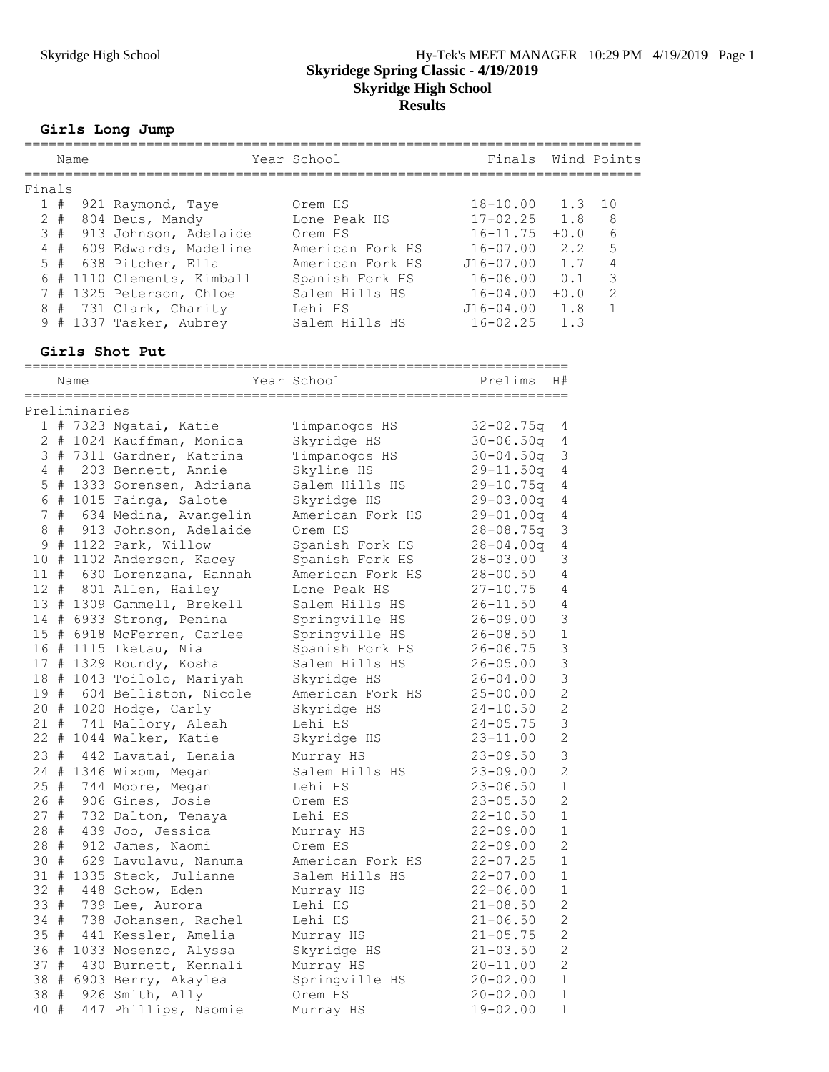# Skyridege Spring Classic - 4/19/2019
## Skyridge High School
## Results

### Girls Long Jump

| Name | Year | School | Finals | Wind | Points |
|---|---|---|---|---|---|
| Finals | | | | | |
| 1 # 921 Raymond, Taye | | Orem HS | 18-10.00 | 1.3 | 10 |
| 2 # 804 Beus, Mandy | | Lone Peak HS | 17-02.25 | 1.8 | 8 |
| 3 # 913 Johnson, Adelaide | | Orem HS | 16-11.75 | +0.0 | 6 |
| 4 # 609 Edwards, Madeline | | American Fork HS | 16-07.00 | 2.2 | 5 |
| 5 # 638 Pitcher, Ella | | American Fork HS | J16-07.00 | 1.7 | 4 |
| 6 # 1110 Clements, Kimball | | Spanish Fork HS | 16-06.00 | 0.1 | 3 |
| 7 # 1325 Peterson, Chloe | | Salem Hills HS | 16-04.00 | +0.0 | 2 |
| 8 # 731 Clark, Charity | | Lehi HS | J16-04.00 | 1.8 | 1 |
| 9 # 1337 Tasker, Aubrey | | Salem Hills HS | 16-02.25 | 1.3 | |

### Girls Shot Put

| Name | Year | School | Prelims | H# |
|---|---|---|---|---|
| Preliminaries | | | | |
| 1 # 7323 Ngatai, Katie | | Timpanogos HS | 32-02.75q | 4 |
| 2 # 1024 Kauffman, Monica | | Skyridge HS | 30-06.50q | 4 |
| 3 # 7311 Gardner, Katrina | | Timpanogos HS | 30-04.50q | 3 |
| 4 # 203 Bennett, Annie | | Skyline HS | 29-11.50q | 4 |
| 5 # 1333 Sorensen, Adriana | | Salem Hills HS | 29-10.75q | 4 |
| 6 # 1015 Fainga, Salote | | Skyridge HS | 29-03.00q | 4 |
| 7 # 634 Medina, Avangelin | | American Fork HS | 29-01.00q | 4 |
| 8 # 913 Johnson, Adelaide | | Orem HS | 28-08.75q | 3 |
| 9 # 1122 Park, Willow | | Spanish Fork HS | 28-04.00q | 4 |
| 10 # 1102 Anderson, Kacey | | Spanish Fork HS | 28-03.00 | 3 |
| 11 # 630 Lorenzana, Hannah | | American Fork HS | 28-00.50 | 4 |
| 12 # 801 Allen, Hailey | | Lone Peak HS | 27-10.75 | 4 |
| 13 # 1309 Gammell, Brekell | | Salem Hills HS | 26-11.50 | 4 |
| 14 # 6933 Strong, Penina | | Springville HS | 26-09.00 | 3 |
| 15 # 6918 McFerren, Carlee | | Springville HS | 26-08.50 | 1 |
| 16 # 1115 Iketau, Nia | | Spanish Fork HS | 26-06.75 | 3 |
| 17 # 1329 Roundy, Kosha | | Salem Hills HS | 26-05.00 | 3 |
| 18 # 1043 Toilolo, Mariyah | | Skyridge HS | 26-04.00 | 3 |
| 19 # 604 Belliston, Nicole | | American Fork HS | 25-00.00 | 2 |
| 20 # 1020 Hodge, Carly | | Skyridge HS | 24-10.50 | 2 |
| 21 # 741 Mallory, Aleah | | Lehi HS | 24-05.75 | 3 |
| 22 # 1044 Walker, Katie | | Skyridge HS | 23-11.00 | 2 |
| 23 # 442 Lavatai, Lenaia | | Murray HS | 23-09.50 | 3 |
| 24 # 1346 Wixom, Megan | | Salem Hills HS | 23-09.00 | 2 |
| 25 # 744 Moore, Megan | | Lehi HS | 23-06.50 | 1 |
| 26 # 906 Gines, Josie | | Orem HS | 23-05.50 | 2 |
| 27 # 732 Dalton, Tenaya | | Lehi HS | 22-10.50 | 1 |
| 28 # 439 Joo, Jessica | | Murray HS | 22-09.00 | 1 |
| 28 # 912 James, Naomi | | Orem HS | 22-09.00 | 2 |
| 30 # 629 Lavulavu, Nanuma | | American Fork HS | 22-07.25 | 1 |
| 31 # 1335 Steck, Julianne | | Salem Hills HS | 22-07.00 | 1 |
| 32 # 448 Schow, Eden | | Murray HS | 22-06.00 | 1 |
| 33 # 739 Lee, Aurora | | Lehi HS | 21-08.50 | 2 |
| 34 # 738 Johansen, Rachel | | Lehi HS | 21-06.50 | 2 |
| 35 # 441 Kessler, Amelia | | Murray HS | 21-05.75 | 2 |
| 36 # 1033 Nosenzo, Alyssa | | Skyridge HS | 21-03.50 | 2 |
| 37 # 430 Burnett, Kennali | | Murray HS | 20-11.00 | 2 |
| 38 # 6903 Berry, Akaylea | | Springville HS | 20-02.00 | 1 |
| 38 # 926 Smith, Ally | | Orem HS | 20-02.00 | 1 |
| 40 # 447 Phillips, Naomie | | Murray HS | 19-02.00 | 1 |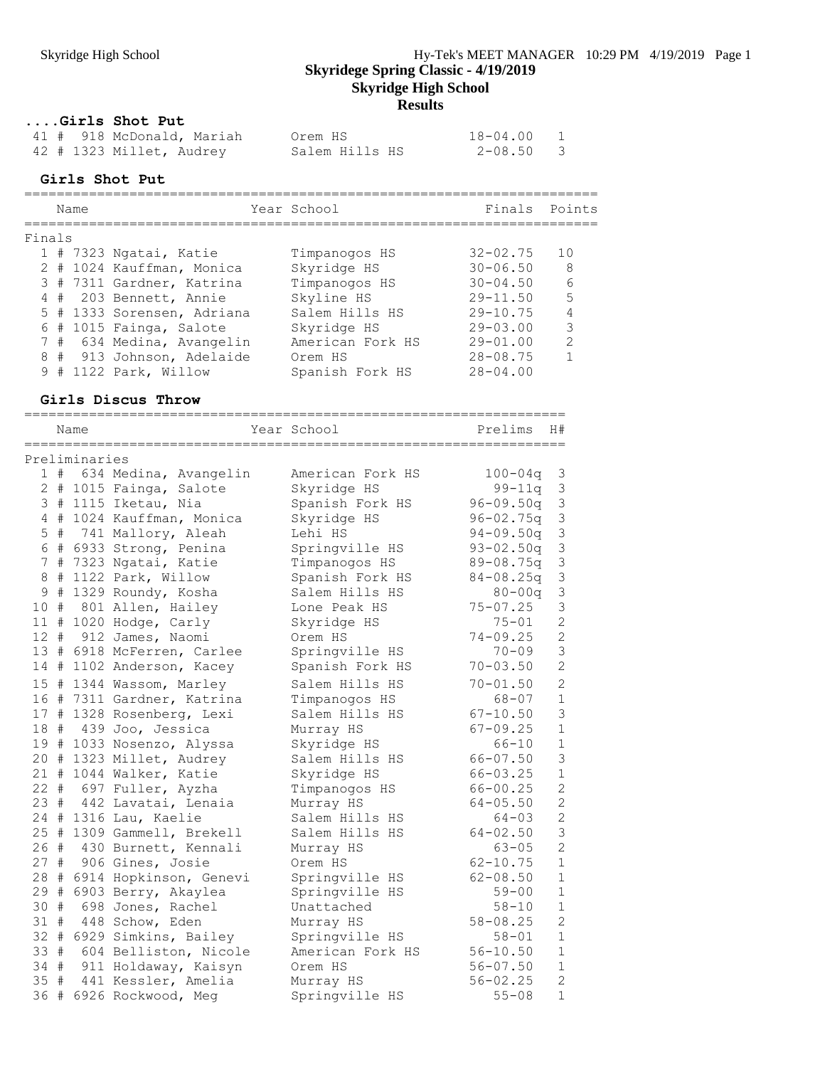**Skyridege Spring Classic - 4/19/2019**
**Skyridge High School**
**Results**

### ....Girls Shot Put

| | | | | | |
|---|---|---|---|---|---|
| 41 | # 918 | McDonald, Mariah | Orem HS | 18-04.00 | 1 |
| 42 | # 1323 | Millet, Audrey | Salem Hills HS | 2-08.50 | 3 |

### Girls Shot Put

| | | Name | Year | School | Finals | Points |
|---|---|---|---|---|---|---|
| **Finals** | | | | | | |
| 1 | # 7323 | Ngatai, Katie | | Timpanogos HS | 32-02.75 | 10 |
| 2 | # 1024 | Kauffman, Monica | | Skyridge HS | 30-06.50 | 8 |
| 3 | # 7311 | Gardner, Katrina | | Timpanogos HS | 30-04.50 | 6 |
| 4 | # 203 | Bennett, Annie | | Skyline HS | 29-11.50 | 5 |
| 5 | # 1333 | Sorensen, Adriana | | Salem Hills HS | 29-10.75 | 4 |
| 6 | # 1015 | Fainga, Salote | | Skyridge HS | 29-03.00 | 3 |
| 7 | # 634 | Medina, Avangelin | | American Fork HS | 29-01.00 | 2 |
| 8 | # 913 | Johnson, Adelaide | | Orem HS | 28-08.75 | 1 |
| 9 | # 1122 | Park, Willow | | Spanish Fork HS | 28-04.00 | |

### Girls Discus Throw

| | | Name | Year | School | Prelims | H# |
|---|---|---|---|---|---|---|
| **Preliminaries** | | | | | | |
| 1 | # 634 | Medina, Avangelin | | American Fork HS | 100-04q | 3 |
| 2 | # 1015 | Fainga, Salote | | Skyridge HS | 99-11q | 3 |
| 3 | # 1115 | Iketau, Nia | | Spanish Fork HS | 96-09.50q | 3 |
| 4 | # 1024 | Kauffman, Monica | | Skyridge HS | 96-02.75q | 3 |
| 5 | # 741 | Mallory, Aleah | | Lehi HS | 94-09.50q | 3 |
| 6 | # 6933 | Strong, Penina | | Springville HS | 93-02.50q | 3 |
| 7 | # 7323 | Ngatai, Katie | | Timpanogos HS | 89-08.75q | 3 |
| 8 | # 1122 | Park, Willow | | Spanish Fork HS | 84-08.25q | 3 |
| 9 | # 1329 | Roundy, Kosha | | Salem Hills HS | 80-00q | 3 |
| 10 | # 801 | Allen, Hailey | | Lone Peak HS | 75-07.25 | 3 |
| 11 | # 1020 | Hodge, Carly | | Skyridge HS | 75-01 | 2 |
| 12 | # 912 | James, Naomi | | Orem HS | 74-09.25 | 2 |
| 13 | # 6918 | McFerren, Carlee | | Springville HS | 70-09 | 3 |
| 14 | # 1102 | Anderson, Kacey | | Spanish Fork HS | 70-03.50 | 2 |
| 15 | # 1344 | Wassom, Marley | | Salem Hills HS | 70-01.50 | 2 |
| 16 | # 7311 | Gardner, Katrina | | Timpanogos HS | 68-07 | 1 |
| 17 | # 1328 | Rosenberg, Lexi | | Salem Hills HS | 67-10.50 | 3 |
| 18 | # 439 | Joo, Jessica | | Murray HS | 67-09.25 | 1 |
| 19 | # 1033 | Nosenzo, Alyssa | | Skyridge HS | 66-10 | 1 |
| 20 | # 1323 | Millet, Audrey | | Salem Hills HS | 66-07.50 | 3 |
| 21 | # 1044 | Walker, Katie | | Skyridge HS | 66-03.25 | 1 |
| 22 | # 697 | Fuller, Ayzha | | Timpanogos HS | 66-00.25 | 2 |
| 23 | # 442 | Lavatai, Lenaia | | Murray HS | 64-05.50 | 2 |
| 24 | # 1316 | Lau, Kaelie | | Salem Hills HS | 64-03 | 2 |
| 25 | # 1309 | Gammell, Brekell | | Salem Hills HS | 64-02.50 | 3 |
| 26 | # 430 | Burnett, Kennali | | Murray HS | 63-05 | 2 |
| 27 | # 906 | Gines, Josie | | Orem HS | 62-10.75 | 1 |
| 28 | # 6914 | Hopkinson, Genevi | | Springville HS | 62-08.50 | 1 |
| 29 | # 6903 | Berry, Akaylea | | Springville HS | 59-00 | 1 |
| 30 | # 698 | Jones, Rachel | | Unattached | 58-10 | 1 |
| 31 | # 448 | Schow, Eden | | Murray HS | 58-08.25 | 2 |
| 32 | # 6929 | Simkins, Bailey | | Springville HS | 58-01 | 1 |
| 33 | # 604 | Belliston, Nicole | | American Fork HS | 56-10.50 | 1 |
| 34 | # 911 | Holdaway, Kaisyn | | Orem HS | 56-07.50 | 1 |
| 35 | # 441 | Kessler, Amelia | | Murray HS | 56-02.25 | 2 |
| 36 | # 6926 | Rockwood, Meg | | Springville HS | 55-08 | 1 |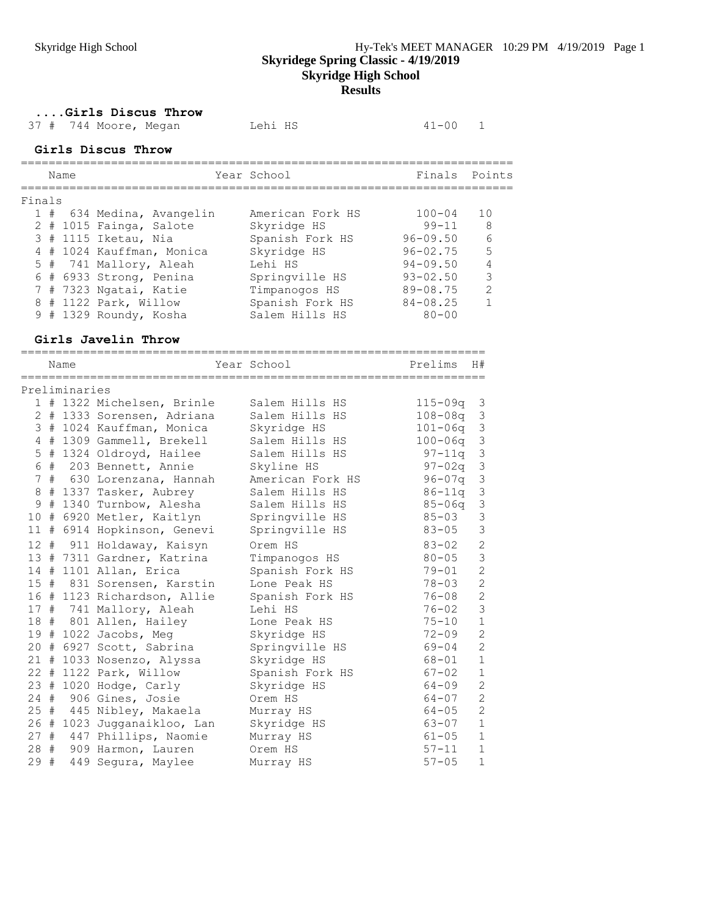## ....Girls Discus Throw

| Place | Name | School | Finals | Points |
|---|---|---|---|---|
| 37 | # 744 Moore, Megan | Lehi HS | 41-00 | 1 |

## Girls Discus Throw

| Place | Name | Year | School | Finals | Points |
|---|---|---|---|---|---|
| **Finals** | | | | | |
| 1 | # 634 Medina, Avangelin | | American Fork HS | 100-04 | 10 |
| 2 | # 1015 Fainga, Salote | | Skyridge HS | 99-11 | 8 |
| 3 | # 1115 Iketau, Nia | | Spanish Fork HS | 96-09.50 | 6 |
| 4 | # 1024 Kauffman, Monica | | Skyridge HS | 96-02.75 | 5 |
| 5 | # 741 Mallory, Aleah | | Lehi HS | 94-09.50 | 4 |
| 6 | # 6933 Strong, Penina | | Springville HS | 93-02.50 | 3 |
| 7 | # 7323 Ngatai, Katie | | Timpanogos HS | 89-08.75 | 2 |
| 8 | # 1122 Park, Willow | | Spanish Fork HS | 84-08.25 | 1 |
| 9 | # 1329 Roundy, Kosha | | Salem Hills HS | 80-00 | |

## Girls Javelin Throw

| Place | Name | Year | School | Prelims | H# |
|---|---|---|---|---|---|
| **Preliminaries** | | | | | |
| 1 | # 1322 Michelsen, Brinle | | Salem Hills HS | 115-09q | 3 |
| 2 | # 1333 Sorensen, Adriana | | Salem Hills HS | 108-08q | 3 |
| 3 | # 1024 Kauffman, Monica | | Skyridge HS | 101-06q | 3 |
| 4 | # 1309 Gammell, Brekell | | Salem Hills HS | 100-06q | 3 |
| 5 | # 1324 Oldroyd, Hailee | | Salem Hills HS | 97-11q | 3 |
| 6 | # 203 Bennett, Annie | | Skyline HS | 97-02q | 3 |
| 7 | # 630 Lorenzana, Hannah | | American Fork HS | 96-07q | 3 |
| 8 | # 1337 Tasker, Aubrey | | Salem Hills HS | 86-11q | 3 |
| 9 | # 1340 Turnbow, Alesha | | Salem Hills HS | 85-06q | 3 |
| 10 | # 6920 Metler, Kaitlyn | | Springville HS | 85-03 | 3 |
| 11 | # 6914 Hopkinson, Genevi | | Springville HS | 83-05 | 3 |
| 12 | # 911 Holdaway, Kaisyn | | Orem HS | 83-02 | 2 |
| 13 | # 7311 Gardner, Katrina | | Timpanogos HS | 80-05 | 3 |
| 14 | # 1101 Allan, Erica | | Spanish Fork HS | 79-01 | 2 |
| 15 | # 831 Sorensen, Karstin | | Lone Peak HS | 78-03 | 2 |
| 16 | # 1123 Richardson, Allie | | Spanish Fork HS | 76-08 | 2 |
| 17 | # 741 Mallory, Aleah | | Lehi HS | 76-02 | 3 |
| 18 | # 801 Allen, Hailey | | Lone Peak HS | 75-10 | 1 |
| 19 | # 1022 Jacobs, Meg | | Skyridge HS | 72-09 | 2 |
| 20 | # 6927 Scott, Sabrina | | Springville HS | 69-04 | 2 |
| 21 | # 1033 Nosenzo, Alyssa | | Skyridge HS | 68-01 | 1 |
| 22 | # 1122 Park, Willow | | Spanish Fork HS | 67-02 | 1 |
| 23 | # 1020 Hodge, Carly | | Skyridge HS | 64-09 | 2 |
| 24 | # 906 Gines, Josie | | Orem HS | 64-07 | 2 |
| 25 | # 445 Nibley, Makaela | | Murray HS | 64-05 | 2 |
| 26 | # 1023 Jugganaikloo, Lan | | Skyridge HS | 63-07 | 1 |
| 27 | # 447 Phillips, Naomie | | Murray HS | 61-05 | 1 |
| 28 | # 909 Harmon, Lauren | | Orem HS | 57-11 | 1 |
| 29 | # 449 Segura, Maylee | | Murray HS | 57-05 | 1 |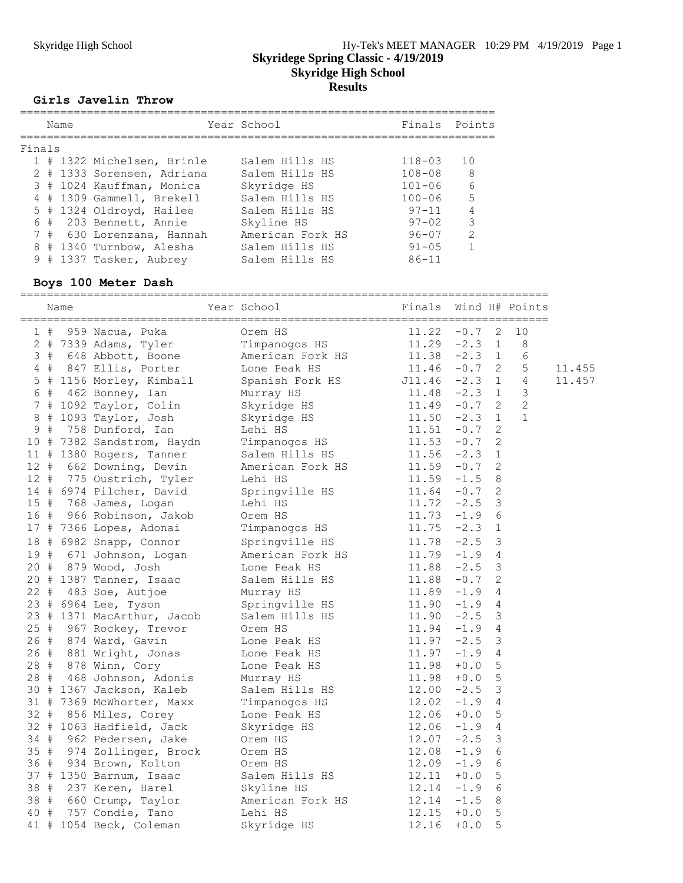# Skyridege Spring Classic - 4/19/2019
## Skyridge High School
## Results

### Girls Javelin Throw

| Place | Name | Year | School | Finals | Points |
|---|---|---|---|---|---|
| Finals | | | | | |
| 1 | # 1322 Michelsen, Brinle | | Salem Hills HS | 118-03 | 10 |
| 2 | # 1333 Sorensen, Adriana | | Salem Hills HS | 108-08 | 8 |
| 3 | # 1024 Kauffman, Monica | | Skyridge HS | 101-06 | 6 |
| 4 | # 1309 Gammell, Brekell | | Salem Hills HS | 100-06 | 5 |
| 5 | # 1324 Oldroyd, Hailee | | Salem Hills HS | 97-11 | 4 |
| 6 | # 203 Bennett, Annie | | Skyline HS | 97-02 | 3 |
| 7 | # 630 Lorenzana, Hannah | | American Fork HS | 96-07 | 2 |
| 8 | # 1340 Turnbow, Alesha | | Salem Hills HS | 91-05 | 1 |
| 9 | # 1337 Tasker, Aubrey | | Salem Hills HS | 86-11 | |

### Boys 100 Meter Dash

| Place | Name | Year | School | Finals | Wind | H# | Points | |
|---|---|---|---|---|---|---|---|---|
| 1 | # 959 Nacua, Puka | | Orem HS | 11.22 | -0.7 | 2 | 10 | |
| 2 | # 7339 Adams, Tyler | | Timpanogos HS | 11.29 | -2.3 | 1 | 8 | |
| 3 | # 648 Abbott, Boone | | American Fork HS | 11.38 | -2.3 | 1 | 6 | |
| 4 | # 847 Ellis, Porter | | Lone Peak HS | 11.46 | -0.7 | 2 | 5 | 11.455 |
| 5 | # 1156 Morley, Kimball | | Spanish Fork HS | J11.46 | -2.3 | 1 | 4 | 11.457 |
| 6 | # 462 Bonney, Ian | | Murray HS | 11.48 | -2.3 | 1 | 3 | |
| 7 | # 1092 Taylor, Colin | | Skyridge HS | 11.49 | -0.7 | 2 | 2 | |
| 8 | # 1093 Taylor, Josh | | Skyridge HS | 11.50 | -2.3 | 1 | 1 | |
| 9 | # 758 Dunford, Ian | | Lehi HS | 11.51 | -0.7 | 2 | | |
| 10 | # 7382 Sandstrom, Haydn | | Timpanogos HS | 11.53 | -0.7 | 2 | | |
| 11 | # 1380 Rogers, Tanner | | Salem Hills HS | 11.56 | -2.3 | 1 | | |
| 12 | # 662 Downing, Devin | | American Fork HS | 11.59 | -0.7 | 2 | | |
| 12 | # 775 Oustrich, Tyler | | Lehi HS | 11.59 | -1.5 | 8 | | |
| 14 | # 6974 Pilcher, David | | Springville HS | 11.64 | -0.7 | 2 | | |
| 15 | # 768 James, Logan | | Lehi HS | 11.72 | -2.5 | 3 | | |
| 16 | # 966 Robinson, Jakob | | Orem HS | 11.73 | -1.9 | 6 | | |
| 17 | # 7366 Lopes, Adonai | | Timpanogos HS | 11.75 | -2.3 | 1 | | |
| 18 | # 6982 Snapp, Connor | | Springville HS | 11.78 | -2.5 | 3 | | |
| 19 | # 671 Johnson, Logan | | American Fork HS | 11.79 | -1.9 | 4 | | |
| 20 | # 879 Wood, Josh | | Lone Peak HS | 11.88 | -2.5 | 3 | | |
| 20 | # 1387 Tanner, Isaac | | Salem Hills HS | 11.88 | -0.7 | 2 | | |
| 22 | # 483 Soe, Autjoe | | Murray HS | 11.89 | -1.9 | 4 | | |
| 23 | # 6964 Lee, Tyson | | Springville HS | 11.90 | -1.9 | 4 | | |
| 23 | # 1371 MacArthur, Jacob | | Salem Hills HS | 11.90 | -2.5 | 3 | | |
| 25 | # 967 Rockey, Trevor | | Orem HS | 11.94 | -1.9 | 4 | | |
| 26 | # 874 Ward, Gavin | | Lone Peak HS | 11.97 | -2.5 | 3 | | |
| 26 | # 881 Wright, Jonas | | Lone Peak HS | 11.97 | -1.9 | 4 | | |
| 28 | # 878 Winn, Cory | | Lone Peak HS | 11.98 | +0.0 | 5 | | |
| 28 | # 468 Johnson, Adonis | | Murray HS | 11.98 | +0.0 | 5 | | |
| 30 | # 1367 Jackson, Kaleb | | Salem Hills HS | 12.00 | -2.5 | 3 | | |
| 31 | # 7369 McWhorter, Maxx | | Timpanogos HS | 12.02 | -1.9 | 4 | | |
| 32 | # 856 Miles, Corey | | Lone Peak HS | 12.06 | +0.0 | 5 | | |
| 32 | # 1063 Hadfield, Jack | | Skyridge HS | 12.06 | -1.9 | 4 | | |
| 34 | # 962 Pedersen, Jake | | Orem HS | 12.07 | -2.5 | 3 | | |
| 35 | # 974 Zollinger, Brock | | Orem HS | 12.08 | -1.9 | 6 | | |
| 36 | # 934 Brown, Kolton | | Orem HS | 12.09 | -1.9 | 6 | | |
| 37 | # 1350 Barnum, Isaac | | Salem Hills HS | 12.11 | +0.0 | 5 | | |
| 38 | # 237 Keren, Harel | | Skyline HS | 12.14 | -1.9 | 6 | | |
| 38 | # 660 Crump, Taylor | | American Fork HS | 12.14 | -1.5 | 8 | | |
| 40 | # 757 Condie, Tano | | Lehi HS | 12.15 | +0.0 | 5 | | |
| 41 | # 1054 Beck, Coleman | | Skyridge HS | 12.16 | +0.0 | 5 | | |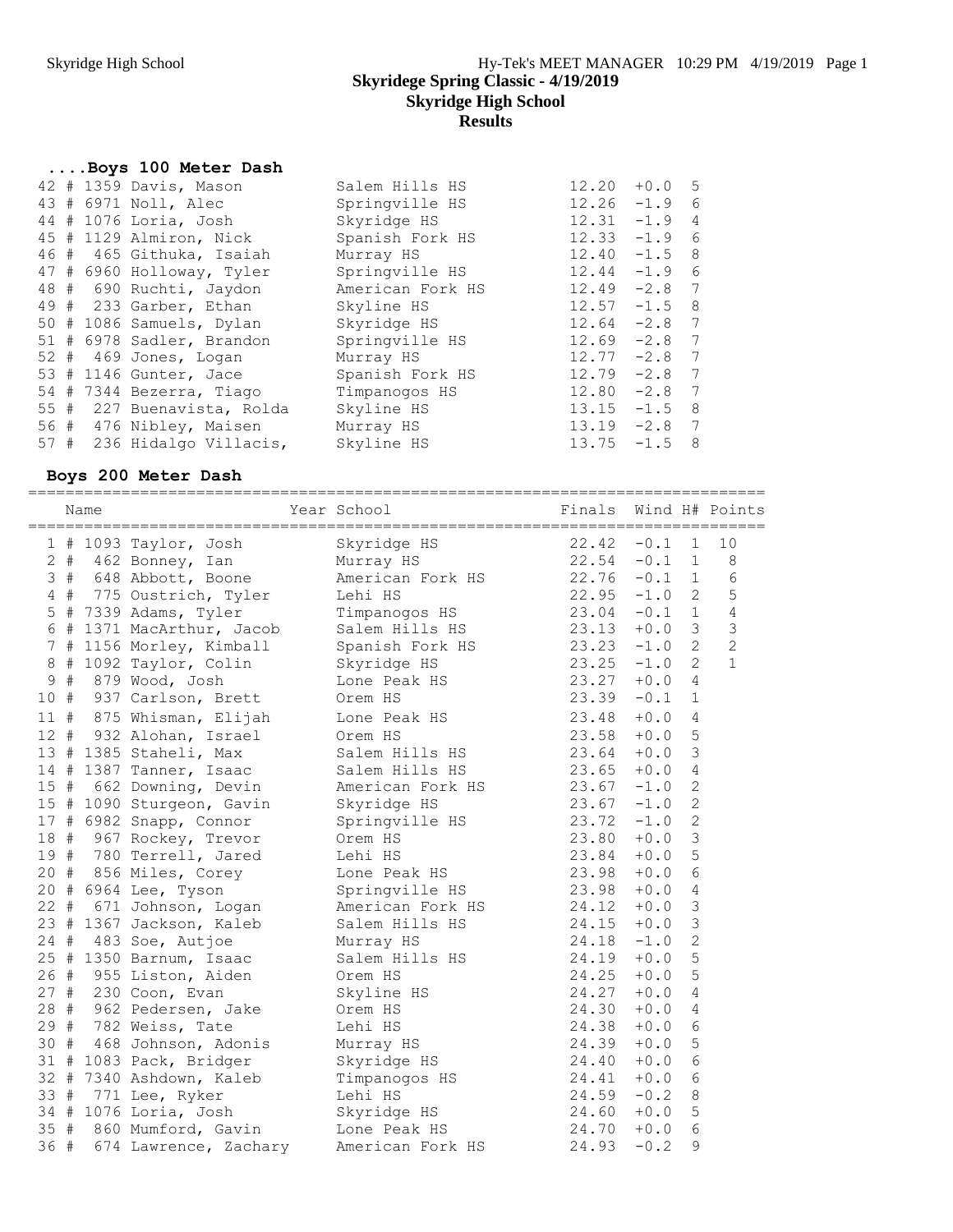# Skyridege Spring Classic - 4/19/2019
## Skyridge High School
## Results

### ....Boys 100 Meter Dash

| | | | | | | | |
|---|---|---|---|---|---|---|---|
| 42 | # 1359 | Davis, Mason | Salem Hills HS | 12.20 | +0.0 | 5 | |
| 43 | # 6971 | Noll, Alec | Springville HS | 12.26 | -1.9 | 6 | |
| 44 | # 1076 | Loria, Josh | Skyridge HS | 12.31 | -1.9 | 4 | |
| 45 | # 1129 | Almiron, Nick | Spanish Fork HS | 12.33 | -1.9 | 6 | |
| 46 | # 465 | Githuka, Isaiah | Murray HS | 12.40 | -1.5 | 8 | |
| 47 | # 6960 | Holloway, Tyler | Springville HS | 12.44 | -1.9 | 6 | |
| 48 | # 690 | Ruchti, Jaydon | American Fork HS | 12.49 | -2.8 | 7 | |
| 49 | # 233 | Garber, Ethan | Skyline HS | 12.57 | -1.5 | 8 | |
| 50 | # 1086 | Samuels, Dylan | Skyridge HS | 12.64 | -2.8 | 7 | |
| 51 | # 6978 | Sadler, Brandon | Springville HS | 12.69 | -2.8 | 7 | |
| 52 | # 469 | Jones, Logan | Murray HS | 12.77 | -2.8 | 7 | |
| 53 | # 1146 | Gunter, Jace | Spanish Fork HS | 12.79 | -2.8 | 7 | |
| 54 | # 7344 | Bezerra, Tiago | Timpanogos HS | 12.80 | -2.8 | 7 | |
| 55 | # 227 | Buenavista, Rolda | Skyline HS | 13.15 | -1.5 | 8 | |
| 56 | # 476 | Nibley, Maisen | Murray HS | 13.19 | -2.8 | 7 | |
| 57 | # 236 | Hidalgo Villacis, | Skyline HS | 13.75 | -1.5 | 8 | |

### Boys 200 Meter Dash

| | | Name | Year School | Finals | Wind | H# | Points |
|---|---|---|---|---|---|---|---|
| 1 | # 1093 | Taylor, Josh | Skyridge HS | 22.42 | -0.1 | 1 | 10 |
| 2 | # 462 | Bonney, Ian | Murray HS | 22.54 | -0.1 | 1 | 8 |
| 3 | # 648 | Abbott, Boone | American Fork HS | 22.76 | -0.1 | 1 | 6 |
| 4 | # 775 | Oustrich, Tyler | Lehi HS | 22.95 | -1.0 | 2 | 5 |
| 5 | # 7339 | Adams, Tyler | Timpanogos HS | 23.04 | -0.1 | 1 | 4 |
| 6 | # 1371 | MacArthur, Jacob | Salem Hills HS | 23.13 | +0.0 | 3 | 3 |
| 7 | # 1156 | Morley, Kimball | Spanish Fork HS | 23.23 | -1.0 | 2 | 2 |
| 8 | # 1092 | Taylor, Colin | Skyridge HS | 23.25 | -1.0 | 2 | 1 |
| 9 | # 879 | Wood, Josh | Lone Peak HS | 23.27 | +0.0 | 4 | |
| 10 | # 937 | Carlson, Brett | Orem HS | 23.39 | -0.1 | 1 | |
| 11 | # 875 | Whisman, Elijah | Lone Peak HS | 23.48 | +0.0 | 4 | |
| 12 | # 932 | Alohan, Israel | Orem HS | 23.58 | +0.0 | 5 | |
| 13 | # 1385 | Staheli, Max | Salem Hills HS | 23.64 | +0.0 | 3 | |
| 14 | # 1387 | Tanner, Isaac | Salem Hills HS | 23.65 | +0.0 | 4 | |
| 15 | # 662 | Downing, Devin | American Fork HS | 23.67 | -1.0 | 2 | |
| 15 | # 1090 | Sturgeon, Gavin | Skyridge HS | 23.67 | -1.0 | 2 | |
| 17 | # 6982 | Snapp, Connor | Springville HS | 23.72 | -1.0 | 2 | |
| 18 | # 967 | Rockey, Trevor | Orem HS | 23.80 | +0.0 | 3 | |
| 19 | # 780 | Terrell, Jared | Lehi HS | 23.84 | +0.0 | 5 | |
| 20 | # 856 | Miles, Corey | Lone Peak HS | 23.98 | +0.0 | 6 | |
| 20 | # 6964 | Lee, Tyson | Springville HS | 23.98 | +0.0 | 4 | |
| 22 | # 671 | Johnson, Logan | American Fork HS | 24.12 | +0.0 | 3 | |
| 23 | # 1367 | Jackson, Kaleb | Salem Hills HS | 24.15 | +0.0 | 3 | |
| 24 | # 483 | Soe, Autjoe | Murray HS | 24.18 | -1.0 | 2 | |
| 25 | # 1350 | Barnum, Isaac | Salem Hills HS | 24.19 | +0.0 | 5 | |
| 26 | # 955 | Liston, Aiden | Orem HS | 24.25 | +0.0 | 5 | |
| 27 | # 230 | Coon, Evan | Skyline HS | 24.27 | +0.0 | 4 | |
| 28 | # 962 | Pedersen, Jake | Orem HS | 24.30 | +0.0 | 4 | |
| 29 | # 782 | Weiss, Tate | Lehi HS | 24.38 | +0.0 | 6 | |
| 30 | # 468 | Johnson, Adonis | Murray HS | 24.39 | +0.0 | 5 | |
| 31 | # 1083 | Pack, Bridger | Skyridge HS | 24.40 | +0.0 | 6 | |
| 32 | # 7340 | Ashdown, Kaleb | Timpanogos HS | 24.41 | +0.0 | 6 | |
| 33 | # 771 | Lee, Ryker | Lehi HS | 24.59 | -0.2 | 8 | |
| 34 | # 1076 | Loria, Josh | Skyridge HS | 24.60 | +0.0 | 5 | |
| 35 | # 860 | Mumford, Gavin | Lone Peak HS | 24.70 | +0.0 | 6 | |
| 36 | # 674 | Lawrence, Zachary | American Fork HS | 24.93 | -0.2 | 9 | |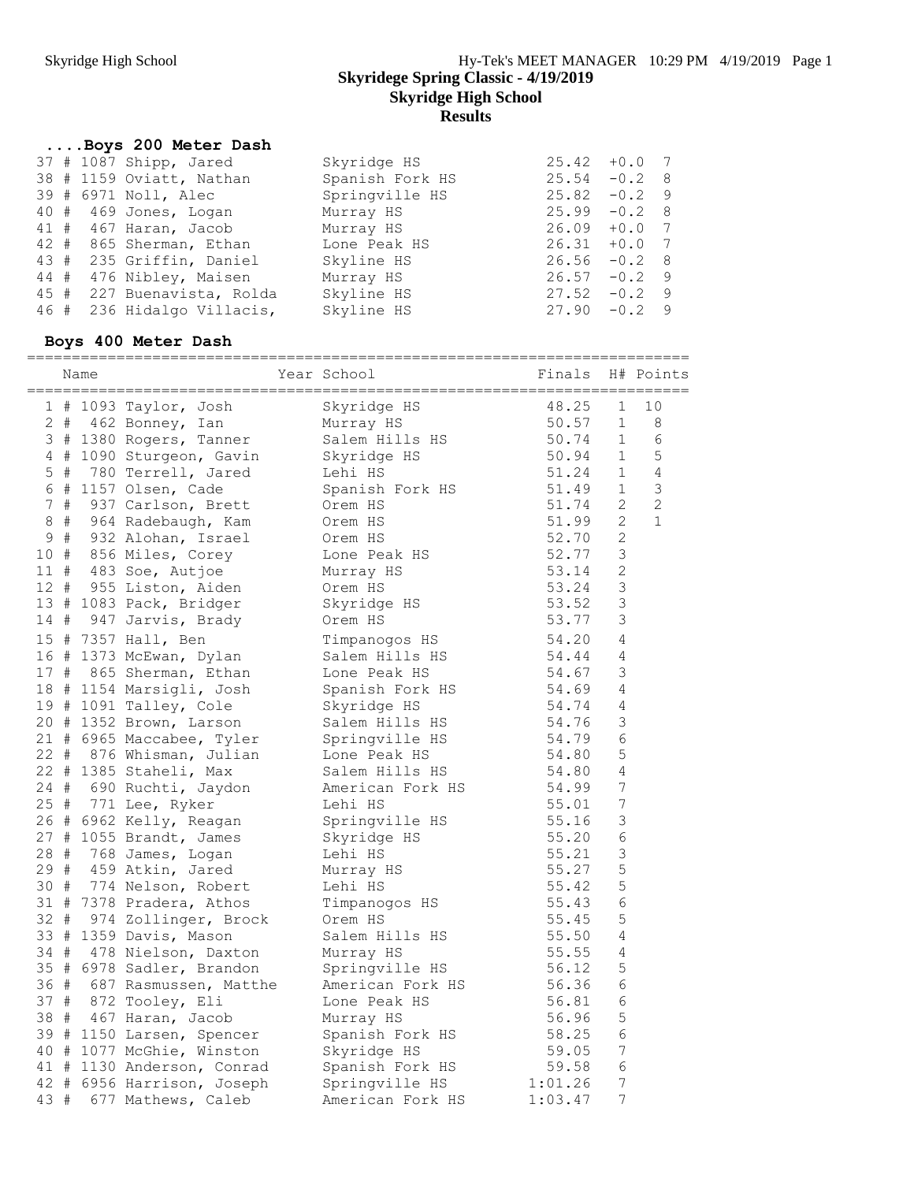## Skyridege Spring Classic - 4/19/2019
## Skyridge High School
## Results

### ....Boys 200 Meter Dash

| Place | Name | School | Finals | Wind | H# |
|---|---|---|---|---|---|
| 37 | # 1087 Shipp, Jared | Skyridge HS | 25.42 | +0.0 | 7 |
| 38 | # 1159 Oviatt, Nathan | Spanish Fork HS | 25.54 | -0.2 | 8 |
| 39 | # 6971 Noll, Alec | Springville HS | 25.82 | -0.2 | 9 |
| 40 | # 469 Jones, Logan | Murray HS | 25.99 | -0.2 | 8 |
| 41 | # 467 Haran, Jacob | Murray HS | 26.09 | +0.0 | 7 |
| 42 | # 865 Sherman, Ethan | Lone Peak HS | 26.31 | +0.0 | 7 |
| 43 | # 235 Griffin, Daniel | Skyline HS | 26.56 | -0.2 | 8 |
| 44 | # 476 Nibley, Maisen | Murray HS | 26.57 | -0.2 | 9 |
| 45 | # 227 Buenavista, Rolda | Skyline HS | 27.52 | -0.2 | 9 |
| 46 | # 236 Hidalgo Villacis, | Skyline HS | 27.90 | -0.2 | 9 |

### Boys 400 Meter Dash

| Place | Name | Year | School | Finals | H# | Points |
|---|---|---|---|---|---|---|
| 1 | # 1093 Taylor, Josh | | Skyridge HS | 48.25 | 1 | 10 |
| 2 | # 462 Bonney, Ian | | Murray HS | 50.57 | 1 | 8 |
| 3 | # 1380 Rogers, Tanner | | Salem Hills HS | 50.74 | 1 | 6 |
| 4 | # 1090 Sturgeon, Gavin | | Skyridge HS | 50.94 | 1 | 5 |
| 5 | # 780 Terrell, Jared | | Lehi HS | 51.24 | 1 | 4 |
| 6 | # 1157 Olsen, Cade | | Spanish Fork HS | 51.49 | 1 | 3 |
| 7 | # 937 Carlson, Brett | | Orem HS | 51.74 | 2 | 2 |
| 8 | # 964 Radebaugh, Kam | | Orem HS | 51.99 | 2 | 1 |
| 9 | # 932 Alohan, Israel | | Orem HS | 52.70 | 2 | |
| 10 | # 856 Miles, Corey | | Lone Peak HS | 52.77 | 3 | |
| 11 | # 483 Soe, Autjoe | | Murray HS | 53.14 | 2 | |
| 12 | # 955 Liston, Aiden | | Orem HS | 53.24 | 3 | |
| 13 | # 1083 Pack, Bridger | | Skyridge HS | 53.52 | 3 | |
| 14 | # 947 Jarvis, Brady | | Orem HS | 53.77 | 3 | |
| 15 | # 7357 Hall, Ben | | Timpanogos HS | 54.20 | 4 | |
| 16 | # 1373 McEwan, Dylan | | Salem Hills HS | 54.44 | 4 | |
| 17 | # 865 Sherman, Ethan | | Lone Peak HS | 54.67 | 3 | |
| 18 | # 1154 Marsigli, Josh | | Spanish Fork HS | 54.69 | 4 | |
| 19 | # 1091 Talley, Cole | | Skyridge HS | 54.74 | 4 | |
| 20 | # 1352 Brown, Larson | | Salem Hills HS | 54.76 | 3 | |
| 21 | # 6965 Maccabee, Tyler | | Springville HS | 54.79 | 6 | |
| 22 | # 876 Whisman, Julian | | Lone Peak HS | 54.80 | 5 | |
| 22 | # 1385 Staheli, Max | | Salem Hills HS | 54.80 | 4 | |
| 24 | # 690 Ruchti, Jaydon | | American Fork HS | 54.99 | 7 | |
| 25 | # 771 Lee, Ryker | | Lehi HS | 55.01 | 7 | |
| 26 | # 6962 Kelly, Reagan | | Springville HS | 55.16 | 3 | |
| 27 | # 1055 Brandt, James | | Skyridge HS | 55.20 | 6 | |
| 28 | # 768 James, Logan | | Lehi HS | 55.21 | 3 | |
| 29 | # 459 Atkin, Jared | | Murray HS | 55.27 | 5 | |
| 30 | # 774 Nelson, Robert | | Lehi HS | 55.42 | 5 | |
| 31 | # 7378 Pradera, Athos | | Timpanogos HS | 55.43 | 6 | |
| 32 | # 974 Zollinger, Brock | | Orem HS | 55.45 | 5 | |
| 33 | # 1359 Davis, Mason | | Salem Hills HS | 55.50 | 4 | |
| 34 | # 478 Nielson, Daxton | | Murray HS | 55.55 | 4 | |
| 35 | # 6978 Sadler, Brandon | | Springville HS | 56.12 | 5 | |
| 36 | # 687 Rasmussen, Matthe | | American Fork HS | 56.36 | 6 | |
| 37 | # 872 Tooley, Eli | | Lone Peak HS | 56.81 | 6 | |
| 38 | # 467 Haran, Jacob | | Murray HS | 56.96 | 5 | |
| 39 | # 1150 Larsen, Spencer | | Spanish Fork HS | 58.25 | 6 | |
| 40 | # 1077 McGhie, Winston | | Skyridge HS | 59.05 | 7 | |
| 41 | # 1130 Anderson, Conrad | | Spanish Fork HS | 59.58 | 6 | |
| 42 | # 6956 Harrison, Joseph | | Springville HS | 1:01.26 | 7 | |
| 43 | # 677 Mathews, Caleb | | American Fork HS | 1:03.47 | 7 | |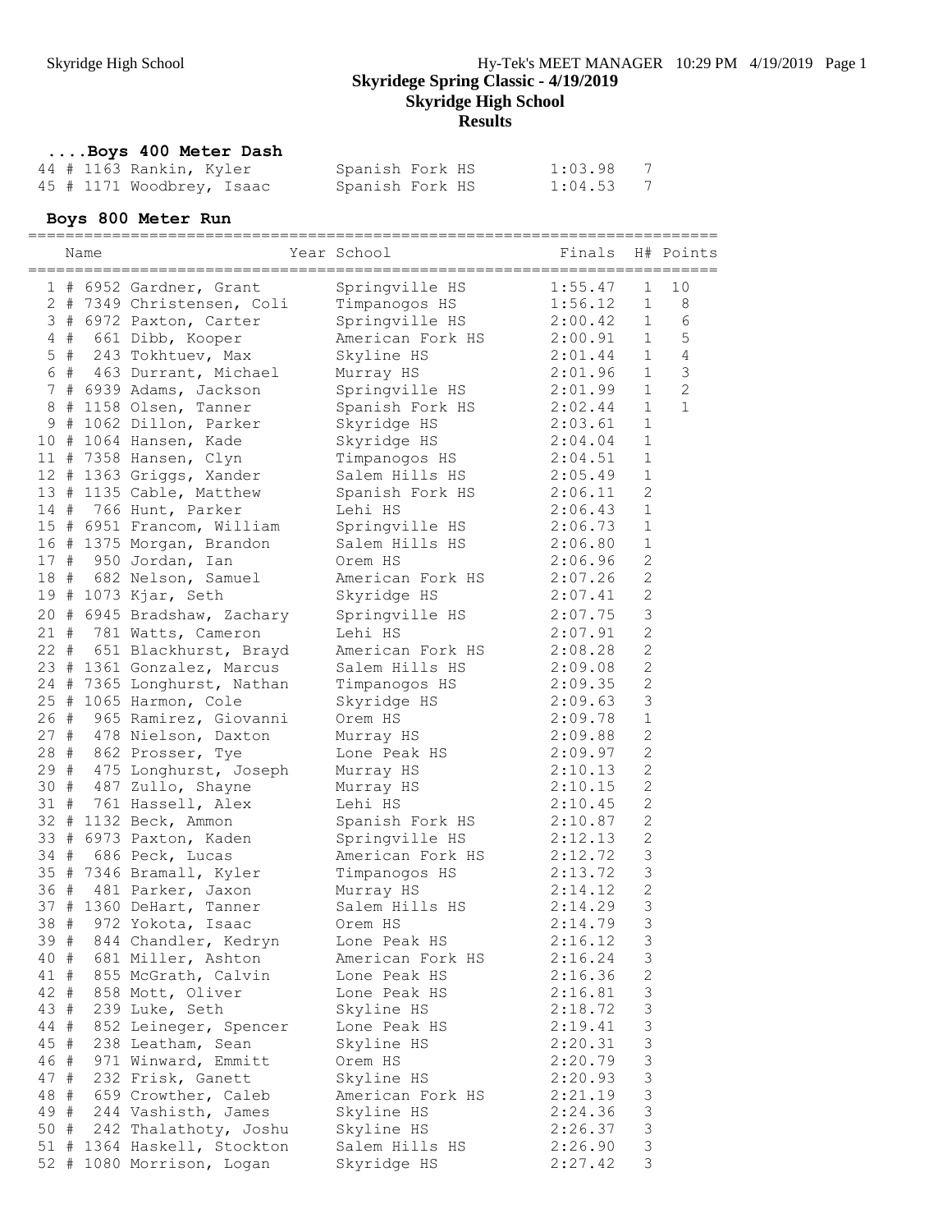## Skyridege Spring Classic - 4/19/2019
## Skyridge High School
## Results

### ....Boys 400 Meter Dash

| | | | | |
|---|---|---|---|---|
| 44 | # 1163 Rankin, Kyler | Spanish Fork HS | 1:03.98 | 7 |
| 45 | # 1171 Woodbrey, Isaac | Spanish Fork HS | 1:04.53 | 7 |

### Boys 800 Meter Run

| | Name | Year School | Finals | H# | Points |
|---|---|---|---|---|---|
| 1 | # 6952 Gardner, Grant | Springville HS | 1:55.47 | 1 | 10 |
| 2 | # 7349 Christensen, Coli | Timpanogos HS | 1:56.12 | 1 | 8 |
| 3 | # 6972 Paxton, Carter | Springville HS | 2:00.42 | 1 | 6 |
| 4 | # 661 Dibb, Kooper | American Fork HS | 2:00.91 | 1 | 5 |
| 5 | # 243 Tokhtuev, Max | Skyline HS | 2:01.44 | 1 | 4 |
| 6 | # 463 Durrant, Michael | Murray HS | 2:01.96 | 1 | 3 |
| 7 | # 6939 Adams, Jackson | Springville HS | 2:01.99 | 1 | 2 |
| 8 | # 1158 Olsen, Tanner | Spanish Fork HS | 2:02.44 | 1 | 1 |
| 9 | # 1062 Dillon, Parker | Skyridge HS | 2:03.61 | 1 | |
| 10 | # 1064 Hansen, Kade | Skyridge HS | 2:04.04 | 1 | |
| 11 | # 7358 Hansen, Clyn | Timpanogos HS | 2:04.51 | 1 | |
| 12 | # 1363 Griggs, Xander | Salem Hills HS | 2:05.49 | 1 | |
| 13 | # 1135 Cable, Matthew | Spanish Fork HS | 2:06.11 | 2 | |
| 14 | # 766 Hunt, Parker | Lehi HS | 2:06.43 | 1 | |
| 15 | # 6951 Francom, William | Springville HS | 2:06.73 | 1 | |
| 16 | # 1375 Morgan, Brandon | Salem Hills HS | 2:06.80 | 1 | |
| 17 | # 950 Jordan, Ian | Orem HS | 2:06.96 | 2 | |
| 18 | # 682 Nelson, Samuel | American Fork HS | 2:07.26 | 2 | |
| 19 | # 1073 Kjar, Seth | Skyridge HS | 2:07.41 | 2 | |
| 20 | # 6945 Bradshaw, Zachary | Springville HS | 2:07.75 | 3 | |
| 21 | # 781 Watts, Cameron | Lehi HS | 2:07.91 | 2 | |
| 22 | # 651 Blackhurst, Brayd | American Fork HS | 2:08.28 | 2 | |
| 23 | # 1361 Gonzalez, Marcus | Salem Hills HS | 2:09.08 | 2 | |
| 24 | # 7365 Longhurst, Nathan | Timpanogos HS | 2:09.35 | 2 | |
| 25 | # 1065 Harmon, Cole | Skyridge HS | 2:09.63 | 3 | |
| 26 | # 965 Ramirez, Giovanni | Orem HS | 2:09.78 | 1 | |
| 27 | # 478 Nielson, Daxton | Murray HS | 2:09.88 | 2 | |
| 28 | # 862 Prosser, Tye | Lone Peak HS | 2:09.97 | 2 | |
| 29 | # 475 Longhurst, Joseph | Murray HS | 2:10.13 | 2 | |
| 30 | # 487 Zullo, Shayne | Murray HS | 2:10.15 | 2 | |
| 31 | # 761 Hassell, Alex | Lehi HS | 2:10.45 | 2 | |
| 32 | # 1132 Beck, Ammon | Spanish Fork HS | 2:10.87 | 2 | |
| 33 | # 6973 Paxton, Kaden | Springville HS | 2:12.13 | 2 | |
| 34 | # 686 Peck, Lucas | American Fork HS | 2:12.72 | 3 | |
| 35 | # 7346 Bramall, Kyler | Timpanogos HS | 2:13.72 | 3 | |
| 36 | # 481 Parker, Jaxon | Murray HS | 2:14.12 | 2 | |
| 37 | # 1360 DeHart, Tanner | Salem Hills HS | 2:14.29 | 3 | |
| 38 | # 972 Yokota, Isaac | Orem HS | 2:14.79 | 3 | |
| 39 | # 844 Chandler, Kedryn | Lone Peak HS | 2:16.12 | 3 | |
| 40 | # 681 Miller, Ashton | American Fork HS | 2:16.24 | 3 | |
| 41 | # 855 McGrath, Calvin | Lone Peak HS | 2:16.36 | 2 | |
| 42 | # 858 Mott, Oliver | Lone Peak HS | 2:16.81 | 3 | |
| 43 | # 239 Luke, Seth | Skyline HS | 2:18.72 | 3 | |
| 44 | # 852 Leineger, Spencer | Lone Peak HS | 2:19.41 | 3 | |
| 45 | # 238 Leatham, Sean | Skyline HS | 2:20.31 | 3 | |
| 46 | # 971 Winward, Emmitt | Orem HS | 2:20.79 | 3 | |
| 47 | # 232 Frisk, Ganett | Skyline HS | 2:20.93 | 3 | |
| 48 | # 659 Crowther, Caleb | American Fork HS | 2:21.19 | 3 | |
| 49 | # 244 Vashisth, James | Skyline HS | 2:24.36 | 3 | |
| 50 | # 242 Thalathoty, Joshu | Skyline HS | 2:26.37 | 3 | |
| 51 | # 1364 Haskell, Stockton | Salem Hills HS | 2:26.90 | 3 | |
| 52 | # 1080 Morrison, Logan | Skyridge HS | 2:27.42 | 3 | |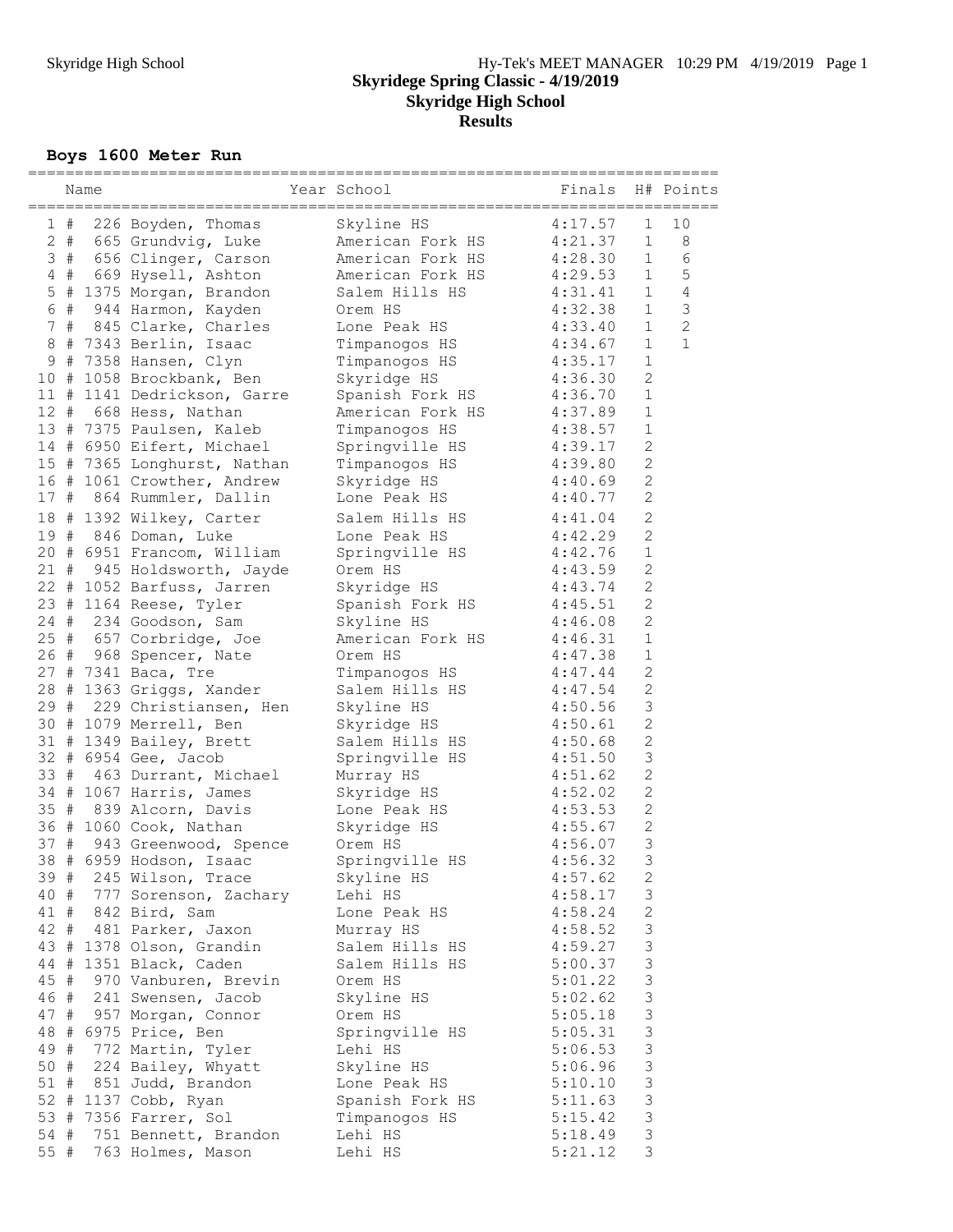**Skyridege Spring Classic - 4/19/2019**
**Skyridge High School**
**Results**

### Boys 1600 Meter Run

| Place | Name | Year | School | Finals | H# | Points |
|---|---|---|---|---|---|---|
| 1 | # 226 Boyden, Thomas | | Skyline HS | 4:17.57 | 1 | 10 |
| 2 | # 665 Grundvig, Luke | | American Fork HS | 4:21.37 | 1 | 8 |
| 3 | # 656 Clinger, Carson | | American Fork HS | 4:28.30 | 1 | 6 |
| 4 | # 669 Hysell, Ashton | | American Fork HS | 4:29.53 | 1 | 5 |
| 5 | # 1375 Morgan, Brandon | | Salem Hills HS | 4:31.41 | 1 | 4 |
| 6 | # 944 Harmon, Kayden | | Orem HS | 4:32.38 | 1 | 3 |
| 7 | # 845 Clarke, Charles | | Lone Peak HS | 4:33.40 | 1 | 2 |
| 8 | # 7343 Berlin, Isaac | | Timpanogos HS | 4:34.67 | 1 | 1 |
| 9 | # 7358 Hansen, Clyn | | Timpanogos HS | 4:35.17 | 1 | |
| 10 | # 1058 Brockbank, Ben | | Skyridge HS | 4:36.30 | 2 | |
| 11 | # 1141 Dedrickson, Garre | | Spanish Fork HS | 4:36.70 | 1 | |
| 12 | # 668 Hess, Nathan | | American Fork HS | 4:37.89 | 1 | |
| 13 | # 7375 Paulsen, Kaleb | | Timpanogos HS | 4:38.57 | 1 | |
| 14 | # 6950 Eifert, Michael | | Springville HS | 4:39.17 | 2 | |
| 15 | # 7365 Longhurst, Nathan | | Timpanogos HS | 4:39.80 | 2 | |
| 16 | # 1061 Crowther, Andrew | | Skyridge HS | 4:40.69 | 2 | |
| 17 | # 864 Rummler, Dallin | | Lone Peak HS | 4:40.77 | 2 | |
| 18 | # 1392 Wilkey, Carter | | Salem Hills HS | 4:41.04 | 2 | |
| 19 | # 846 Doman, Luke | | Lone Peak HS | 4:42.29 | 2 | |
| 20 | # 6951 Francom, William | | Springville HS | 4:42.76 | 1 | |
| 21 | # 945 Holdsworth, Jayde | | Orem HS | 4:43.59 | 2 | |
| 22 | # 1052 Barfuss, Jarren | | Skyridge HS | 4:43.74 | 2 | |
| 23 | # 1164 Reese, Tyler | | Spanish Fork HS | 4:45.51 | 2 | |
| 24 | # 234 Goodson, Sam | | Skyline HS | 4:46.08 | 2 | |
| 25 | # 657 Corbridge, Joe | | American Fork HS | 4:46.31 | 1 | |
| 26 | # 968 Spencer, Nate | | Orem HS | 4:47.38 | 1 | |
| 27 | # 7341 Baca, Tre | | Timpanogos HS | 4:47.44 | 2 | |
| 28 | # 1363 Griggs, Xander | | Salem Hills HS | 4:47.54 | 2 | |
| 29 | # 229 Christiansen, Hen | | Skyline HS | 4:50.56 | 3 | |
| 30 | # 1079 Merrell, Ben | | Skyridge HS | 4:50.61 | 2 | |
| 31 | # 1349 Bailey, Brett | | Salem Hills HS | 4:50.68 | 2 | |
| 32 | # 6954 Gee, Jacob | | Springville HS | 4:51.50 | 3 | |
| 33 | # 463 Durrant, Michael | | Murray HS | 4:51.62 | 2 | |
| 34 | # 1067 Harris, James | | Skyridge HS | 4:52.02 | 2 | |
| 35 | # 839 Alcorn, Davis | | Lone Peak HS | 4:53.53 | 2 | |
| 36 | # 1060 Cook, Nathan | | Skyridge HS | 4:55.67 | 2 | |
| 37 | # 943 Greenwood, Spence | | Orem HS | 4:56.07 | 3 | |
| 38 | # 6959 Hodson, Isaac | | Springville HS | 4:56.32 | 3 | |
| 39 | # 245 Wilson, Trace | | Skyline HS | 4:57.62 | 2 | |
| 40 | # 777 Sorenson, Zachary | | Lehi HS | 4:58.17 | 3 | |
| 41 | # 842 Bird, Sam | | Lone Peak HS | 4:58.24 | 2 | |
| 42 | # 481 Parker, Jaxon | | Murray HS | 4:58.52 | 3 | |
| 43 | # 1378 Olson, Grandin | | Salem Hills HS | 4:59.27 | 3 | |
| 44 | # 1351 Black, Caden | | Salem Hills HS | 5:00.37 | 3 | |
| 45 | # 970 Vanburen, Brevin | | Orem HS | 5:01.22 | 3 | |
| 46 | # 241 Swensen, Jacob | | Skyline HS | 5:02.62 | 3 | |
| 47 | # 957 Morgan, Connor | | Orem HS | 5:05.18 | 3 | |
| 48 | # 6975 Price, Ben | | Springville HS | 5:05.31 | 3 | |
| 49 | # 772 Martin, Tyler | | Lehi HS | 5:06.53 | 3 | |
| 50 | # 224 Bailey, Whyatt | | Skyline HS | 5:06.96 | 3 | |
| 51 | # 851 Judd, Brandon | | Lone Peak HS | 5:10.10 | 3 | |
| 52 | # 1137 Cobb, Ryan | | Spanish Fork HS | 5:11.63 | 3 | |
| 53 | # 7356 Farrer, Sol | | Timpanogos HS | 5:15.42 | 3 | |
| 54 | # 751 Bennett, Brandon | | Lehi HS | 5:18.49 | 3 | |
| 55 | # 763 Holmes, Mason | | Lehi HS | 5:21.12 | 3 | |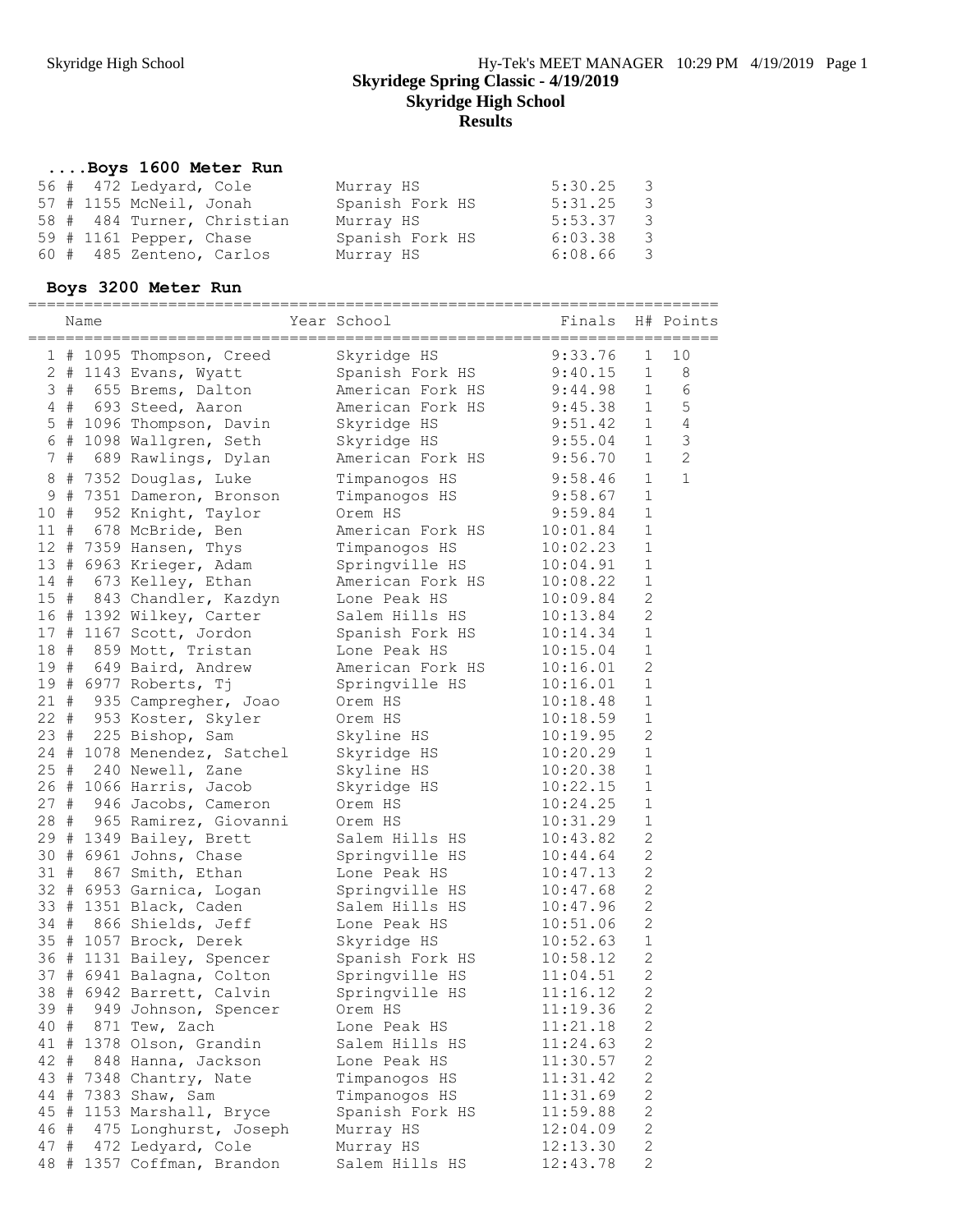## Skyridege Spring Classic - 4/19/2019
## Skyridge High School
## Results

### ....Boys 1600 Meter Run

| | | | | |
|---|---|---|---|---|
| 56 | # 472 Ledyard, Cole | Murray HS | 5:30.25 | 3 |
| 57 | # 1155 McNeil, Jonah | Spanish Fork HS | 5:31.25 | 3 |
| 58 | # 484 Turner, Christian | Murray HS | 5:53.37 | 3 |
| 59 | # 1161 Pepper, Chase | Spanish Fork HS | 6:03.38 | 3 |
| 60 | # 485 Zenteno, Carlos | Murray HS | 6:08.66 | 3 |

### Boys 3200 Meter Run

| | Name | Year School | Finals | H# | Points |
|---|---|---|---|---|---|
| 1 | # 1095 Thompson, Creed | Skyridge HS | 9:33.76 | 1 | 10 |
| 2 | # 1143 Evans, Wyatt | Spanish Fork HS | 9:40.15 | 1 | 8 |
| 3 | # 655 Brems, Dalton | American Fork HS | 9:44.98 | 1 | 6 |
| 4 | # 693 Steed, Aaron | American Fork HS | 9:45.38 | 1 | 5 |
| 5 | # 1096 Thompson, Davin | Skyridge HS | 9:51.42 | 1 | 4 |
| 6 | # 1098 Wallgren, Seth | Skyridge HS | 9:55.04 | 1 | 3 |
| 7 | # 689 Rawlings, Dylan | American Fork HS | 9:56.70 | 1 | 2 |
| 8 | # 7352 Douglas, Luke | Timpanogos HS | 9:58.46 | 1 | 1 |
| 9 | # 7351 Dameron, Bronson | Timpanogos HS | 9:58.67 | 1 | |
| 10 | # 952 Knight, Taylor | Orem HS | 9:59.84 | 1 | |
| 11 | # 678 McBride, Ben | American Fork HS | 10:01.84 | 1 | |
| 12 | # 7359 Hansen, Thys | Timpanogos HS | 10:02.23 | 1 | |
| 13 | # 6963 Krieger, Adam | Springville HS | 10:04.91 | 1 | |
| 14 | # 673 Kelley, Ethan | American Fork HS | 10:08.22 | 1 | |
| 15 | # 843 Chandler, Kazdyn | Lone Peak HS | 10:09.84 | 2 | |
| 16 | # 1392 Wilkey, Carter | Salem Hills HS | 10:13.84 | 2 | |
| 17 | # 1167 Scott, Jordon | Spanish Fork HS | 10:14.34 | 1 | |
| 18 | # 859 Mott, Tristan | Lone Peak HS | 10:15.04 | 1 | |
| 19 | # 649 Baird, Andrew | American Fork HS | 10:16.01 | 2 | |
| 19 | # 6977 Roberts, Tj | Springville HS | 10:16.01 | 1 | |
| 21 | # 935 Campregher, Joao | Orem HS | 10:18.48 | 1 | |
| 22 | # 953 Koster, Skyler | Orem HS | 10:18.59 | 1 | |
| 23 | # 225 Bishop, Sam | Skyline HS | 10:19.95 | 2 | |
| 24 | # 1078 Menendez, Satchel | Skyridge HS | 10:20.29 | 1 | |
| 25 | # 240 Newell, Zane | Skyline HS | 10:20.38 | 1 | |
| 26 | # 1066 Harris, Jacob | Skyridge HS | 10:22.15 | 1 | |
| 27 | # 946 Jacobs, Cameron | Orem HS | 10:24.25 | 1 | |
| 28 | # 965 Ramirez, Giovanni | Orem HS | 10:31.29 | 1 | |
| 29 | # 1349 Bailey, Brett | Salem Hills HS | 10:43.82 | 2 | |
| 30 | # 6961 Johns, Chase | Springville HS | 10:44.64 | 2 | |
| 31 | # 867 Smith, Ethan | Lone Peak HS | 10:47.13 | 2 | |
| 32 | # 6953 Garnica, Logan | Springville HS | 10:47.68 | 2 | |
| 33 | # 1351 Black, Caden | Salem Hills HS | 10:47.96 | 2 | |
| 34 | # 866 Shields, Jeff | Lone Peak HS | 10:51.06 | 2 | |
| 35 | # 1057 Brock, Derek | Skyridge HS | 10:52.63 | 1 | |
| 36 | # 1131 Bailey, Spencer | Spanish Fork HS | 10:58.12 | 2 | |
| 37 | # 6941 Balagna, Colton | Springville HS | 11:04.51 | 2 | |
| 38 | # 6942 Barrett, Calvin | Springville HS | 11:16.12 | 2 | |
| 39 | # 949 Johnson, Spencer | Orem HS | 11:19.36 | 2 | |
| 40 | # 871 Tew, Zach | Lone Peak HS | 11:21.18 | 2 | |
| 41 | # 1378 Olson, Grandin | Salem Hills HS | 11:24.63 | 2 | |
| 42 | # 848 Hanna, Jackson | Lone Peak HS | 11:30.57 | 2 | |
| 43 | # 7348 Chantry, Nate | Timpanogos HS | 11:31.42 | 2 | |
| 44 | # 7383 Shaw, Sam | Timpanogos HS | 11:31.69 | 2 | |
| 45 | # 1153 Marshall, Bryce | Spanish Fork HS | 11:59.88 | 2 | |
| 46 | # 475 Longhurst, Joseph | Murray HS | 12:04.09 | 2 | |
| 47 | # 472 Ledyard, Cole | Murray HS | 12:13.30 | 2 | |
| 48 | # 1357 Coffman, Brandon | Salem Hills HS | 12:43.78 | 2 | |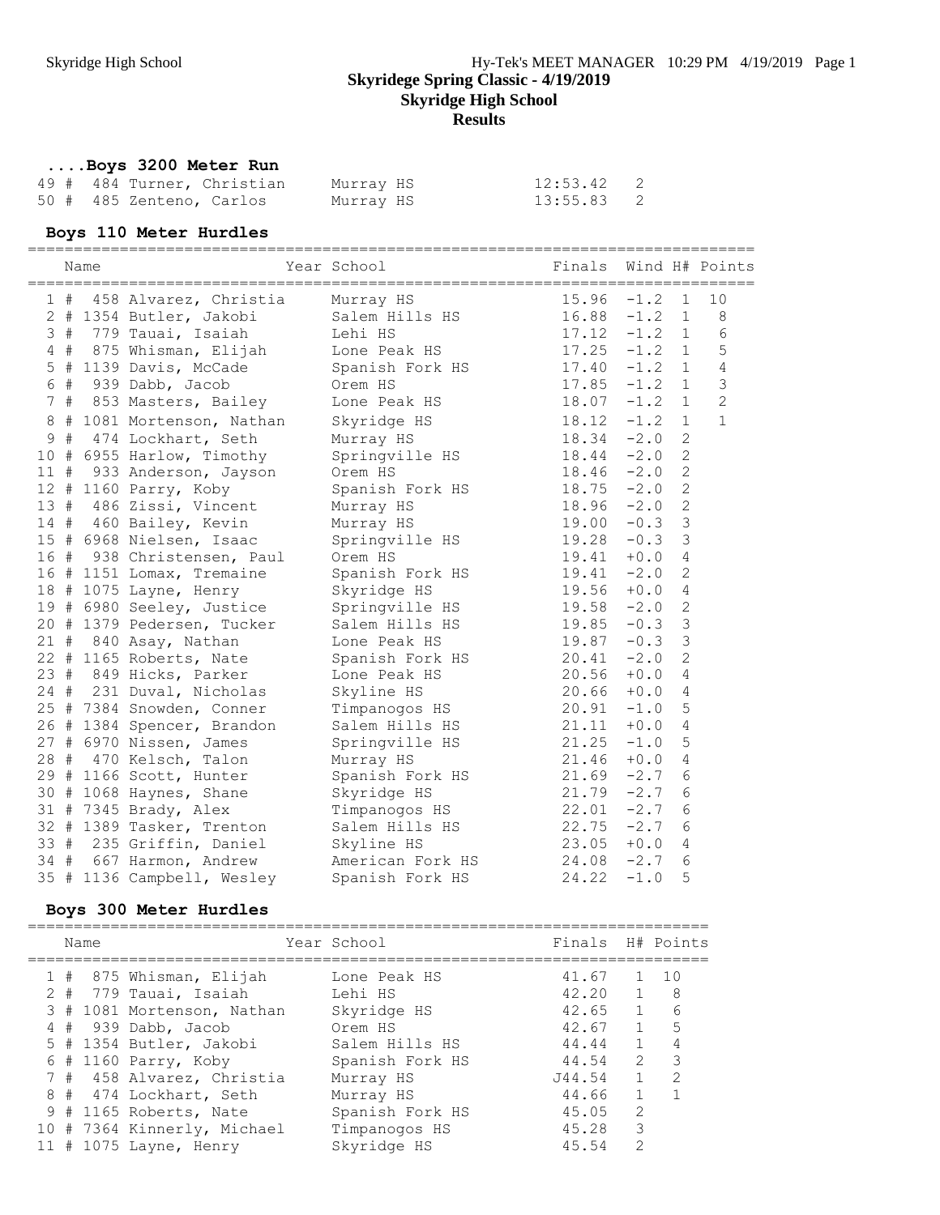## Skyridege Spring Classic - 4/19/2019
## Skyridge High School
## Results

### ....Boys 3200 Meter Run

| | | | | | | |
|---|---|---|---|---|---|---|
| 49 | # | 484 | Turner, Christian | Murray HS | 12:53.42 | 2 |
| 50 | # | 485 | Zenteno, Carlos | Murray HS | 13:55.83 | 2 |

### Boys 110 Meter Hurdles

| | Name | Year | School | Finals | Wind | H# | Points |
|---|---|---|---|---|---|---|---|
| 1 | # 458 Alvarez, Christia | | Murray HS | 15.96 | -1.2 | 1 | 10 |
| 2 | # 1354 Butler, Jakobi | | Salem Hills HS | 16.88 | -1.2 | 1 | 8 |
| 3 | # 779 Tauai, Isaiah | | Lehi HS | 17.12 | -1.2 | 1 | 6 |
| 4 | # 875 Whisman, Elijah | | Lone Peak HS | 17.25 | -1.2 | 1 | 5 |
| 5 | # 1139 Davis, McCade | | Spanish Fork HS | 17.40 | -1.2 | 1 | 4 |
| 6 | # 939 Dabb, Jacob | | Orem HS | 17.85 | -1.2 | 1 | 3 |
| 7 | # 853 Masters, Bailey | | Lone Peak HS | 18.07 | -1.2 | 1 | 2 |
| 8 | # 1081 Mortenson, Nathan | | Skyridge HS | 18.12 | -1.2 | 1 | 1 |
| 9 | # 474 Lockhart, Seth | | Murray HS | 18.34 | -2.0 | 2 | |
| 10 | # 6955 Harlow, Timothy | | Springville HS | 18.44 | -2.0 | 2 | |
| 11 | # 933 Anderson, Jayson | | Orem HS | 18.46 | -2.0 | 2 | |
| 12 | # 1160 Parry, Koby | | Spanish Fork HS | 18.75 | -2.0 | 2 | |
| 13 | # 486 Zissi, Vincent | | Murray HS | 18.96 | -2.0 | 2 | |
| 14 | # 460 Bailey, Kevin | | Murray HS | 19.00 | -0.3 | 3 | |
| 15 | # 6968 Nielsen, Isaac | | Springville HS | 19.28 | -0.3 | 3 | |
| 16 | # 938 Christensen, Paul | | Orem HS | 19.41 | +0.0 | 4 | |
| 16 | # 1151 Lomax, Tremaine | | Spanish Fork HS | 19.41 | -2.0 | 2 | |
| 18 | # 1075 Layne, Henry | | Skyridge HS | 19.56 | +0.0 | 4 | |
| 19 | # 6980 Seeley, Justice | | Springville HS | 19.58 | -2.0 | 2 | |
| 20 | # 1379 Pedersen, Tucker | | Salem Hills HS | 19.85 | -0.3 | 3 | |
| 21 | # 840 Asay, Nathan | | Lone Peak HS | 19.87 | -0.3 | 3 | |
| 22 | # 1165 Roberts, Nate | | Spanish Fork HS | 20.41 | -2.0 | 2 | |
| 23 | # 849 Hicks, Parker | | Lone Peak HS | 20.56 | +0.0 | 4 | |
| 24 | # 231 Duval, Nicholas | | Skyline HS | 20.66 | +0.0 | 4 | |
| 25 | # 7384 Snowden, Conner | | Timpanogos HS | 20.91 | -1.0 | 5 | |
| 26 | # 1384 Spencer, Brandon | | Salem Hills HS | 21.11 | +0.0 | 4 | |
| 27 | # 6970 Nissen, James | | Springville HS | 21.25 | -1.0 | 5 | |
| 28 | # 470 Kelsch, Talon | | Murray HS | 21.46 | +0.0 | 4 | |
| 29 | # 1166 Scott, Hunter | | Spanish Fork HS | 21.69 | -2.7 | 6 | |
| 30 | # 1068 Haynes, Shane | | Skyridge HS | 21.79 | -2.7 | 6 | |
| 31 | # 7345 Brady, Alex | | Timpanogos HS | 22.01 | -2.7 | 6 | |
| 32 | # 1389 Tasker, Trenton | | Salem Hills HS | 22.75 | -2.7 | 6 | |
| 33 | # 235 Griffin, Daniel | | Skyline HS | 23.05 | +0.0 | 4 | |
| 34 | # 667 Harmon, Andrew | | American Fork HS | 24.08 | -2.7 | 6 | |
| 35 | # 1136 Campbell, Wesley | | Spanish Fork HS | 24.22 | -1.0 | 5 | |

### Boys 300 Meter Hurdles

| | Name | Year | School | Finals | H# | Points |
|---|---|---|---|---|---|---|
| 1 | # 875 Whisman, Elijah | | Lone Peak HS | 41.67 | 1 | 10 |
| 2 | # 779 Tauai, Isaiah | | Lehi HS | 42.20 | 1 | 8 |
| 3 | # 1081 Mortenson, Nathan | | Skyridge HS | 42.65 | 1 | 6 |
| 4 | # 939 Dabb, Jacob | | Orem HS | 42.67 | 1 | 5 |
| 5 | # 1354 Butler, Jakobi | | Salem Hills HS | 44.44 | 1 | 4 |
| 6 | # 1160 Parry, Koby | | Spanish Fork HS | 44.54 | 2 | 3 |
| 7 | # 458 Alvarez, Christia | | Murray HS | J44.54 | 1 | 2 |
| 8 | # 474 Lockhart, Seth | | Murray HS | 44.66 | 1 | 1 |
| 9 | # 1165 Roberts, Nate | | Spanish Fork HS | 45.05 | 2 | |
| 10 | # 7364 Kinnerly, Michael | | Timpanogos HS | 45.28 | 3 | |
| 11 | # 1075 Layne, Henry | | Skyridge HS | 45.54 | 2 | |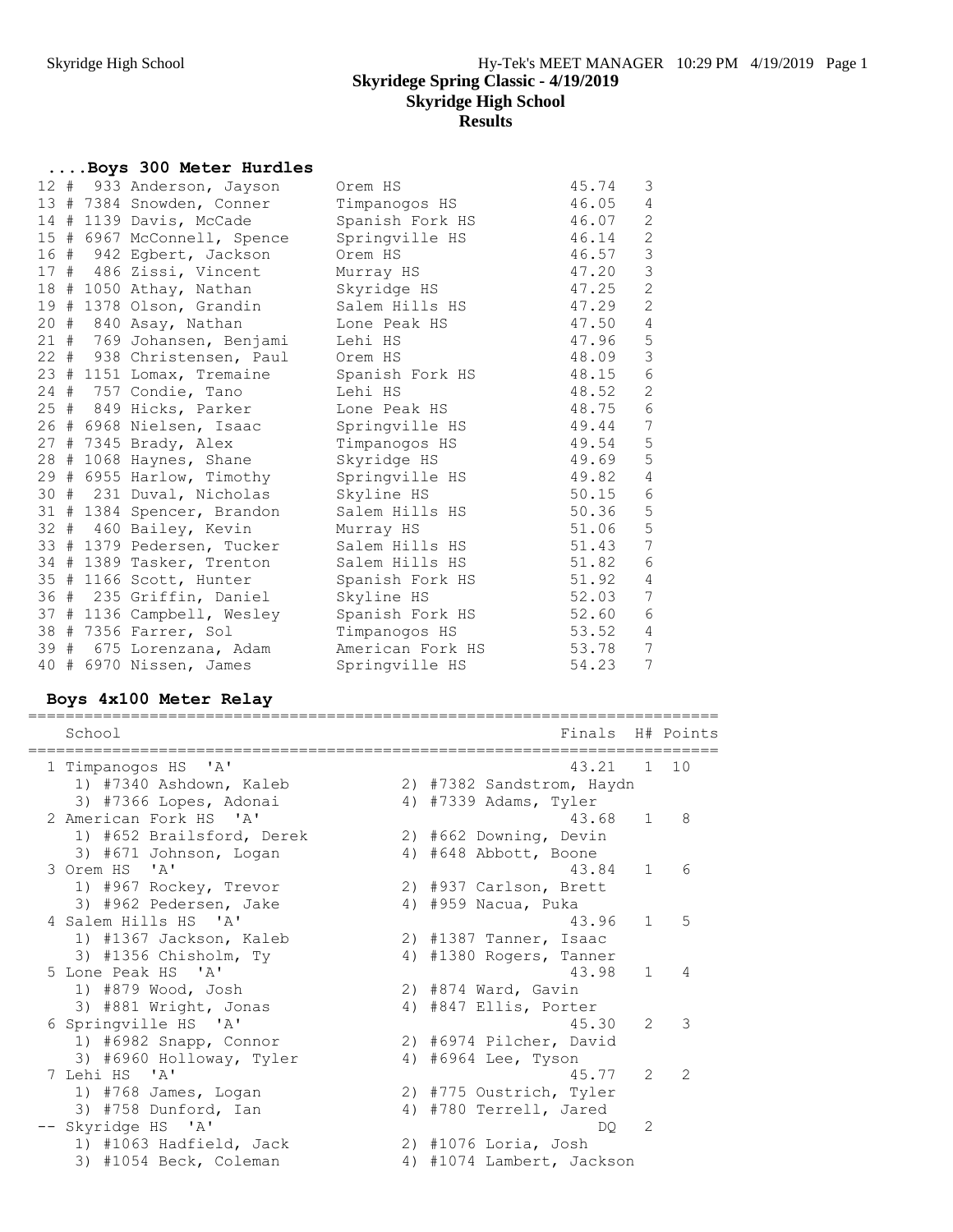## Skyridege Spring Classic - 4/19/2019
## Skyridge High School
## Results

### ....Boys 300 Meter Hurdles

| | | | | |
|---|---|---|---|---|
| 12 # | 933 Anderson, Jayson | Orem HS | 45.74 | 3 |
| 13 # | 7384 Snowden, Conner | Timpanogos HS | 46.05 | 4 |
| 14 # | 1139 Davis, McCade | Spanish Fork HS | 46.07 | 2 |
| 15 # | 6967 McConnell, Spence | Springville HS | 46.14 | 2 |
| 16 # | 942 Egbert, Jackson | Orem HS | 46.57 | 3 |
| 17 # | 486 Zissi, Vincent | Murray HS | 47.20 | 3 |
| 18 # | 1050 Athay, Nathan | Skyridge HS | 47.25 | 2 |
| 19 # | 1378 Olson, Grandin | Salem Hills HS | 47.29 | 2 |
| 20 # | 840 Asay, Nathan | Lone Peak HS | 47.50 | 4 |
| 21 # | 769 Johansen, Benjami | Lehi HS | 47.96 | 5 |
| 22 # | 938 Christensen, Paul | Orem HS | 48.09 | 3 |
| 23 # | 1151 Lomax, Tremaine | Spanish Fork HS | 48.15 | 6 |
| 24 # | 757 Condie, Tano | Lehi HS | 48.52 | 2 |
| 25 # | 849 Hicks, Parker | Lone Peak HS | 48.75 | 6 |
| 26 # | 6968 Nielsen, Isaac | Springville HS | 49.44 | 7 |
| 27 # | 7345 Brady, Alex | Timpanogos HS | 49.54 | 5 |
| 28 # | 1068 Haynes, Shane | Skyridge HS | 49.69 | 5 |
| 29 # | 6955 Harlow, Timothy | Springville HS | 49.82 | 4 |
| 30 # | 231 Duval, Nicholas | Skyline HS | 50.15 | 6 |
| 31 # | 1384 Spencer, Brandon | Salem Hills HS | 50.36 | 5 |
| 32 # | 460 Bailey, Kevin | Murray HS | 51.06 | 5 |
| 33 # | 1379 Pedersen, Tucker | Salem Hills HS | 51.43 | 7 |
| 34 # | 1389 Tasker, Trenton | Salem Hills HS | 51.82 | 6 |
| 35 # | 1166 Scott, Hunter | Spanish Fork HS | 51.92 | 4 |
| 36 # | 235 Griffin, Daniel | Skyline HS | 52.03 | 7 |
| 37 # | 1136 Campbell, Wesley | Spanish Fork HS | 52.60 | 6 |
| 38 # | 7356 Farrer, Sol | Timpanogos HS | 53.52 | 4 |
| 39 # | 675 Lorenzana, Adam | American Fork HS | 53.78 | 7 |
| 40 # | 6970 Nissen, James | Springville HS | 54.23 | 7 |

### Boys 4x100 Meter Relay

| School | Finals | H# | Points |
|---|---|---|---|
| 1 Timpanogos HS 'A' | 43.21 | 1 | 10 |
| 1) #7340 Ashdown, Kaleb  2) #7382 Sandstrom, Haydn  3) #7366 Lopes, Adonai  4) #7339 Adams, Tyler | | | |
| 2 American Fork HS 'A' | 43.68 | 1 | 8 |
| 1) #652 Brailsford, Derek  2) #662 Downing, Devin  3) #671 Johnson, Logan  4) #648 Abbott, Boone | | | |
| 3 Orem HS 'A' | 43.84 | 1 | 6 |
| 1) #967 Rockey, Trevor  2) #937 Carlson, Brett  3) #962 Pedersen, Jake  4) #959 Nacua, Puka | | | |
| 4 Salem Hills HS 'A' | 43.96 | 1 | 5 |
| 1) #1367 Jackson, Kaleb  2) #1387 Tanner, Isaac  3) #1356 Chisholm, Ty  4) #1380 Rogers, Tanner | | | |
| 5 Lone Peak HS 'A' | 43.98 | 1 | 4 |
| 1) #879 Wood, Josh  2) #874 Ward, Gavin  3) #881 Wright, Jonas  4) #847 Ellis, Porter | | | |
| 6 Springville HS 'A' | 45.30 | 2 | 3 |
| 1) #6982 Snapp, Connor  2) #6974 Pilcher, David  3) #6960 Holloway, Tyler  4) #6964 Lee, Tyson | | | |
| 7 Lehi HS 'A' | 45.77 | 2 | 2 |
| 1) #768 James, Logan  2) #775 Oustrich, Tyler  3) #758 Dunford, Ian  4) #780 Terrell, Jared | | | |
| -- Skyridge HS 'A' | DQ | 2 | |
| 1) #1063 Hadfield, Jack  2) #1076 Loria, Josh  3) #1054 Beck, Coleman  4) #1074 Lambert, Jackson | | | |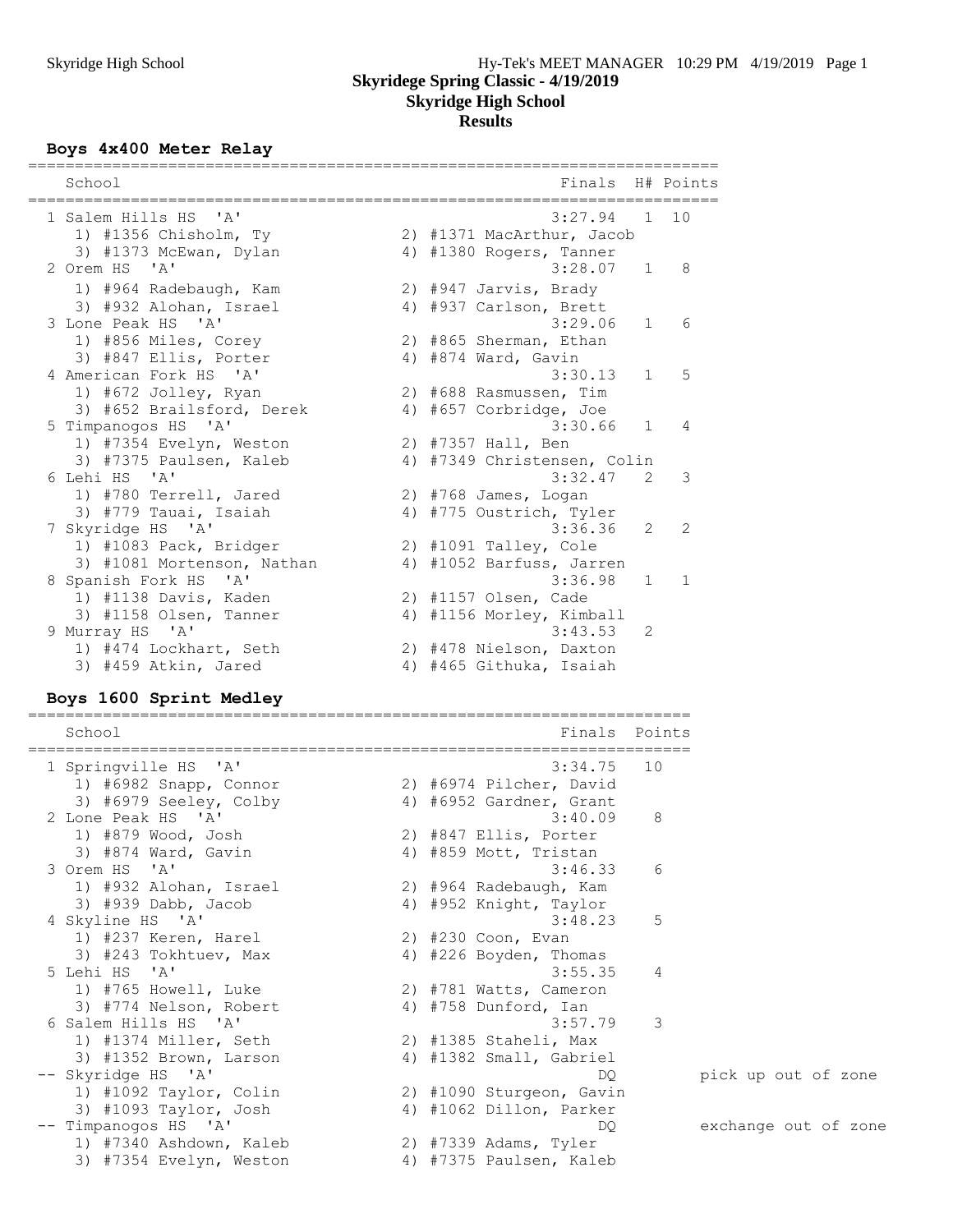# Skyridege Spring Classic - 4/19/2019
## Skyridge High School
## Results

### Boys 4x400 Meter Relay

| School | Finals | H# | Points |
|---|---|---|---|
| 1 Salem Hills HS 'A' | 3:27.94 | 1 | 10 |
| 1) #1356 Chisholm, Ty 2) #1371 MacArthur, Jacob 3) #1373 McEwan, Dylan 4) #1380 Rogers, Tanner | | | |
| 2 Orem HS 'A' | 3:28.07 | 1 | 8 |
| 1) #964 Radebaugh, Kam 2) #947 Jarvis, Brady 3) #932 Alohan, Israel 4) #937 Carlson, Brett | | | |
| 3 Lone Peak HS 'A' | 3:29.06 | 1 | 6 |
| 1) #856 Miles, Corey 2) #865 Sherman, Ethan 3) #847 Ellis, Porter 4) #874 Ward, Gavin | | | |
| 4 American Fork HS 'A' | 3:30.13 | 1 | 5 |
| 1) #672 Jolley, Ryan 2) #688 Rasmussen, Tim 3) #652 Brailsford, Derek 4) #657 Corbridge, Joe | | | |
| 5 Timpanogos HS 'A' | 3:30.66 | 1 | 4 |
| 1) #7354 Evelyn, Weston 2) #7357 Hall, Ben 3) #7375 Paulsen, Kaleb 4) #7349 Christensen, Colin | | | |
| 6 Lehi HS 'A' | 3:32.47 | 2 | 3 |
| 1) #780 Terrell, Jared 2) #768 James, Logan 3) #779 Tauai, Isaiah 4) #775 Oustrich, Tyler | | | |
| 7 Skyridge HS 'A' | 3:36.36 | 2 | 2 |
| 1) #1083 Pack, Bridger 2) #1091 Talley, Cole 3) #1081 Mortenson, Nathan 4) #1052 Barfuss, Jarren | | | |
| 8 Spanish Fork HS 'A' | 3:36.98 | 1 | 1 |
| 1) #1138 Davis, Kaden 2) #1157 Olsen, Cade 3) #1158 Olsen, Tanner 4) #1156 Morley, Kimball | | | |
| 9 Murray HS 'A' | 3:43.53 | 2 | |
| 1) #474 Lockhart, Seth 2) #478 Nielson, Daxton 3) #459 Atkin, Jared 4) #465 Githuka, Isaiah | | | |

### Boys 1600 Sprint Medley

| School | Finals | Points | |
|---|---|---|---|
| 1 Springville HS 'A' | 3:34.75 | 10 | |
| 1) #6982 Snapp, Connor 2) #6974 Pilcher, David 3) #6979 Seeley, Colby 4) #6952 Gardner, Grant | | | |
| 2 Lone Peak HS 'A' | 3:40.09 | 8 | |
| 1) #879 Wood, Josh 2) #847 Ellis, Porter 3) #874 Ward, Gavin 4) #859 Mott, Tristan | | | |
| 3 Orem HS 'A' | 3:46.33 | 6 | |
| 1) #932 Alohan, Israel 2) #964 Radebaugh, Kam 3) #939 Dabb, Jacob 4) #952 Knight, Taylor | | | |
| 4 Skyline HS 'A' | 3:48.23 | 5 | |
| 1) #237 Keren, Harel 2) #230 Coon, Evan 3) #243 Tokhtuev, Max 4) #226 Boyden, Thomas | | | |
| 5 Lehi HS 'A' | 3:55.35 | 4 | |
| 1) #765 Howell, Luke 2) #781 Watts, Cameron 3) #774 Nelson, Robert 4) #758 Dunford, Ian | | | |
| 6 Salem Hills HS 'A' | 3:57.79 | 3 | |
| 1) #1374 Miller, Seth 2) #1385 Staheli, Max 3) #1352 Brown, Larson 4) #1382 Small, Gabriel | | | |
| -- Skyridge HS 'A' | DQ | | pick up out of zone |
| 1) #1092 Taylor, Colin 2) #1090 Sturgeon, Gavin 3) #1093 Taylor, Josh 4) #1062 Dillon, Parker | | | |
| -- Timpanogos HS 'A' | DQ | | exchange out of zone |
| 1) #7340 Ashdown, Kaleb 2) #7339 Adams, Tyler 3) #7354 Evelyn, Weston 4) #7375 Paulsen, Kaleb | | | |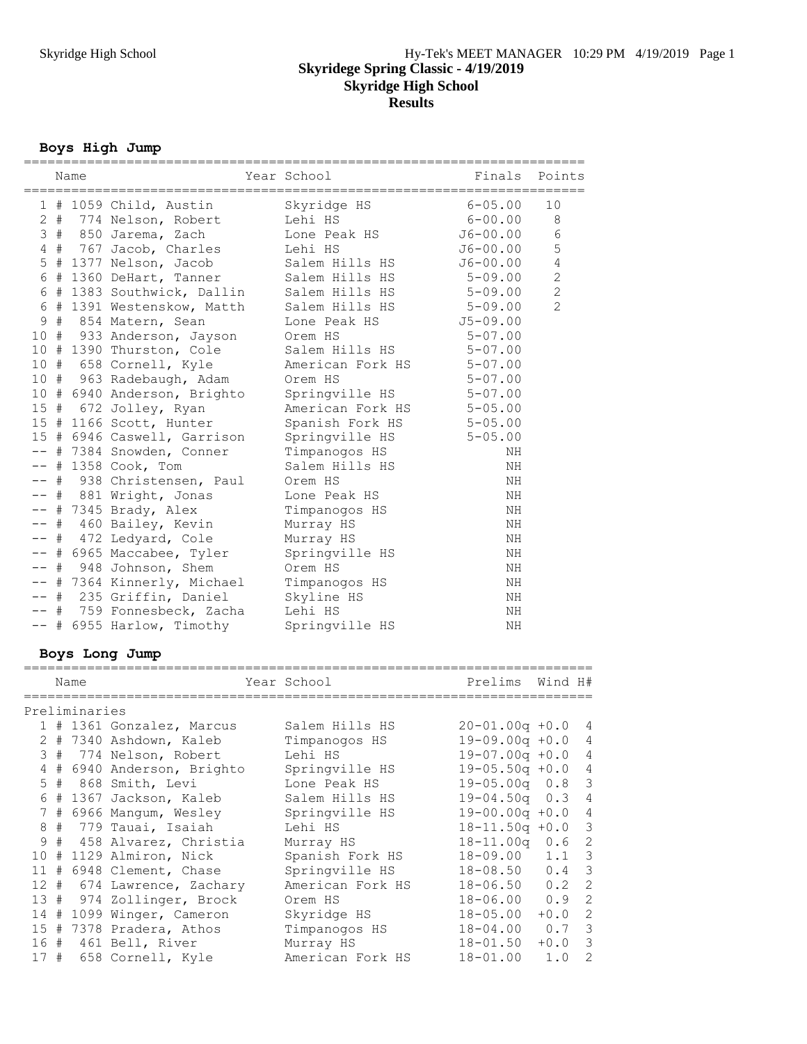# Skyridege Spring Classic - 4/19/2019
## Skyridge High School
## Results

### Boys High Jump

| | Name | Year | School | Finals | Points |
|---|---|---|---|---|---|
| 1 | # 1059 Child, Austin | | Skyridge HS | 6-05.00 | 10 |
| 2 | # 774 Nelson, Robert | | Lehi HS | 6-00.00 | 8 |
| 3 | # 850 Jarema, Zach | | Lone Peak HS | J6-00.00 | 6 |
| 4 | # 767 Jacob, Charles | | Lehi HS | J6-00.00 | 5 |
| 5 | # 1377 Nelson, Jacob | | Salem Hills HS | J6-00.00 | 4 |
| 6 | # 1360 DeHart, Tanner | | Salem Hills HS | 5-09.00 | 2 |
| 6 | # 1383 Southwick, Dallin | | Salem Hills HS | 5-09.00 | 2 |
| 6 | # 1391 Westenskow, Matth | | Salem Hills HS | 5-09.00 | 2 |
| 9 | # 854 Matern, Sean | | Lone Peak HS | J5-09.00 | |
| 10 | # 933 Anderson, Jayson | | Orem HS | 5-07.00 | |
| 10 | # 1390 Thurston, Cole | | Salem Hills HS | 5-07.00 | |
| 10 | # 658 Cornell, Kyle | | American Fork HS | 5-07.00 | |
| 10 | # 963 Radebaugh, Adam | | Orem HS | 5-07.00 | |
| 10 | # 6940 Anderson, Brighto | | Springville HS | 5-07.00 | |
| 15 | # 672 Jolley, Ryan | | American Fork HS | 5-05.00 | |
| 15 | # 1166 Scott, Hunter | | Spanish Fork HS | 5-05.00 | |
| 15 | # 6946 Caswell, Garrison | | Springville HS | 5-05.00 | |
| -- | # 7384 Snowden, Conner | | Timpanogos HS | NH | |
| -- | # 1358 Cook, Tom | | Salem Hills HS | NH | |
| -- | # 938 Christensen, Paul | | Orem HS | NH | |
| -- | # 881 Wright, Jonas | | Lone Peak HS | NH | |
| -- | # 7345 Brady, Alex | | Timpanogos HS | NH | |
| -- | # 460 Bailey, Kevin | | Murray HS | NH | |
| -- | # 472 Ledyard, Cole | | Murray HS | NH | |
| -- | # 6965 Maccabee, Tyler | | Springville HS | NH | |
| -- | # 948 Johnson, Shem | | Orem HS | NH | |
| -- | # 7364 Kinnerly, Michael | | Timpanogos HS | NH | |
| -- | # 235 Griffin, Daniel | | Skyline HS | NH | |
| -- | # 759 Fonnesbeck, Zacha | | Lehi HS | NH | |
| -- | # 6955 Harlow, Timothy | | Springville HS | NH | |

### Boys Long Jump

Preliminaries

| | Name | Year | School | Prelims | Wind | H# |
|---|---|---|---|---|---|---|
| 1 | # 1361 Gonzalez, Marcus | | Salem Hills HS | 20-01.00q | +0.0 | 4 |
| 2 | # 7340 Ashdown, Kaleb | | Timpanogos HS | 19-09.00q | +0.0 | 4 |
| 3 | # 774 Nelson, Robert | | Lehi HS | 19-07.00q | +0.0 | 4 |
| 4 | # 6940 Anderson, Brighto | | Springville HS | 19-05.50q | +0.0 | 4 |
| 5 | # 868 Smith, Levi | | Lone Peak HS | 19-05.00q | 0.8 | 3 |
| 6 | # 1367 Jackson, Kaleb | | Salem Hills HS | 19-04.50q | 0.3 | 4 |
| 7 | # 6966 Mangum, Wesley | | Springville HS | 19-00.00q | +0.0 | 4 |
| 8 | # 779 Tauai, Isaiah | | Lehi HS | 18-11.50q | +0.0 | 3 |
| 9 | # 458 Alvarez, Christia | | Murray HS | 18-11.00q | 0.6 | 2 |
| 10 | # 1129 Almiron, Nick | | Spanish Fork HS | 18-09.00 | 1.1 | 3 |
| 11 | # 6948 Clement, Chase | | Springville HS | 18-08.50 | 0.4 | 3 |
| 12 | # 674 Lawrence, Zachary | | American Fork HS | 18-06.50 | 0.2 | 2 |
| 13 | # 974 Zollinger, Brock | | Orem HS | 18-06.00 | 0.9 | 2 |
| 14 | # 1099 Winger, Cameron | | Skyridge HS | 18-05.00 | +0.0 | 2 |
| 15 | # 7378 Pradera, Athos | | Timpanogos HS | 18-04.00 | 0.7 | 3 |
| 16 | # 461 Bell, River | | Murray HS | 18-01.50 | +0.0 | 3 |
| 17 | # 658 Cornell, Kyle | | American Fork HS | 18-01.00 | 1.0 | 2 |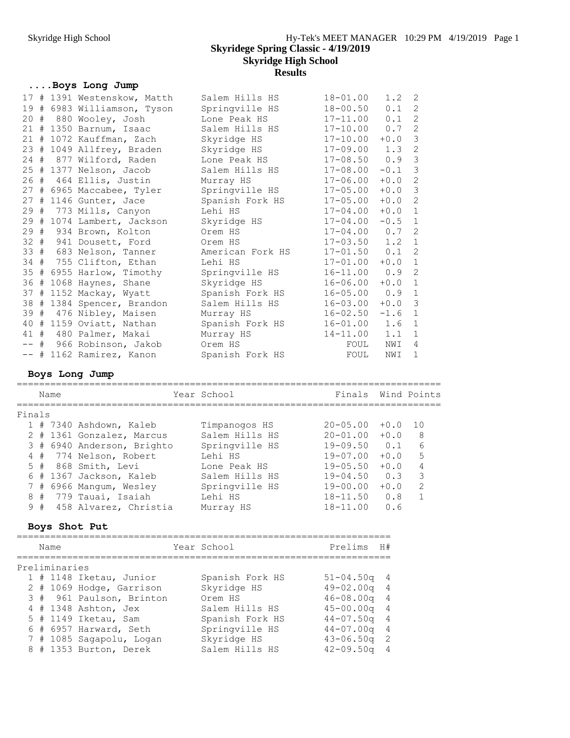# Skyridege Spring Classic - 4/19/2019
## Skyridge High School
## Results

### ....Boys Long Jump

| | | | | | | |
|---|---|---|---|---|---|---|
| 17 | # 1391 | Westenskow, Matth | Salem Hills HS | 18-01.00 | 1.2 | 2 |
| 19 | # 6983 | Williamson, Tyson | Springville HS | 18-00.50 | 0.1 | 2 |
| 20 | # 880 | Wooley, Josh | Lone Peak HS | 17-11.00 | 0.1 | 2 |
| 21 | # 1350 | Barnum, Isaac | Salem Hills HS | 17-10.00 | 0.7 | 2 |
| 21 | # 1072 | Kauffman, Zach | Skyridge HS | 17-10.00 | +0.0 | 3 |
| 23 | # 1049 | Allfrey, Braden | Skyridge HS | 17-09.00 | 1.3 | 2 |
| 24 | # 877 | Wilford, Raden | Lone Peak HS | 17-08.50 | 0.9 | 3 |
| 25 | # 1377 | Nelson, Jacob | Salem Hills HS | 17-08.00 | -0.1 | 3 |
| 26 | # 464 | Ellis, Justin | Murray HS | 17-06.00 | +0.0 | 2 |
| 27 | # 6965 | Maccabee, Tyler | Springville HS | 17-05.00 | +0.0 | 3 |
| 27 | # 1146 | Gunter, Jace | Spanish Fork HS | 17-05.00 | +0.0 | 2 |
| 29 | # 773 | Mills, Canyon | Lehi HS | 17-04.00 | +0.0 | 1 |
| 29 | # 1074 | Lambert, Jackson | Skyridge HS | 17-04.00 | -0.5 | 1 |
| 29 | # 934 | Brown, Kolton | Orem HS | 17-04.00 | 0.7 | 2 |
| 32 | # 941 | Dousett, Ford | Orem HS | 17-03.50 | 1.2 | 1 |
| 33 | # 683 | Nelson, Tanner | American Fork HS | 17-01.50 | 0.1 | 2 |
| 34 | # 755 | Clifton, Ethan | Lehi HS | 17-01.00 | +0.0 | 1 |
| 35 | # 6955 | Harlow, Timothy | Springville HS | 16-11.00 | 0.9 | 2 |
| 36 | # 1068 | Haynes, Shane | Skyridge HS | 16-06.00 | +0.0 | 1 |
| 37 | # 1152 | Mackay, Wyatt | Spanish Fork HS | 16-05.00 | 0.9 | 1 |
| 38 | # 1384 | Spencer, Brandon | Salem Hills HS | 16-03.00 | +0.0 | 3 |
| 39 | # 476 | Nibley, Maisen | Murray HS | 16-02.50 | -1.6 | 1 |
| 40 | # 1159 | Oviatt, Nathan | Spanish Fork HS | 16-01.00 | 1.6 | 1 |
| 41 | # 480 | Palmer, Makai | Murray HS | 14-11.00 | 1.1 | 1 |
| -- | # 966 | Robinson, Jakob | Orem HS | FOUL | NWI | 4 |
| -- | # 1162 | Ramirez, Kanon | Spanish Fork HS | FOUL | NWI | 1 |

### Boys Long Jump

| | | Name | Year School | Finals | Wind | Points |
|---|---|---|---|---|---|---|
| **Finals** | | | | | | |
| 1 | # 7340 | Ashdown, Kaleb | Timpanogos HS | 20-05.00 | +0.0 | 10 |
| 2 | # 1361 | Gonzalez, Marcus | Salem Hills HS | 20-01.00 | +0.0 | 8 |
| 3 | # 6940 | Anderson, Brighto | Springville HS | 19-09.50 | 0.1 | 6 |
| 4 | # 774 | Nelson, Robert | Lehi HS | 19-07.00 | +0.0 | 5 |
| 5 | # 868 | Smith, Levi | Lone Peak HS | 19-05.50 | +0.0 | 4 |
| 6 | # 1367 | Jackson, Kaleb | Salem Hills HS | 19-04.50 | 0.3 | 3 |
| 7 | # 6966 | Mangum, Wesley | Springville HS | 19-00.00 | +0.0 | 2 |
| 8 | # 779 | Tauai, Isaiah | Lehi HS | 18-11.50 | 0.8 | 1 |
| 9 | # 458 | Alvarez, Christia | Murray HS | 18-11.00 | 0.6 | |

### Boys Shot Put

| | | Name | Year School | Prelims | H# |
|---|---|---|---|---|---|
| **Preliminaries** | | | | | |
| 1 | # 1148 | Iketau, Junior | Spanish Fork HS | 51-04.50q | 4 |
| 2 | # 1069 | Hodge, Garrison | Skyridge HS | 49-02.00q | 4 |
| 3 | # 961 | Paulson, Brinton | Orem HS | 46-08.00q | 4 |
| 4 | # 1348 | Ashton, Jex | Salem Hills HS | 45-00.00q | 4 |
| 5 | # 1149 | Iketau, Sam | Spanish Fork HS | 44-07.50q | 4 |
| 6 | # 6957 | Harward, Seth | Springville HS | 44-07.00q | 4 |
| 7 | # 1085 | Sagapolu, Logan | Skyridge HS | 43-06.50q | 2 |
| 8 | # 1353 | Burton, Derek | Salem Hills HS | 42-09.50q | 4 |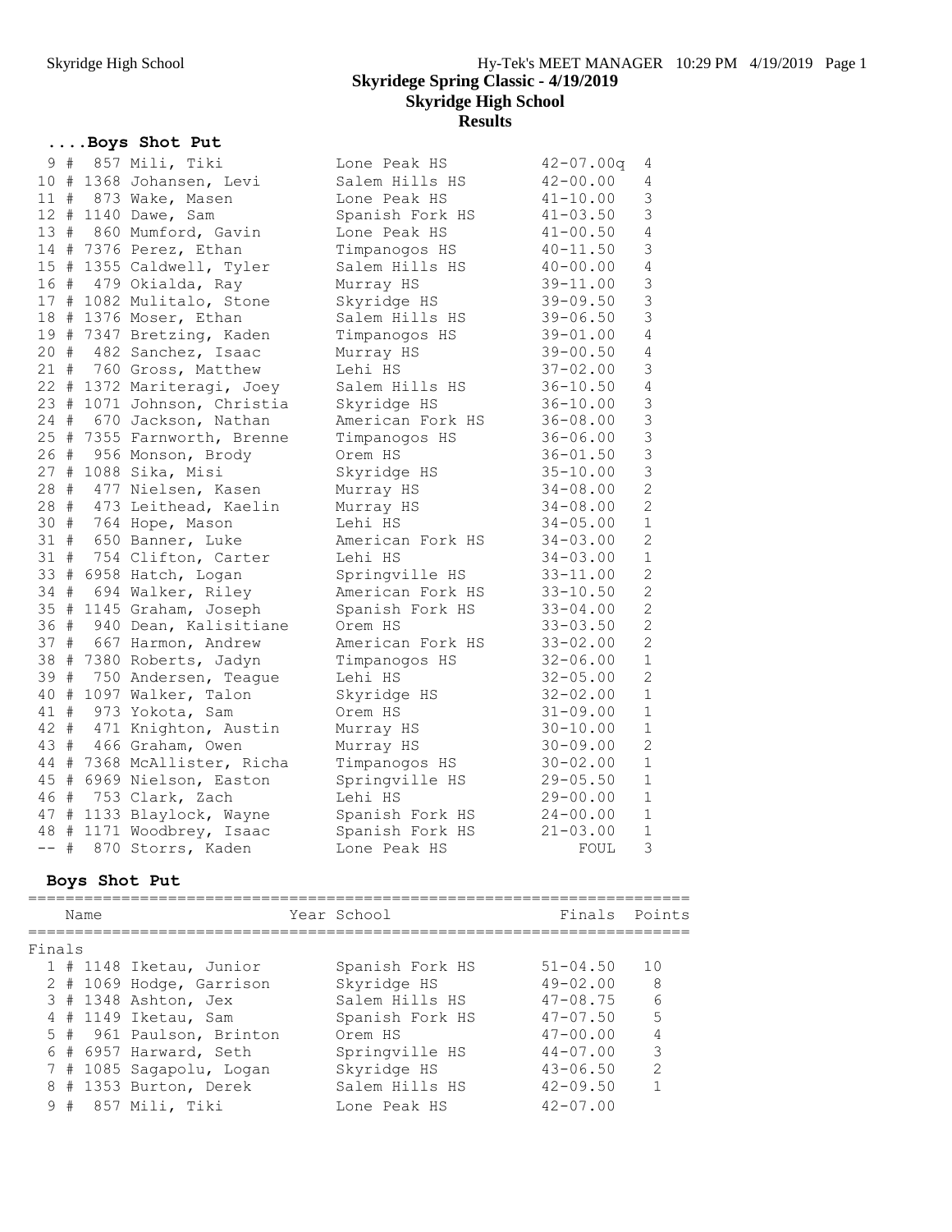**Skyridege Spring Classic - 4/19/2019**
**Skyridge High School**
**Results**

### ....Boys Shot Put

| | | | | | |
|---|---|---|---|---|---|
| 9 | # 857 | Mili, Tiki | Lone Peak HS | 42-07.00q | 4 |
| 10 | # 1368 | Johansen, Levi | Salem Hills HS | 42-00.00 | 4 |
| 11 | # 873 | Wake, Masen | Lone Peak HS | 41-10.00 | 3 |
| 12 | # 1140 | Dawe, Sam | Spanish Fork HS | 41-03.50 | 3 |
| 13 | # 860 | Mumford, Gavin | Lone Peak HS | 41-00.50 | 4 |
| 14 | # 7376 | Perez, Ethan | Timpanogos HS | 40-11.50 | 3 |
| 15 | # 1355 | Caldwell, Tyler | Salem Hills HS | 40-00.00 | 4 |
| 16 | # 479 | Okialda, Ray | Murray HS | 39-11.00 | 3 |
| 17 | # 1082 | Mulitalo, Stone | Skyridge HS | 39-09.50 | 3 |
| 18 | # 1376 | Moser, Ethan | Salem Hills HS | 39-06.50 | 3 |
| 19 | # 7347 | Bretzing, Kaden | Timpanogos HS | 39-01.00 | 4 |
| 20 | # 482 | Sanchez, Isaac | Murray HS | 39-00.50 | 4 |
| 21 | # 760 | Gross, Matthew | Lehi HS | 37-02.00 | 3 |
| 22 | # 1372 | Mariteragi, Joey | Salem Hills HS | 36-10.50 | 4 |
| 23 | # 1071 | Johnson, Christia | Skyridge HS | 36-10.00 | 3 |
| 24 | # 670 | Jackson, Nathan | American Fork HS | 36-08.00 | 3 |
| 25 | # 7355 | Farnworth, Brenne | Timpanogos HS | 36-06.00 | 3 |
| 26 | # 956 | Monson, Brody | Orem HS | 36-01.50 | 3 |
| 27 | # 1088 | Sika, Misi | Skyridge HS | 35-10.00 | 3 |
| 28 | # 477 | Nielsen, Kasen | Murray HS | 34-08.00 | 2 |
| 28 | # 473 | Leithead, Kaelin | Murray HS | 34-08.00 | 2 |
| 30 | # 764 | Hope, Mason | Lehi HS | 34-05.00 | 1 |
| 31 | # 650 | Banner, Luke | American Fork HS | 34-03.00 | 2 |
| 31 | # 754 | Clifton, Carter | Lehi HS | 34-03.00 | 1 |
| 33 | # 6958 | Hatch, Logan | Springville HS | 33-11.00 | 2 |
| 34 | # 694 | Walker, Riley | American Fork HS | 33-10.50 | 2 |
| 35 | # 1145 | Graham, Joseph | Spanish Fork HS | 33-04.00 | 2 |
| 36 | # 940 | Dean, Kalisitiane | Orem HS | 33-03.50 | 2 |
| 37 | # 667 | Harmon, Andrew | American Fork HS | 33-02.00 | 2 |
| 38 | # 7380 | Roberts, Jadyn | Timpanogos HS | 32-06.00 | 1 |
| 39 | # 750 | Andersen, Teague | Lehi HS | 32-05.00 | 2 |
| 40 | # 1097 | Walker, Talon | Skyridge HS | 32-02.00 | 1 |
| 41 | # 973 | Yokota, Sam | Orem HS | 31-09.00 | 1 |
| 42 | # 471 | Knighton, Austin | Murray HS | 30-10.00 | 1 |
| 43 | # 466 | Graham, Owen | Murray HS | 30-09.00 | 2 |
| 44 | # 7368 | McAllister, Richa | Timpanogos HS | 30-02.00 | 1 |
| 45 | # 6969 | Nielson, Easton | Springville HS | 29-05.50 | 1 |
| 46 | # 753 | Clark, Zach | Lehi HS | 29-00.00 | 1 |
| 47 | # 1133 | Blaylock, Wayne | Spanish Fork HS | 24-00.00 | 1 |
| 48 | # 1171 | Woodbrey, Isaac | Spanish Fork HS | 21-03.00 | 1 |
| -- | # 870 | Storrs, Kaden | Lone Peak HS | FOUL | 3 |

### Boys Shot Put

| | | Name | Year School | Finals | Points |
|---|---|---|---|---|---|
| **Finals** | | | | | |
| 1 | # 1148 | Iketau, Junior | Spanish Fork HS | 51-04.50 | 10 |
| 2 | # 1069 | Hodge, Garrison | Skyridge HS | 49-02.00 | 8 |
| 3 | # 1348 | Ashton, Jex | Salem Hills HS | 47-08.75 | 6 |
| 4 | # 1149 | Iketau, Sam | Spanish Fork HS | 47-07.50 | 5 |
| 5 | # 961 | Paulson, Brinton | Orem HS | 47-00.00 | 4 |
| 6 | # 6957 | Harward, Seth | Springville HS | 44-07.00 | 3 |
| 7 | # 1085 | Sagapolu, Logan | Skyridge HS | 43-06.50 | 2 |
| 8 | # 1353 | Burton, Derek | Salem Hills HS | 42-09.50 | 1 |
| 9 | # 857 | Mili, Tiki | Lone Peak HS | 42-07.00 | |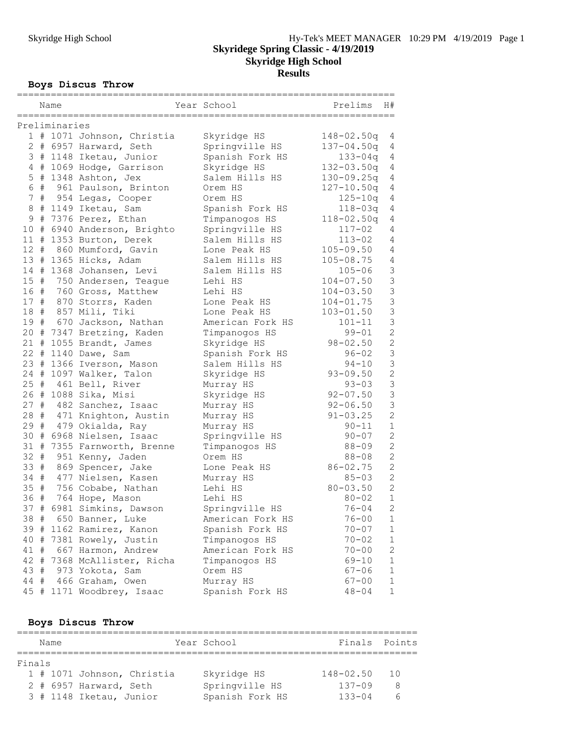## Skyridege Spring Classic - 4/19/2019
## Skyridge High School
## Results

### Boys Discus Throw

| | Name | Year | School | Prelims | H# |
|---|---|---|---|---|---|
| **Preliminaries** | | | | | |
| 1 | # 1071 Johnson, Christia | | Skyridge HS | 148-02.50q | 4 |
| 2 | # 6957 Harward, Seth | | Springville HS | 137-04.50q | 4 |
| 3 | # 1148 Iketau, Junior | | Spanish Fork HS | 133-04q | 4 |
| 4 | # 1069 Hodge, Garrison | | Skyridge HS | 132-03.50q | 4 |
| 5 | # 1348 Ashton, Jex | | Salem Hills HS | 130-09.25q | 4 |
| 6 | # 961 Paulson, Brinton | | Orem HS | 127-10.50q | 4 |
| 7 | # 954 Legas, Cooper | | Orem HS | 125-10q | 4 |
| 8 | # 1149 Iketau, Sam | | Spanish Fork HS | 118-03q | 4 |
| 9 | # 7376 Perez, Ethan | | Timpanogos HS | 118-02.50q | 4 |
| 10 | # 6940 Anderson, Brighto | | Springville HS | 117-02 | 4 |
| 11 | # 1353 Burton, Derek | | Salem Hills HS | 113-02 | 4 |
| 12 | # 860 Mumford, Gavin | | Lone Peak HS | 105-09.50 | 4 |
| 13 | # 1365 Hicks, Adam | | Salem Hills HS | 105-08.75 | 4 |
| 14 | # 1368 Johansen, Levi | | Salem Hills HS | 105-06 | 3 |
| 15 | # 750 Andersen, Teague | | Lehi HS | 104-07.50 | 3 |
| 16 | # 760 Gross, Matthew | | Lehi HS | 104-03.50 | 3 |
| 17 | # 870 Storrs, Kaden | | Lone Peak HS | 104-01.75 | 3 |
| 18 | # 857 Mili, Tiki | | Lone Peak HS | 103-01.50 | 3 |
| 19 | # 670 Jackson, Nathan | | American Fork HS | 101-11 | 3 |
| 20 | # 7347 Bretzing, Kaden | | Timpanogos HS | 99-01 | 2 |
| 21 | # 1055 Brandt, James | | Skyridge HS | 98-02.50 | 2 |
| 22 | # 1140 Dawe, Sam | | Spanish Fork HS | 96-02 | 3 |
| 23 | # 1366 Iverson, Mason | | Salem Hills HS | 94-10 | 3 |
| 24 | # 1097 Walker, Talon | | Skyridge HS | 93-09.50 | 2 |
| 25 | # 461 Bell, River | | Murray HS | 93-03 | 3 |
| 26 | # 1088 Sika, Misi | | Skyridge HS | 92-07.50 | 3 |
| 27 | # 482 Sanchez, Isaac | | Murray HS | 92-06.50 | 3 |
| 28 | # 471 Knighton, Austin | | Murray HS | 91-03.25 | 2 |
| 29 | # 479 Okialda, Ray | | Murray HS | 90-11 | 1 |
| 30 | # 6968 Nielsen, Isaac | | Springville HS | 90-07 | 2 |
| 31 | # 7355 Farnworth, Brenne | | Timpanogos HS | 88-09 | 2 |
| 32 | # 951 Kenny, Jaden | | Orem HS | 88-08 | 2 |
| 33 | # 869 Spencer, Jake | | Lone Peak HS | 86-02.75 | 2 |
| 34 | # 477 Nielsen, Kasen | | Murray HS | 85-03 | 2 |
| 35 | # 756 Cobabe, Nathan | | Lehi HS | 80-03.50 | 2 |
| 36 | # 764 Hope, Mason | | Lehi HS | 80-02 | 1 |
| 37 | # 6981 Simkins, Dawson | | Springville HS | 76-04 | 2 |
| 38 | # 650 Banner, Luke | | American Fork HS | 76-00 | 1 |
| 39 | # 1162 Ramirez, Kanon | | Spanish Fork HS | 70-07 | 1 |
| 40 | # 7381 Rowely, Justin | | Timpanogos HS | 70-02 | 1 |
| 41 | # 667 Harmon, Andrew | | American Fork HS | 70-00 | 2 |
| 42 | # 7368 McAllister, Richa | | Timpanogos HS | 69-10 | 1 |
| 43 | # 973 Yokota, Sam | | Orem HS | 67-06 | 1 |
| 44 | # 466 Graham, Owen | | Murray HS | 67-00 | 1 |
| 45 | # 1171 Woodbrey, Isaac | | Spanish Fork HS | 48-04 | 1 |

### Boys Discus Throw

| | Name | Year | School | Finals | Points |
|---|---|---|---|---|---|
| **Finals** | | | | | |
| 1 | # 1071 Johnson, Christia | | Skyridge HS | 148-02.50 | 10 |
| 2 | # 6957 Harward, Seth | | Springville HS | 137-09 | 8 |
| 3 | # 1148 Iketau, Junior | | Spanish Fork HS | 133-04 | 6 |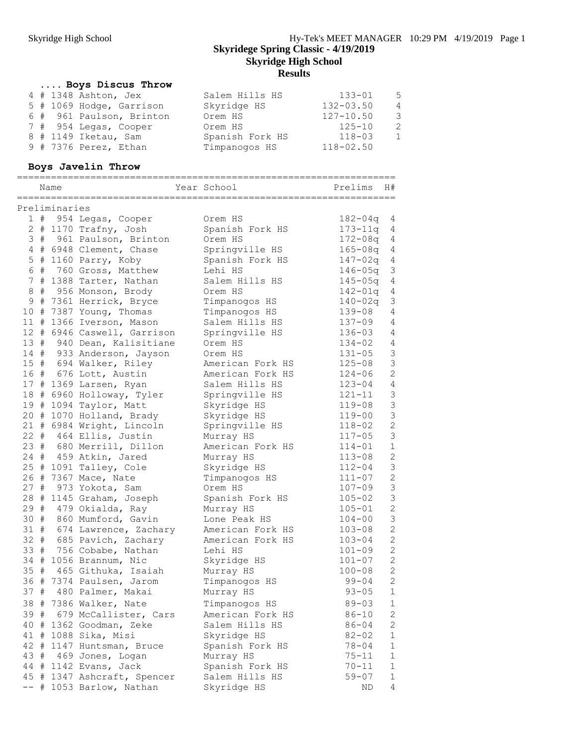## Skyridege Spring Classic - 4/19/2019
## Skyridge High School
## Results

### .... Boys Discus Throw

| | | | | |
|---|---|---|---|---|
| 4 # 1348 | Ashton, Jex | Salem Hills HS | 133-01 | 5 |
| 5 # 1069 | Hodge, Garrison | Skyridge HS | 132-03.50 | 4 |
| 6 # 961 | Paulson, Brinton | Orem HS | 127-10.50 | 3 |
| 7 # 954 | Legas, Cooper | Orem HS | 125-10 | 2 |
| 8 # 1149 | Iketau, Sam | Spanish Fork HS | 118-03 | 1 |
| 9 # 7376 | Perez, Ethan | Timpanogos HS | 118-02.50 | |

### Boys Javelin Throw

| | Name | Year | School | Prelims | H# |
|---|---|---|---|---|---|
| **Preliminaries** | | | | | |
| 1 # 954 | Legas, Cooper | | Orem HS | 182-04q | 4 |
| 2 # 1170 | Trafny, Josh | | Spanish Fork HS | 173-11q | 4 |
| 3 # 961 | Paulson, Brinton | | Orem HS | 172-08q | 4 |
| 4 # 6948 | Clement, Chase | | Springville HS | 165-08q | 4 |
| 5 # 1160 | Parry, Koby | | Spanish Fork HS | 147-02q | 4 |
| 6 # 760 | Gross, Matthew | | Lehi HS | 146-05q | 3 |
| 7 # 1388 | Tarter, Nathan | | Salem Hills HS | 145-05q | 4 |
| 8 # 956 | Monson, Brody | | Orem HS | 142-01q | 4 |
| 9 # 7361 | Herrick, Bryce | | Timpanogos HS | 140-02q | 3 |
| 10 # 7387 | Young, Thomas | | Timpanogos HS | 139-08 | 4 |
| 11 # 1366 | Iverson, Mason | | Salem Hills HS | 137-09 | 4 |
| 12 # 6946 | Caswell, Garrison | | Springville HS | 136-03 | 4 |
| 13 # 940 | Dean, Kalisitiane | | Orem HS | 134-02 | 4 |
| 14 # 933 | Anderson, Jayson | | Orem HS | 131-05 | 3 |
| 15 # 694 | Walker, Riley | | American Fork HS | 125-08 | 3 |
| 16 # 676 | Lott, Austin | | American Fork HS | 124-06 | 2 |
| 17 # 1369 | Larsen, Ryan | | Salem Hills HS | 123-04 | 4 |
| 18 # 6960 | Holloway, Tyler | | Springville HS | 121-11 | 3 |
| 19 # 1094 | Taylor, Matt | | Skyridge HS | 119-08 | 3 |
| 20 # 1070 | Holland, Brady | | Skyridge HS | 119-00 | 3 |
| 21 # 6984 | Wright, Lincoln | | Springville HS | 118-02 | 2 |
| 22 # 464 | Ellis, Justin | | Murray HS | 117-05 | 3 |
| 23 # 680 | Merrill, Dillon | | American Fork HS | 114-01 | 1 |
| 24 # 459 | Atkin, Jared | | Murray HS | 113-08 | 2 |
| 25 # 1091 | Talley, Cole | | Skyridge HS | 112-04 | 3 |
| 26 # 7367 | Mace, Nate | | Timpanogos HS | 111-07 | 2 |
| 27 # 973 | Yokota, Sam | | Orem HS | 107-09 | 3 |
| 28 # 1145 | Graham, Joseph | | Spanish Fork HS | 105-02 | 3 |
| 29 # 479 | Okialda, Ray | | Murray HS | 105-01 | 2 |
| 30 # 860 | Mumford, Gavin | | Lone Peak HS | 104-00 | 3 |
| 31 # 674 | Lawrence, Zachary | | American Fork HS | 103-08 | 2 |
| 32 # 685 | Pavich, Zachary | | American Fork HS | 103-04 | 2 |
| 33 # 756 | Cobabe, Nathan | | Lehi HS | 101-09 | 2 |
| 34 # 1056 | Brannum, Nic | | Skyridge HS | 101-07 | 2 |
| 35 # 465 | Githuka, Isaiah | | Murray HS | 100-08 | 2 |
| 36 # 7374 | Paulsen, Jarom | | Timpanogos HS | 99-04 | 2 |
| 37 # 480 | Palmer, Makai | | Murray HS | 93-05 | 1 |
| 38 # 7386 | Walker, Nate | | Timpanogos HS | 89-03 | 1 |
| 39 # 679 | McCallister, Cars | | American Fork HS | 86-10 | 2 |
| 40 # 1362 | Goodman, Zeke | | Salem Hills HS | 86-04 | 2 |
| 41 # 1088 | Sika, Misi | | Skyridge HS | 82-02 | 1 |
| 42 # 1147 | Huntsman, Bruce | | Spanish Fork HS | 78-04 | 1 |
| 43 # 469 | Jones, Logan | | Murray HS | 75-11 | 1 |
| 44 # 1142 | Evans, Jack | | Spanish Fork HS | 70-11 | 1 |
| 45 # 1347 | Ashcraft, Spencer | | Salem Hills HS | 59-07 | 1 |
| -- # 1053 | Barlow, Nathan | | Skyridge HS | ND | 4 |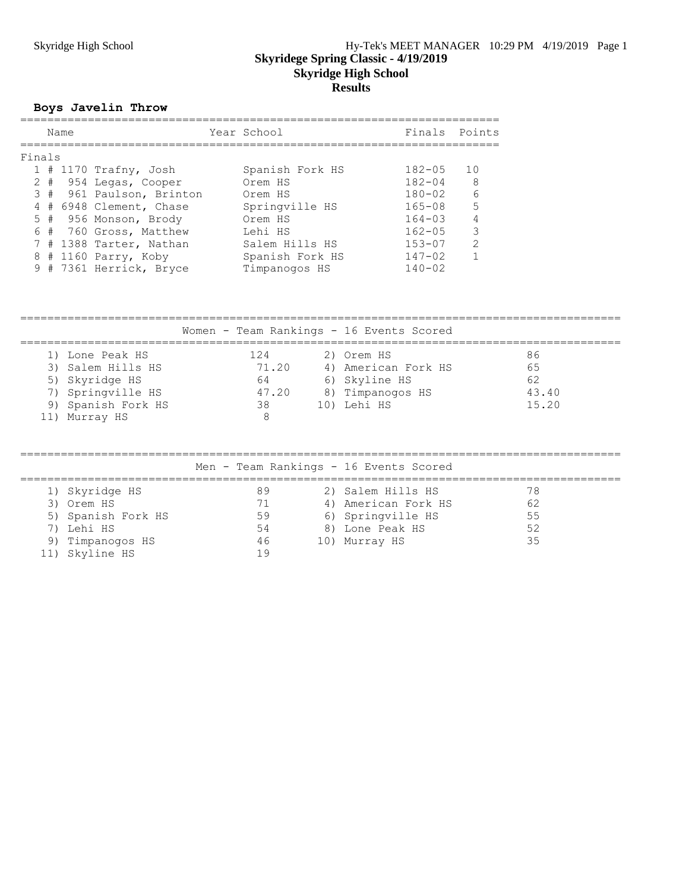# Skyridege Spring Classic - 4/19/2019
## Skyridge High School
## Results

### Boys Javelin Throw

| Name | Year | School | Finals | Points |
|---|---|---|---|---|
| **Finals** | | | | |
| 1 # 1170 Trafny, Josh | | Spanish Fork HS | 182-05 | 10 |
| 2 # 954 Legas, Cooper | | Orem HS | 182-04 | 8 |
| 3 # 961 Paulson, Brinton | | Orem HS | 180-02 | 6 |
| 4 # 6948 Clement, Chase | | Springville HS | 165-08 | 5 |
| 5 # 956 Monson, Brody | | Orem HS | 164-03 | 4 |
| 6 # 760 Gross, Matthew | | Lehi HS | 162-05 | 3 |
| 7 # 1388 Tarter, Nathan | | Salem Hills HS | 153-07 | 2 |
| 8 # 1160 Parry, Koby | | Spanish Fork HS | 147-02 | 1 |
| 9 # 7361 Herrick, Bryce | | Timpanogos HS | 140-02 | |

### Women - Team Rankings - 16 Events Scored

| | | | |
|---|---|---|---|
| 1) Lone Peak HS | 124 | 2) Orem HS | 86 |
| 3) Salem Hills HS | 71.20 | 4) American Fork HS | 65 |
| 5) Skyridge HS | 64 | 6) Skyline HS | 62 |
| 7) Springville HS | 47.20 | 8) Timpanogos HS | 43.40 |
| 9) Spanish Fork HS | 38 | 10) Lehi HS | 15.20 |
| 11) Murray HS | 8 | | |

### Men - Team Rankings - 16 Events Scored

| | | | |
|---|---|---|---|
| 1) Skyridge HS | 89 | 2) Salem Hills HS | 78 |
| 3) Orem HS | 71 | 4) American Fork HS | 62 |
| 5) Spanish Fork HS | 59 | 6) Springville HS | 55 |
| 7) Lehi HS | 54 | 8) Lone Peak HS | 52 |
| 9) Timpanogos HS | 46 | 10) Murray HS | 35 |
| 11) Skyline HS | 19 | | |